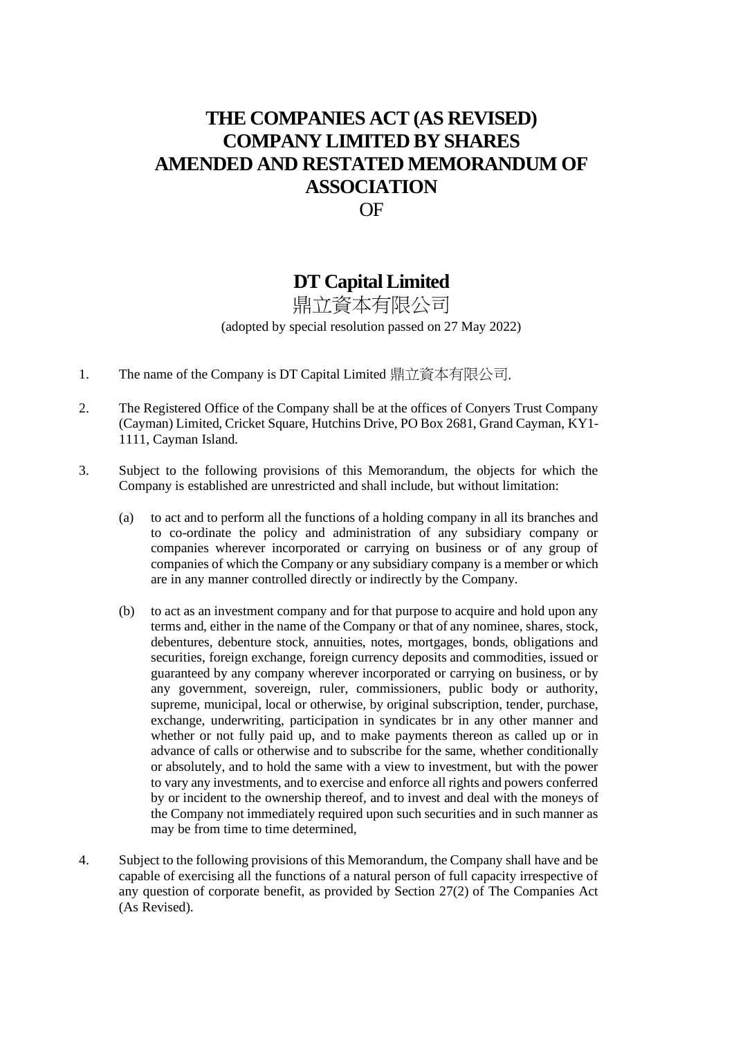# THE COMPANIES ACT (AS REVISED)
# COMPANY LIMITED BY SHARES
# AMENDED AND RESTATED MEMORANDUM OF ASSOCIATION
# OF

## DT Capital Limited
## 鼎立資本有限公司

(adopted by special resolution passed on 27 May 2022)

1. The name of the Company is DT Capital Limited 鼎立資本有限公司.

2. The Registered Office of the Company shall be at the offices of Conyers Trust Company (Cayman) Limited, Cricket Square, Hutchins Drive, PO Box 2681, Grand Cayman, KY1-1111, Cayman Island.

3. Subject to the following provisions of this Memorandum, the objects for which the Company is established are unrestricted and shall include, but without limitation:

   (a) to act and to perform all the functions of a holding company in all its branches and to co-ordinate the policy and administration of any subsidiary company or companies wherever incorporated or carrying on business or of any group of companies of which the Company or any subsidiary company is a member or which are in any manner controlled directly or indirectly by the Company.

   (b) to act as an investment company and for that purpose to acquire and hold upon any terms and, either in the name of the Company or that of any nominee, shares, stock, debentures, debenture stock, annuities, notes, mortgages, bonds, obligations and securities, foreign exchange, foreign currency deposits and commodities, issued or guaranteed by any company wherever incorporated or carrying on business, or by any government, sovereign, ruler, commissioners, public body or authority, supreme, municipal, local or otherwise, by original subscription, tender, purchase, exchange, underwriting, participation in syndicates br in any other manner and whether or not fully paid up, and to make payments thereon as called up or in advance of calls or otherwise and to subscribe for the same, whether conditionally or absolutely, and to hold the same with a view to investment, but with the power to vary any investments, and to exercise and enforce all rights and powers conferred by or incident to the ownership thereof, and to invest and deal with the moneys of the Company not immediately required upon such securities and in such manner as may be from time to time determined,

4. Subject to the following provisions of this Memorandum, the Company shall have and be capable of exercising all the functions of a natural person of full capacity irrespective of any question of corporate benefit, as provided by Section 27(2) of The Companies Act (As Revised).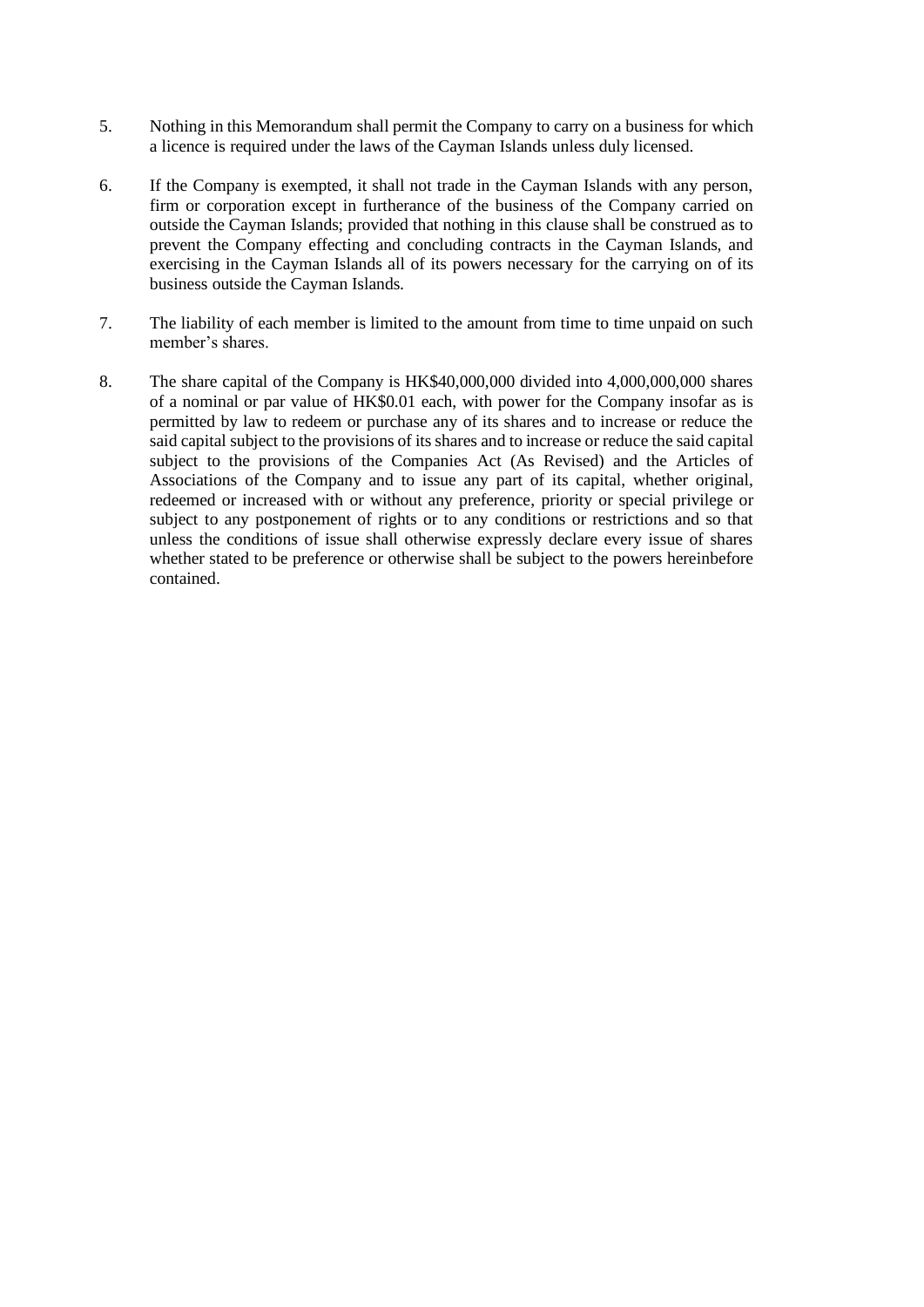5. Nothing in this Memorandum shall permit the Company to carry on a business for which a licence is required under the laws of the Cayman Islands unless duly licensed.

6. If the Company is exempted, it shall not trade in the Cayman Islands with any person, firm or corporation except in furtherance of the business of the Company carried on outside the Cayman Islands; provided that nothing in this clause shall be construed as to prevent the Company effecting and concluding contracts in the Cayman Islands, and exercising in the Cayman Islands all of its powers necessary for the carrying on of its business outside the Cayman Islands.

7. The liability of each member is limited to the amount from time to time unpaid on such member's shares.

8. The share capital of the Company is HK$40,000,000 divided into 4,000,000,000 shares of a nominal or par value of HK$0.01 each, with power for the Company insofar as is permitted by law to redeem or purchase any of its shares and to increase or reduce the said capital subject to the provisions of its shares and to increase or reduce the said capital subject to the provisions of the Companies Act (As Revised) and the Articles of Associations of the Company and to issue any part of its capital, whether original, redeemed or increased with or without any preference, priority or special privilege or subject to any postponement of rights or to any conditions or restrictions and so that unless the conditions of issue shall otherwise expressly declare every issue of shares whether stated to be preference or otherwise shall be subject to the powers hereinbefore contained.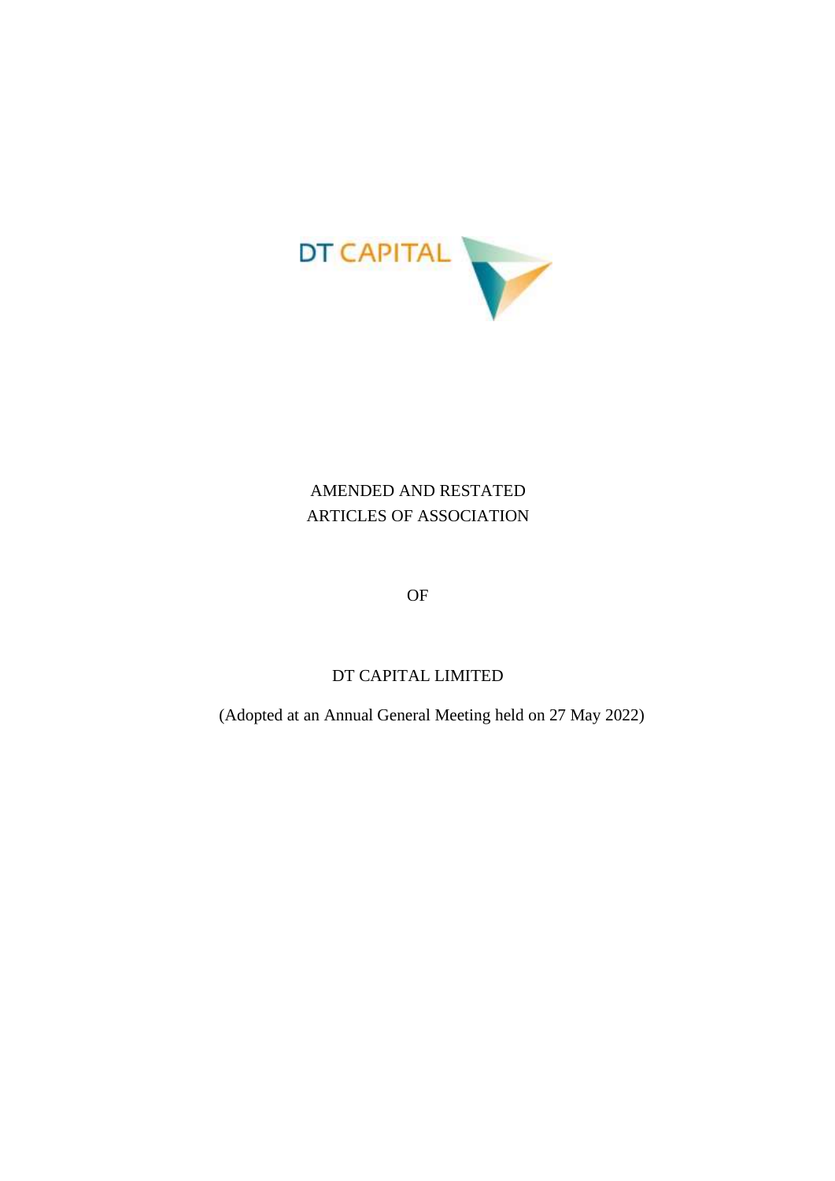DT CAPITAL

AMENDED AND RESTATED
ARTICLES OF ASSOCIATION

OF

DT CAPITAL LIMITED

(Adopted at an Annual General Meeting held on 27 May 2022)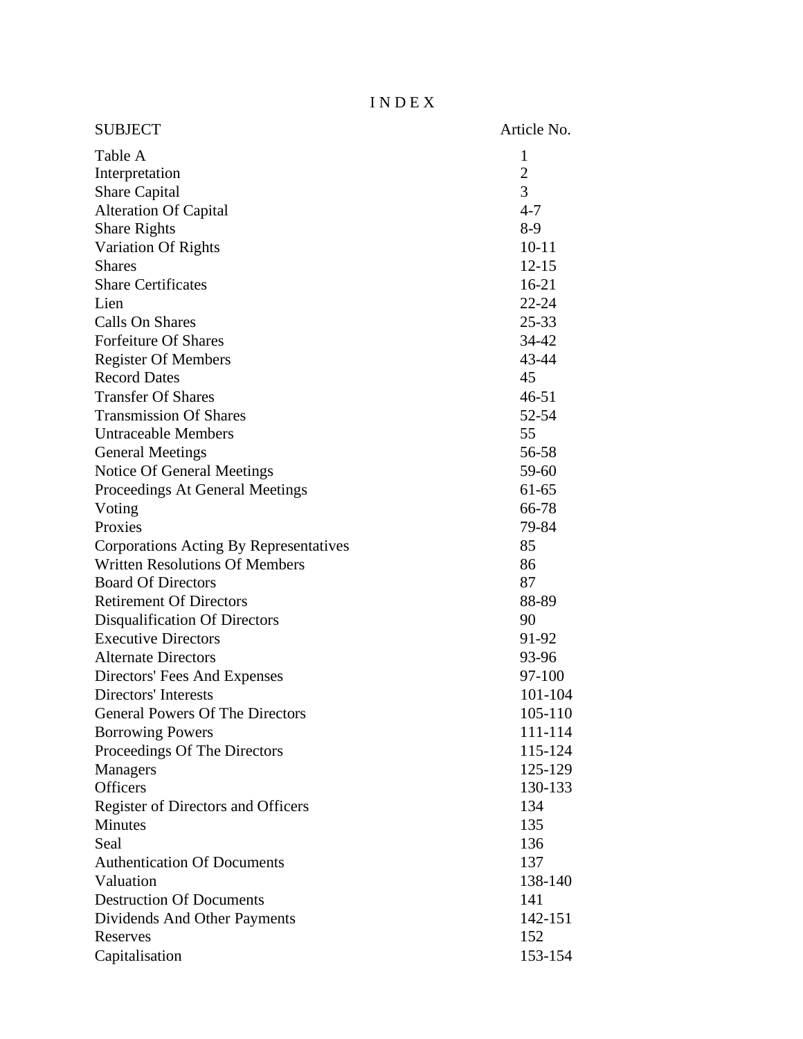# I N D E X

| SUBJECT | Article No. |
|---|---|
| Table A | 1 |
| Interpretation | 2 |
| Share Capital | 3 |
| Alteration Of Capital | 4-7 |
| Share Rights | 8-9 |
| Variation Of Rights | 10-11 |
| Shares | 12-15 |
| Share Certificates | 16-21 |
| Lien | 22-24 |
| Calls On Shares | 25-33 |
| Forfeiture Of Shares | 34-42 |
| Register Of Members | 43-44 |
| Record Dates | 45 |
| Transfer Of Shares | 46-51 |
| Transmission Of Shares | 52-54 |
| Untraceable Members | 55 |
| General Meetings | 56-58 |
| Notice Of General Meetings | 59-60 |
| Proceedings At General Meetings | 61-65 |
| Voting | 66-78 |
| Proxies | 79-84 |
| Corporations Acting By Representatives | 85 |
| Written Resolutions Of Members | 86 |
| Board Of Directors | 87 |
| Retirement Of Directors | 88-89 |
| Disqualification Of Directors | 90 |
| Executive Directors | 91-92 |
| Alternate Directors | 93-96 |
| Directors' Fees And Expenses | 97-100 |
| Directors' Interests | 101-104 |
| General Powers Of The Directors | 105-110 |
| Borrowing Powers | 111-114 |
| Proceedings Of The Directors | 115-124 |
| Managers | 125-129 |
| Officers | 130-133 |
| Register of Directors and Officers | 134 |
| Minutes | 135 |
| Seal | 136 |
| Authentication Of Documents | 137 |
| Valuation | 138-140 |
| Destruction Of Documents | 141 |
| Dividends And Other Payments | 142-151 |
| Reserves | 152 |
| Capitalisation | 153-154 |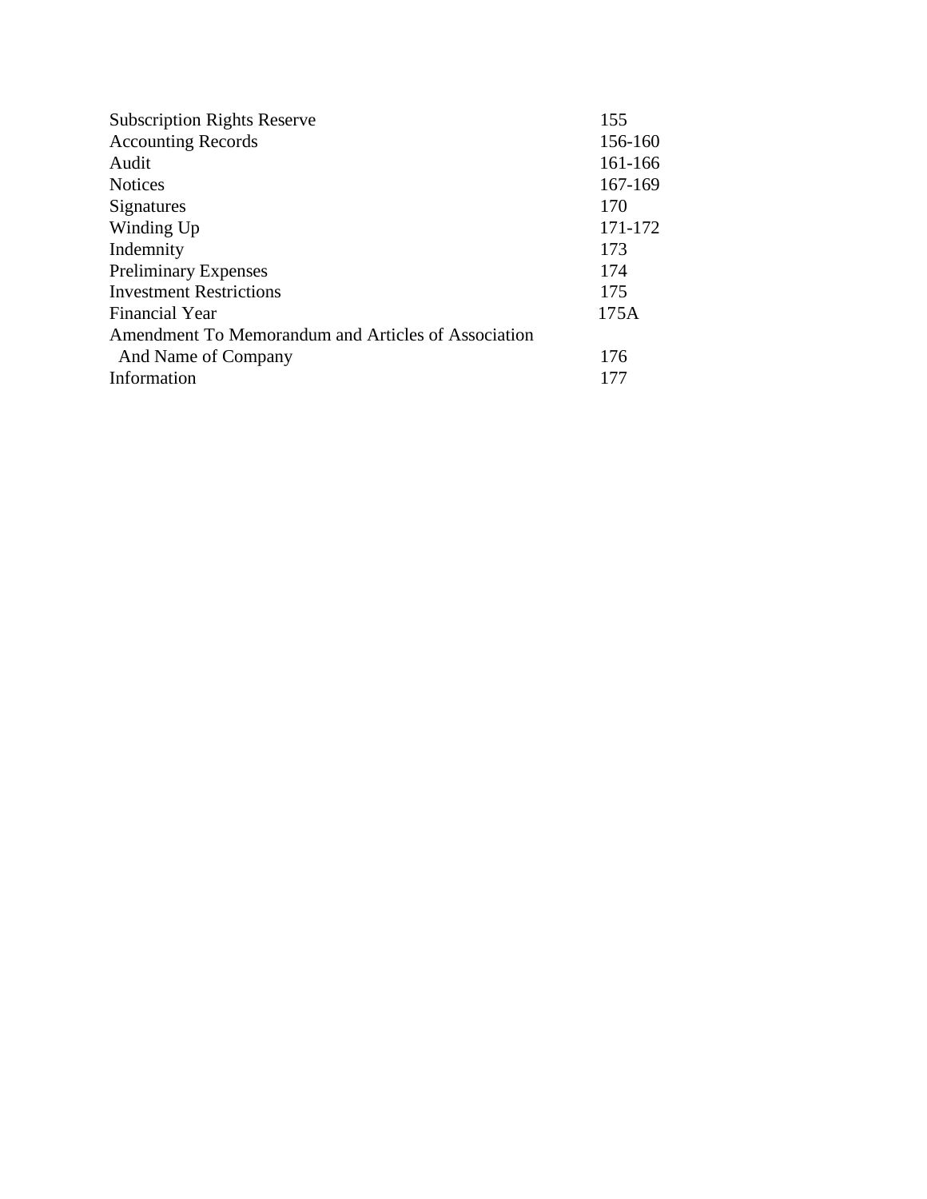| | |
|---|---|
| Subscription Rights Reserve | 155 |
| Accounting Records | 156-160 |
| Audit | 161-166 |
| Notices | 167-169 |
| Signatures | 170 |
| Winding Up | 171-172 |
| Indemnity | 173 |
| Preliminary Expenses | 174 |
| Investment Restrictions | 175 |
| Financial Year | 175A |
| Amendment To Memorandum and Articles of Association And Name of Company | 176 |
| Information | 177 |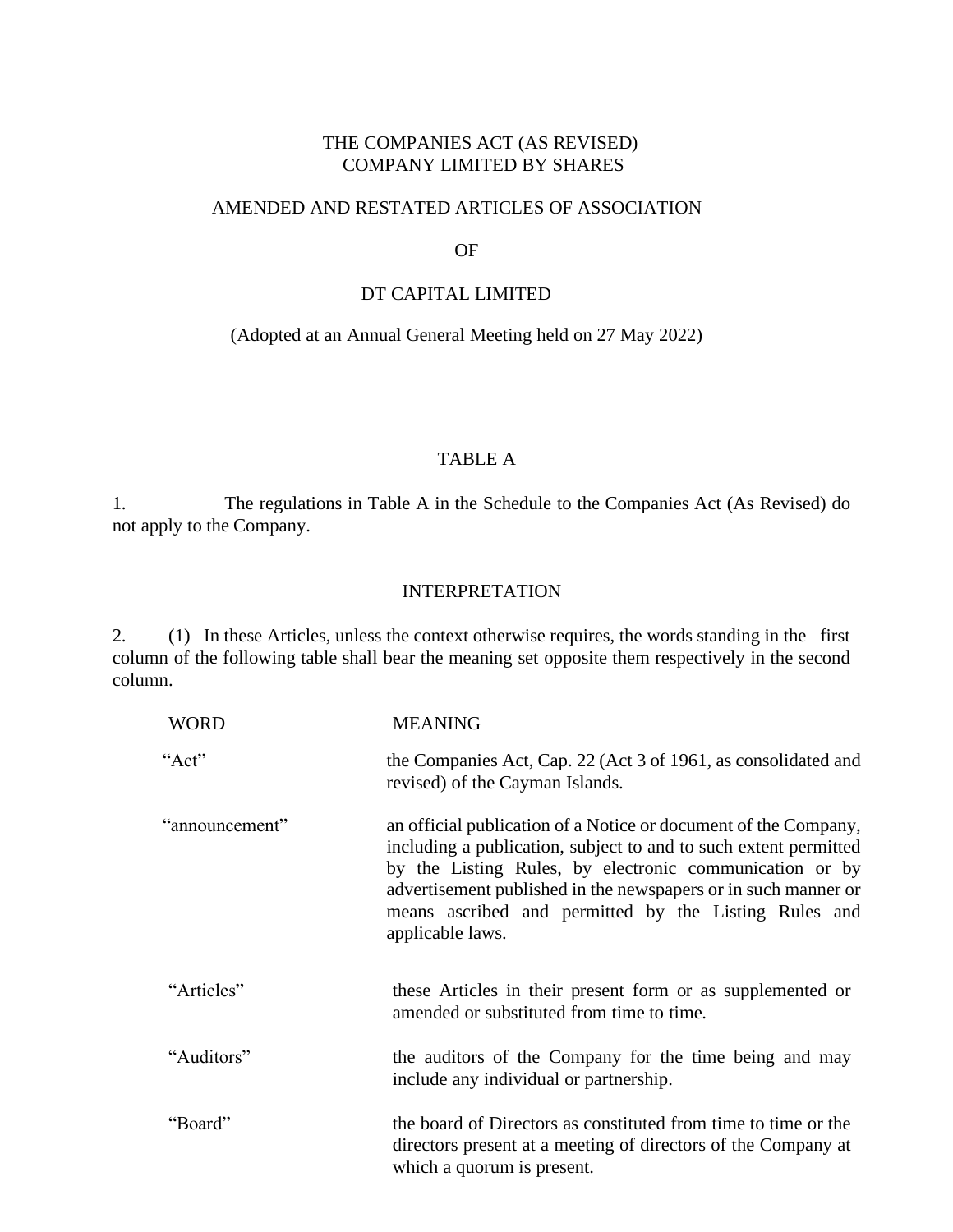THE COMPANIES ACT (AS REVISED)
COMPANY LIMITED BY SHARES

AMENDED AND RESTATED ARTICLES OF ASSOCIATION

OF

DT CAPITAL LIMITED

(Adopted at an Annual General Meeting held on 27 May 2022)

## TABLE A

1. The regulations in Table A in the Schedule to the Companies Act (As Revised) do not apply to the Company.

## INTERPRETATION

2. (1) In these Articles, unless the context otherwise requires, the words standing in the first column of the following table shall bear the meaning set opposite them respectively in the second column.

| WORD | MEANING |
|---|---|
| "Act" | the Companies Act, Cap. 22 (Act 3 of 1961, as consolidated and revised) of the Cayman Islands. |
| "announcement" | an official publication of a Notice or document of the Company, including a publication, subject to and to such extent permitted by the Listing Rules, by electronic communication or by advertisement published in the newspapers or in such manner or means ascribed and permitted by the Listing Rules and applicable laws. |
| "Articles" | these Articles in their present form or as supplemented or amended or substituted from time to time. |
| "Auditors" | the auditors of the Company for the time being and may include any individual or partnership. |
| "Board" | the board of Directors as constituted from time to time or the directors present at a meeting of directors of the Company at which a quorum is present. |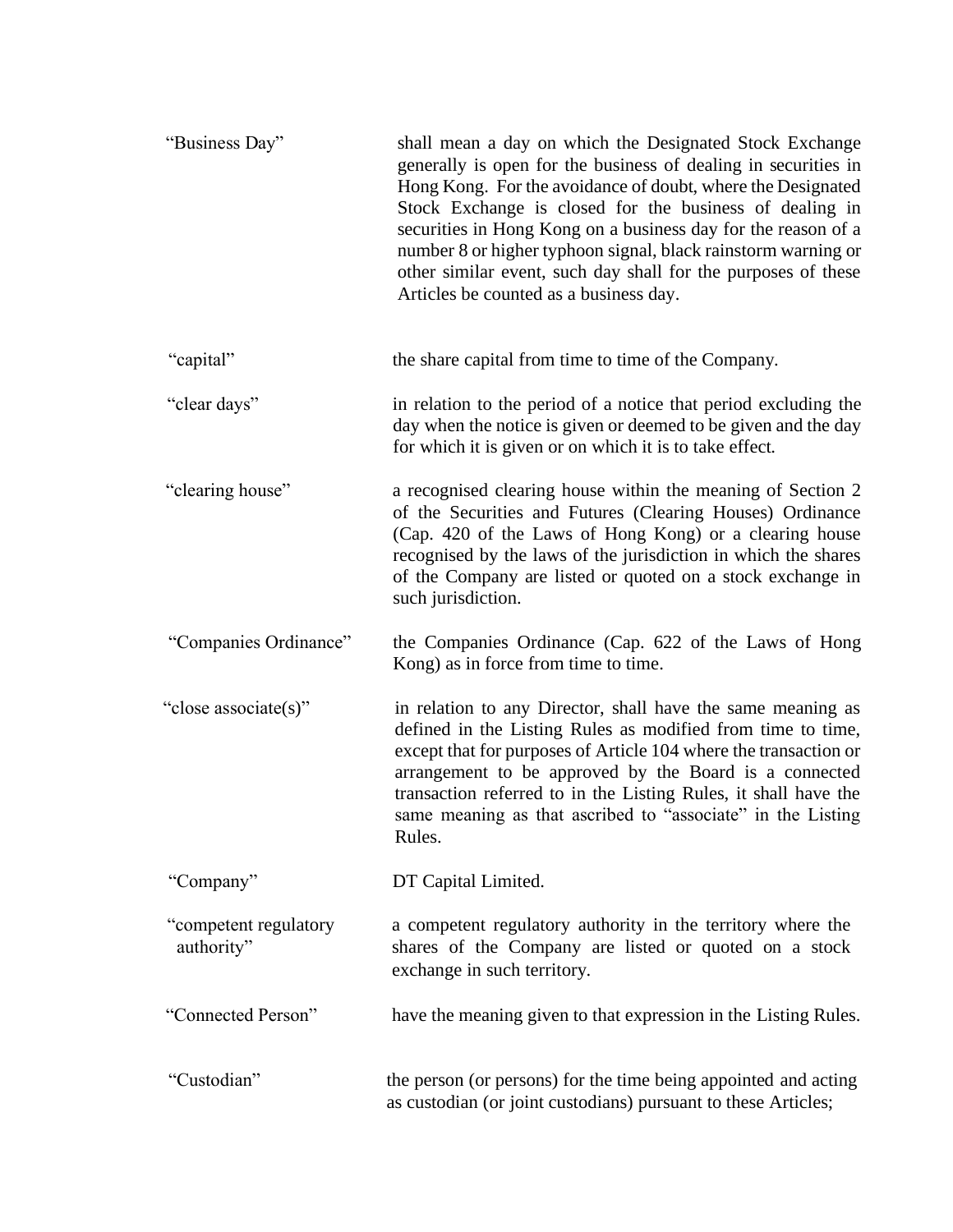| | |
|---|---|
| "Business Day" | shall mean a day on which the Designated Stock Exchange generally is open for the business of dealing in securities in Hong Kong. For the avoidance of doubt, where the Designated Stock Exchange is closed for the business of dealing in securities in Hong Kong on a business day for the reason of a number 8 or higher typhoon signal, black rainstorm warning or other similar event, such day shall for the purposes of these Articles be counted as a business day. |
| "capital" | the share capital from time to time of the Company. |
| "clear days" | in relation to the period of a notice that period excluding the day when the notice is given or deemed to be given and the day for which it is given or on which it is to take effect. |
| "clearing house" | a recognised clearing house within the meaning of Section 2 of the Securities and Futures (Clearing Houses) Ordinance (Cap. 420 of the Laws of Hong Kong) or a clearing house recognised by the laws of the jurisdiction in which the shares of the Company are listed or quoted on a stock exchange in such jurisdiction. |
| "Companies Ordinance" | the Companies Ordinance (Cap. 622 of the Laws of Hong Kong) as in force from time to time. |
| "close associate(s)" | in relation to any Director, shall have the same meaning as defined in the Listing Rules as modified from time to time, except that for purposes of Article 104 where the transaction or arrangement to be approved by the Board is a connected transaction referred to in the Listing Rules, it shall have the same meaning as that ascribed to "associate" in the Listing Rules. |
| "Company" | DT Capital Limited. |
| "competent regulatory authority" | a competent regulatory authority in the territory where the shares of the Company are listed or quoted on a stock exchange in such territory. |
| "Connected Person" | have the meaning given to that expression in the Listing Rules. |
| "Custodian" | the person (or persons) for the time being appointed and acting as custodian (or joint custodians) pursuant to these Articles; |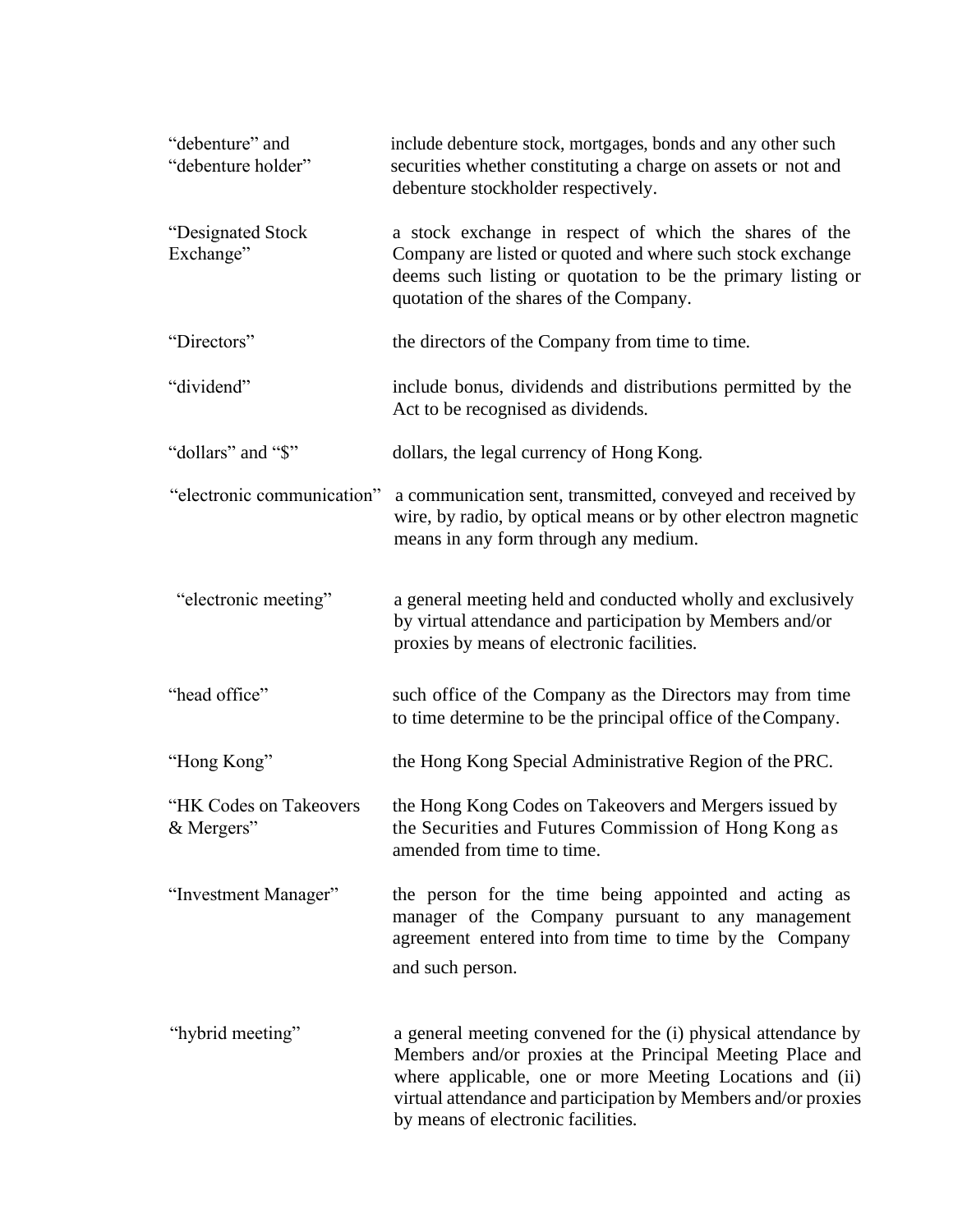| | |
|---|---|
| "debenture" and "debenture holder" | include debenture stock, mortgages, bonds and any other such securities whether constituting a charge on assets or not and debenture stockholder respectively. |
| "Designated Stock Exchange" | a stock exchange in respect of which the shares of the Company are listed or quoted and where such stock exchange deems such listing or quotation to be the primary listing or quotation of the shares of the Company. |
| "Directors" | the directors of the Company from time to time. |
| "dividend" | include bonus, dividends and distributions permitted by the Act to be recognised as dividends. |
| "dollars" and "$" | dollars, the legal currency of Hong Kong. |
| "electronic communication" | a communication sent, transmitted, conveyed and received by wire, by radio, by optical means or by other electron magnetic means in any form through any medium. |
| "electronic meeting" | a general meeting held and conducted wholly and exclusively by virtual attendance and participation by Members and/or proxies by means of electronic facilities. |
| "head office" | such office of the Company as the Directors may from time to time determine to be the principal office of the Company. |
| "Hong Kong" | the Hong Kong Special Administrative Region of the PRC. |
| "HK Codes on Takeovers & Mergers" | the Hong Kong Codes on Takeovers and Mergers issued by the Securities and Futures Commission of Hong Kong as amended from time to time. |
| "Investment Manager" | the person for the time being appointed and acting as manager of the Company pursuant to any management agreement entered into from time to time by the Company and such person. |
| "hybrid meeting" | a general meeting convened for the (i) physical attendance by Members and/or proxies at the Principal Meeting Place and where applicable, one or more Meeting Locations and (ii) virtual attendance and participation by Members and/or proxies by means of electronic facilities. |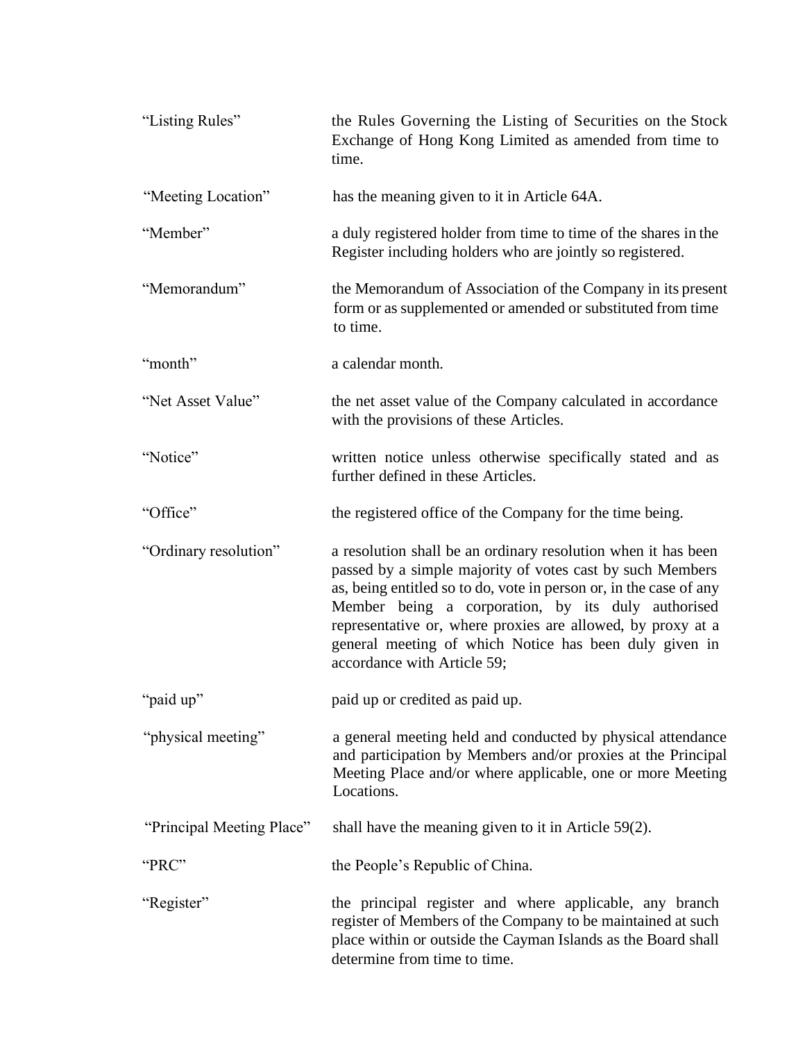| | |
|---|---|
| “Listing Rules” | the Rules Governing the Listing of Securities on the Stock Exchange of Hong Kong Limited as amended from time to time. |
| “Meeting Location” | has the meaning given to it in Article 64A. |
| “Member” | a duly registered holder from time to time of the shares in the Register including holders who are jointly so registered. |
| “Memorandum” | the Memorandum of Association of the Company in its present form or as supplemented or amended or substituted from time to time. |
| “month” | a calendar month. |
| “Net Asset Value” | the net asset value of the Company calculated in accordance with the provisions of these Articles. |
| “Notice” | written notice unless otherwise specifically stated and as further defined in these Articles. |
| “Office” | the registered office of the Company for the time being. |
| “Ordinary resolution” | a resolution shall be an ordinary resolution when it has been passed by a simple majority of votes cast by such Members as, being entitled so to do, vote in person or, in the case of any Member being a corporation, by its duly authorised representative or, where proxies are allowed, by proxy at a general meeting of which Notice has been duly given in accordance with Article 59; |
| “paid up” | paid up or credited as paid up. |
| “physical meeting” | a general meeting held and conducted by physical attendance and participation by Members and/or proxies at the Principal Meeting Place and/or where applicable, one or more Meeting Locations. |
| “Principal Meeting Place” | shall have the meaning given to it in Article 59(2). |
| “PRC” | the People’s Republic of China. |
| “Register” | the principal register and where applicable, any branch register of Members of the Company to be maintained at such place within or outside the Cayman Islands as the Board shall determine from time to time. |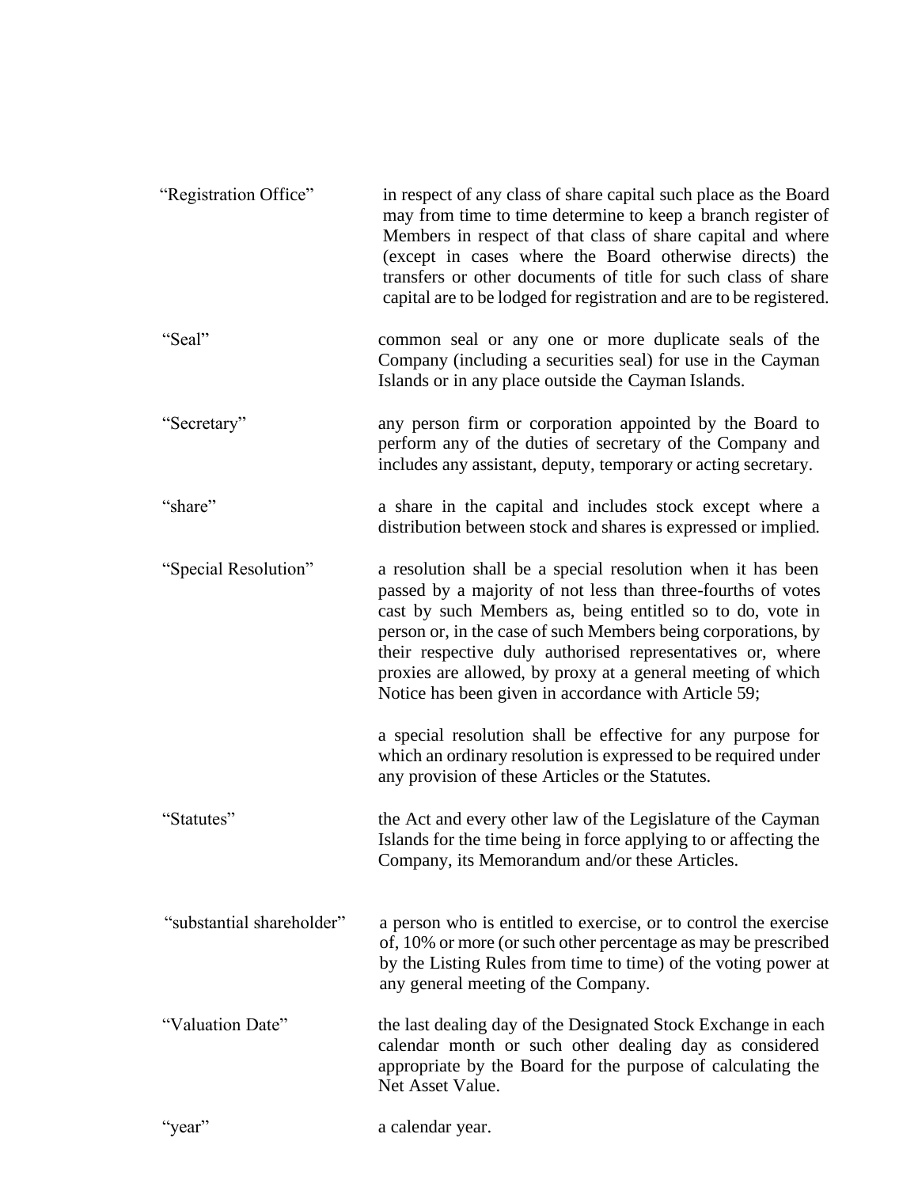| | |
|---|---|
| "Registration Office" | in respect of any class of share capital such place as the Board may from time to time determine to keep a branch register of Members in respect of that class of share capital and where (except in cases where the Board otherwise directs) the transfers or other documents of title for such class of share capital are to be lodged for registration and are to be registered. |
| "Seal" | common seal or any one or more duplicate seals of the Company (including a securities seal) for use in the Cayman Islands or in any place outside the Cayman Islands. |
| "Secretary" | any person firm or corporation appointed by the Board to perform any of the duties of secretary of the Company and includes any assistant, deputy, temporary or acting secretary. |
| "share" | a share in the capital and includes stock except where a distribution between stock and shares is expressed or implied. |
| "Special Resolution" | a resolution shall be a special resolution when it has been passed by a majority of not less than three-fourths of votes cast by such Members as, being entitled so to do, vote in person or, in the case of such Members being corporations, by their respective duly authorised representatives or, where proxies are allowed, by proxy at a general meeting of which Notice has been given in accordance with Article 59;<br><br>a special resolution shall be effective for any purpose for which an ordinary resolution is expressed to be required under any provision of these Articles or the Statutes. |
| "Statutes" | the Act and every other law of the Legislature of the Cayman Islands for the time being in force applying to or affecting the Company, its Memorandum and/or these Articles. |
| "substantial shareholder" | a person who is entitled to exercise, or to control the exercise of, 10% or more (or such other percentage as may be prescribed by the Listing Rules from time to time) of the voting power at any general meeting of the Company. |
| "Valuation Date" | the last dealing day of the Designated Stock Exchange in each calendar month or such other dealing day as considered appropriate by the Board for the purpose of calculating the Net Asset Value. |
| "year" | a calendar year. |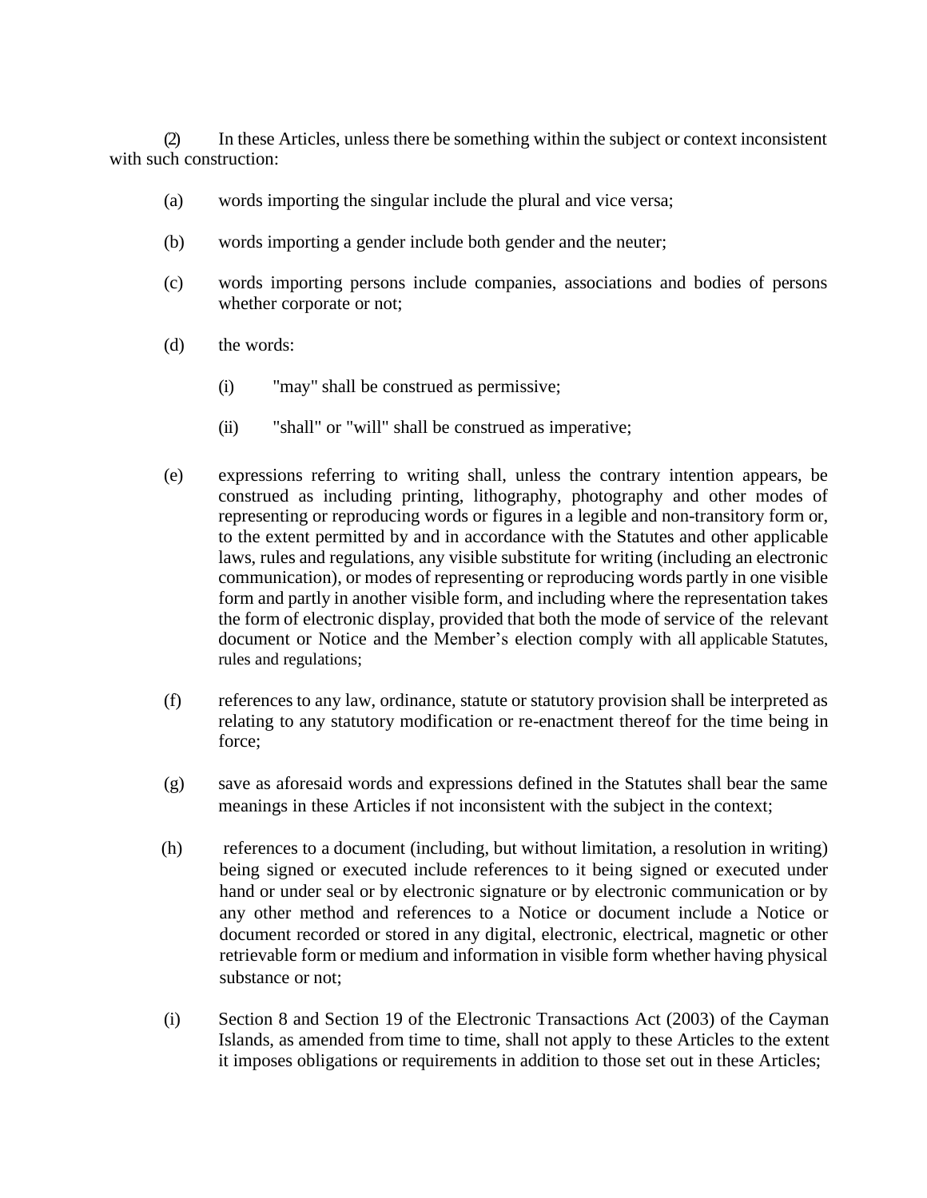(2) In these Articles, unless there be something within the subject or context inconsistent with such construction:

(a) words importing the singular include the plural and vice versa;

(b) words importing a gender include both gender and the neuter;

(c) words importing persons include companies, associations and bodies of persons whether corporate or not;

(d) the words:

(i) "may" shall be construed as permissive;

(ii) "shall" or "will" shall be construed as imperative;

(e) expressions referring to writing shall, unless the contrary intention appears, be construed as including printing, lithography, photography and other modes of representing or reproducing words or figures in a legible and non-transitory form or, to the extent permitted by and in accordance with the Statutes and other applicable laws, rules and regulations, any visible substitute for writing (including an electronic communication), or modes of representing or reproducing words partly in one visible form and partly in another visible form, and including where the representation takes the form of electronic display, provided that both the mode of service of the relevant document or Notice and the Member's election comply with all applicable Statutes, rules and regulations;

(f) references to any law, ordinance, statute or statutory provision shall be interpreted as relating to any statutory modification or re-enactment thereof for the time being in force;

(g) save as aforesaid words and expressions defined in the Statutes shall bear the same meanings in these Articles if not inconsistent with the subject in the context;

(h) references to a document (including, but without limitation, a resolution in writing) being signed or executed include references to it being signed or executed under hand or under seal or by electronic signature or by electronic communication or by any other method and references to a Notice or document include a Notice or document recorded or stored in any digital, electronic, electrical, magnetic or other retrievable form or medium and information in visible form whether having physical substance or not;

(i) Section 8 and Section 19 of the Electronic Transactions Act (2003) of the Cayman Islands, as amended from time to time, shall not apply to these Articles to the extent it imposes obligations or requirements in addition to those set out in these Articles;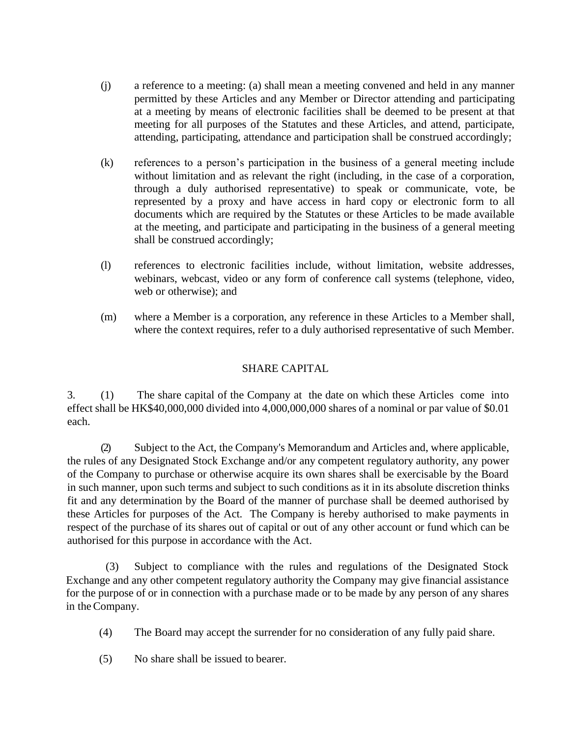(j) a reference to a meeting: (a) shall mean a meeting convened and held in any manner permitted by these Articles and any Member or Director attending and participating at a meeting by means of electronic facilities shall be deemed to be present at that meeting for all purposes of the Statutes and these Articles, and attend, participate, attending, participating, attendance and participation shall be construed accordingly;

(k) references to a person's participation in the business of a general meeting include without limitation and as relevant the right (including, in the case of a corporation, through a duly authorised representative) to speak or communicate, vote, be represented by a proxy and have access in hard copy or electronic form to all documents which are required by the Statutes or these Articles to be made available at the meeting, and participate and participating in the business of a general meeting shall be construed accordingly;

(l) references to electronic facilities include, without limitation, website addresses, webinars, webcast, video or any form of conference call systems (telephone, video, web or otherwise); and

(m) where a Member is a corporation, any reference in these Articles to a Member shall, where the context requires, refer to a duly authorised representative of such Member.

## SHARE CAPITAL

3. (1) The share capital of the Company at the date on which these Articles come into effect shall be HK$40,000,000 divided into 4,000,000,000 shares of a nominal or par value of $0.01 each.

(2) Subject to the Act, the Company's Memorandum and Articles and, where applicable, the rules of any Designated Stock Exchange and/or any competent regulatory authority, any power of the Company to purchase or otherwise acquire its own shares shall be exercisable by the Board in such manner, upon such terms and subject to such conditions as it in its absolute discretion thinks fit and any determination by the Board of the manner of purchase shall be deemed authorised by these Articles for purposes of the Act. The Company is hereby authorised to make payments in respect of the purchase of its shares out of capital or out of any other account or fund which can be authorised for this purpose in accordance with the Act.

(3) Subject to compliance with the rules and regulations of the Designated Stock Exchange and any other competent regulatory authority the Company may give financial assistance for the purpose of or in connection with a purchase made or to be made by any person of any shares in the Company.

(4) The Board may accept the surrender for no consideration of any fully paid share.

(5) No share shall be issued to bearer.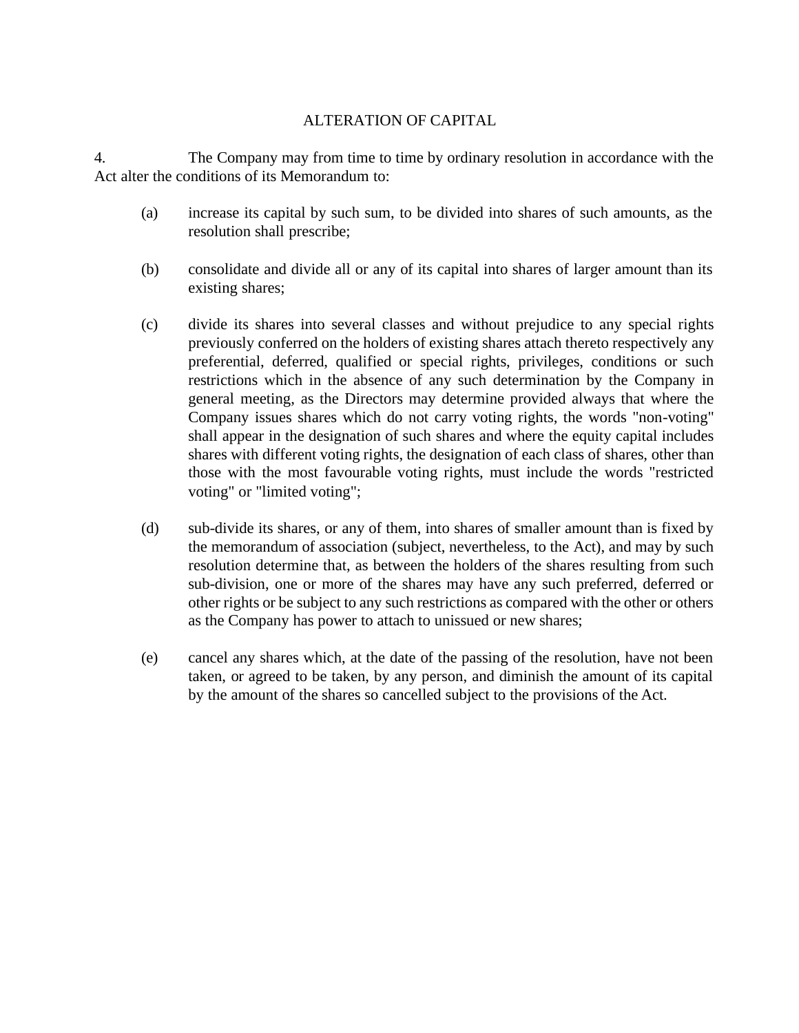## ALTERATION OF CAPITAL

4. The Company may from time to time by ordinary resolution in accordance with the Act alter the conditions of its Memorandum to:

(a) increase its capital by such sum, to be divided into shares of such amounts, as the resolution shall prescribe;

(b) consolidate and divide all or any of its capital into shares of larger amount than its existing shares;

(c) divide its shares into several classes and without prejudice to any special rights previously conferred on the holders of existing shares attach thereto respectively any preferential, deferred, qualified or special rights, privileges, conditions or such restrictions which in the absence of any such determination by the Company in general meeting, as the Directors may determine provided always that where the Company issues shares which do not carry voting rights, the words "non-voting" shall appear in the designation of such shares and where the equity capital includes shares with different voting rights, the designation of each class of shares, other than those with the most favourable voting rights, must include the words "restricted voting" or "limited voting";

(d) sub-divide its shares, or any of them, into shares of smaller amount than is fixed by the memorandum of association (subject, nevertheless, to the Act), and may by such resolution determine that, as between the holders of the shares resulting from such sub-division, one or more of the shares may have any such preferred, deferred or other rights or be subject to any such restrictions as compared with the other or others as the Company has power to attach to unissued or new shares;

(e) cancel any shares which, at the date of the passing of the resolution, have not been taken, or agreed to be taken, by any person, and diminish the amount of its capital by the amount of the shares so cancelled subject to the provisions of the Act.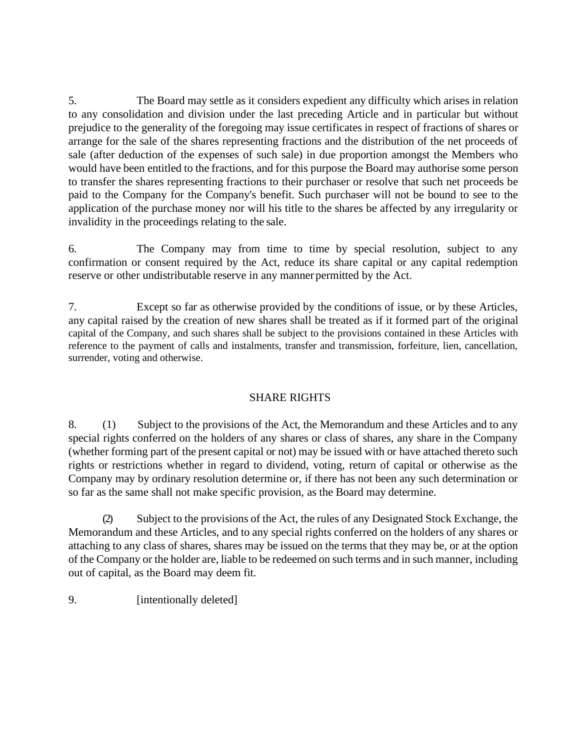5. The Board may settle as it considers expedient any difficulty which arises in relation to any consolidation and division under the last preceding Article and in particular but without prejudice to the generality of the foregoing may issue certificates in respect of fractions of shares or arrange for the sale of the shares representing fractions and the distribution of the net proceeds of sale (after deduction of the expenses of such sale) in due proportion amongst the Members who would have been entitled to the fractions, and for this purpose the Board may authorise some person to transfer the shares representing fractions to their purchaser or resolve that such net proceeds be paid to the Company for the Company's benefit. Such purchaser will not be bound to see to the application of the purchase money nor will his title to the shares be affected by any irregularity or invalidity in the proceedings relating to the sale.

6. The Company may from time to time by special resolution, subject to any confirmation or consent required by the Act, reduce its share capital or any capital redemption reserve or other undistributable reserve in any manner permitted by the Act.

7. Except so far as otherwise provided by the conditions of issue, or by these Articles, any capital raised by the creation of new shares shall be treated as if it formed part of the original capital of the Company, and such shares shall be subject to the provisions contained in these Articles with reference to the payment of calls and instalments, transfer and transmission, forfeiture, lien, cancellation, surrender, voting and otherwise.

## SHARE RIGHTS

8. (1) Subject to the provisions of the Act, the Memorandum and these Articles and to any special rights conferred on the holders of any shares or class of shares, any share in the Company (whether forming part of the present capital or not) may be issued with or have attached thereto such rights or restrictions whether in regard to dividend, voting, return of capital or otherwise as the Company may by ordinary resolution determine or, if there has not been any such determination or so far as the same shall not make specific provision, as the Board may determine.

(2) Subject to the provisions of the Act, the rules of any Designated Stock Exchange, the Memorandum and these Articles, and to any special rights conferred on the holders of any shares or attaching to any class of shares, shares may be issued on the terms that they may be, or at the option of the Company or the holder are, liable to be redeemed on such terms and in such manner, including out of capital, as the Board may deem fit.

9. [intentionally deleted]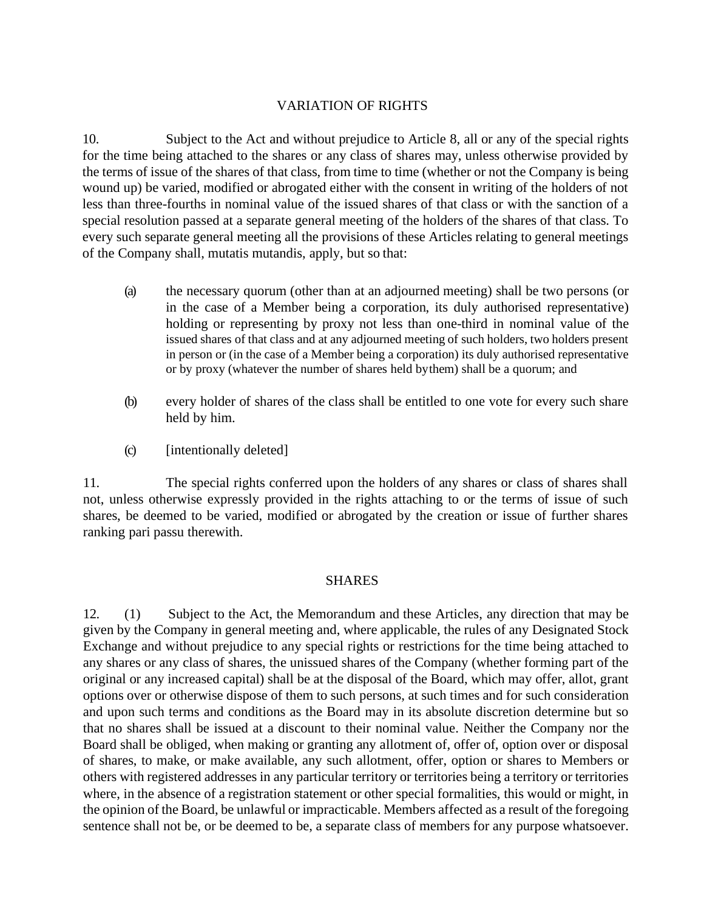## VARIATION OF RIGHTS

10. Subject to the Act and without prejudice to Article 8, all or any of the special rights for the time being attached to the shares or any class of shares may, unless otherwise provided by the terms of issue of the shares of that class, from time to time (whether or not the Company is being wound up) be varied, modified or abrogated either with the consent in writing of the holders of not less than three-fourths in nominal value of the issued shares of that class or with the sanction of a special resolution passed at a separate general meeting of the holders of the shares of that class. To every such separate general meeting all the provisions of these Articles relating to general meetings of the Company shall, mutatis mutandis, apply, but so that:

(a) the necessary quorum (other than at an adjourned meeting) shall be two persons (or in the case of a Member being a corporation, its duly authorised representative) holding or representing by proxy not less than one-third in nominal value of the issued shares of that class and at any adjourned meeting of such holders, two holders present in person or (in the case of a Member being a corporation) its duly authorised representative or by proxy (whatever the number of shares held by them) shall be a quorum; and

(b) every holder of shares of the class shall be entitled to one vote for every such share held by him.

(c) [intentionally deleted]

11. The special rights conferred upon the holders of any shares or class of shares shall not, unless otherwise expressly provided in the rights attaching to or the terms of issue of such shares, be deemed to be varied, modified or abrogated by the creation or issue of further shares ranking pari passu therewith.

## SHARES

12. (1) Subject to the Act, the Memorandum and these Articles, any direction that may be given by the Company in general meeting and, where applicable, the rules of any Designated Stock Exchange and without prejudice to any special rights or restrictions for the time being attached to any shares or any class of shares, the unissued shares of the Company (whether forming part of the original or any increased capital) shall be at the disposal of the Board, which may offer, allot, grant options over or otherwise dispose of them to such persons, at such times and for such consideration and upon such terms and conditions as the Board may in its absolute discretion determine but so that no shares shall be issued at a discount to their nominal value. Neither the Company nor the Board shall be obliged, when making or granting any allotment of, offer of, option over or disposal of shares, to make, or make available, any such allotment, offer, option or shares to Members or others with registered addresses in any particular territory or territories being a territory or territories where, in the absence of a registration statement or other special formalities, this would or might, in the opinion of the Board, be unlawful or impracticable. Members affected as a result of the foregoing sentence shall not be, or be deemed to be, a separate class of members for any purpose whatsoever.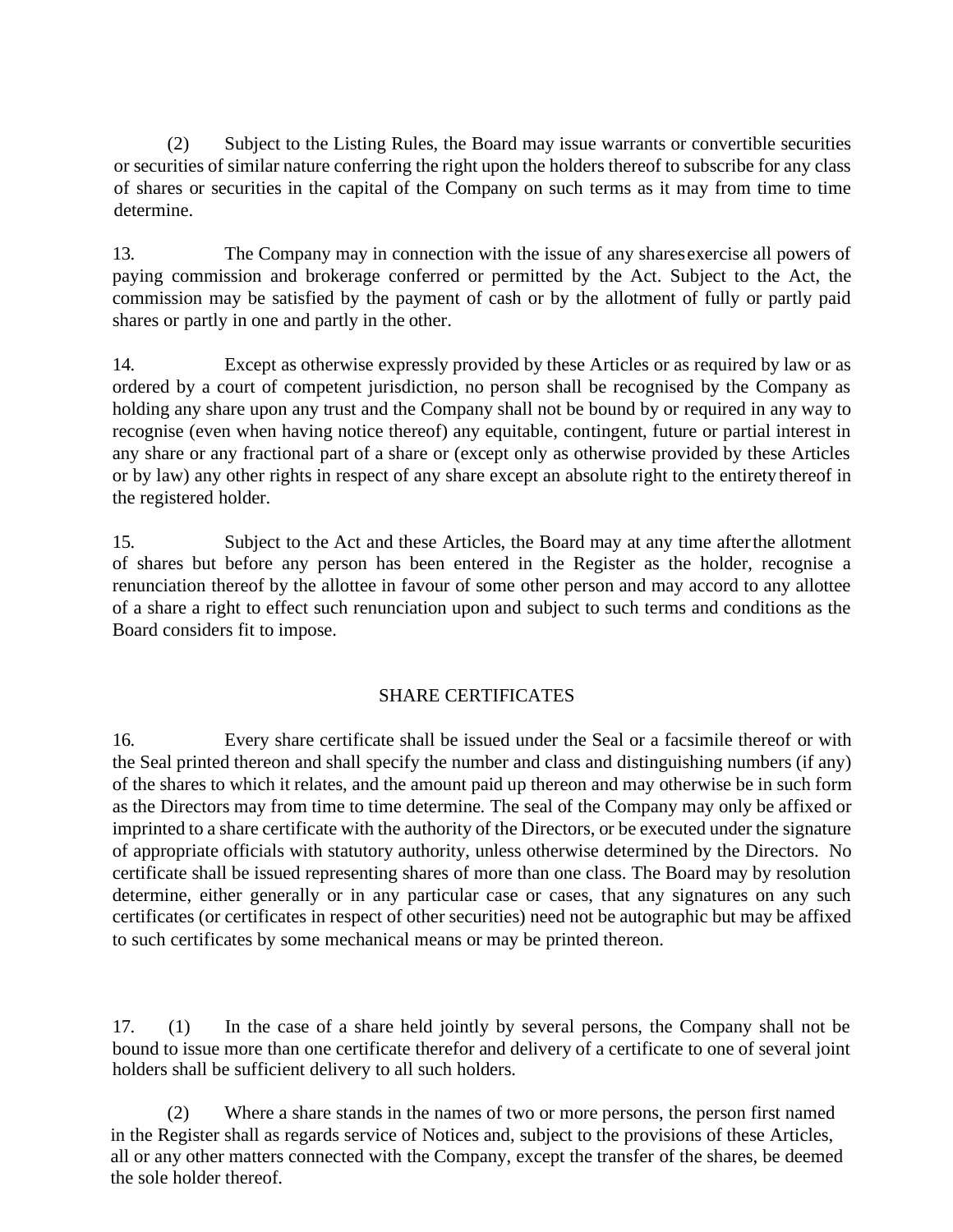(2) Subject to the Listing Rules, the Board may issue warrants or convertible securities or securities of similar nature conferring the right upon the holders thereof to subscribe for any class of shares or securities in the capital of the Company on such terms as it may from time to time determine.

13. The Company may in connection with the issue of any shares exercise all powers of paying commission and brokerage conferred or permitted by the Act. Subject to the Act, the commission may be satisfied by the payment of cash or by the allotment of fully or partly paid shares or partly in one and partly in the other.

14. Except as otherwise expressly provided by these Articles or as required by law or as ordered by a court of competent jurisdiction, no person shall be recognised by the Company as holding any share upon any trust and the Company shall not be bound by or required in any way to recognise (even when having notice thereof) any equitable, contingent, future or partial interest in any share or any fractional part of a share or (except only as otherwise provided by these Articles or by law) any other rights in respect of any share except an absolute right to the entirety thereof in the registered holder.

15. Subject to the Act and these Articles, the Board may at any time after the allotment of shares but before any person has been entered in the Register as the holder, recognise a renunciation thereof by the allottee in favour of some other person and may accord to any allottee of a share a right to effect such renunciation upon and subject to such terms and conditions as the Board considers fit to impose.

## SHARE CERTIFICATES

16. Every share certificate shall be issued under the Seal or a facsimile thereof or with the Seal printed thereon and shall specify the number and class and distinguishing numbers (if any) of the shares to which it relates, and the amount paid up thereon and may otherwise be in such form as the Directors may from time to time determine. The seal of the Company may only be affixed or imprinted to a share certificate with the authority of the Directors, or be executed under the signature of appropriate officials with statutory authority, unless otherwise determined by the Directors. No certificate shall be issued representing shares of more than one class. The Board may by resolution determine, either generally or in any particular case or cases, that any signatures on any such certificates (or certificates in respect of other securities) need not be autographic but may be affixed to such certificates by some mechanical means or may be printed thereon.

17. (1) In the case of a share held jointly by several persons, the Company shall not be bound to issue more than one certificate therefor and delivery of a certificate to one of several joint holders shall be sufficient delivery to all such holders.

(2) Where a share stands in the names of two or more persons, the person first named in the Register shall as regards service of Notices and, subject to the provisions of these Articles, all or any other matters connected with the Company, except the transfer of the shares, be deemed the sole holder thereof.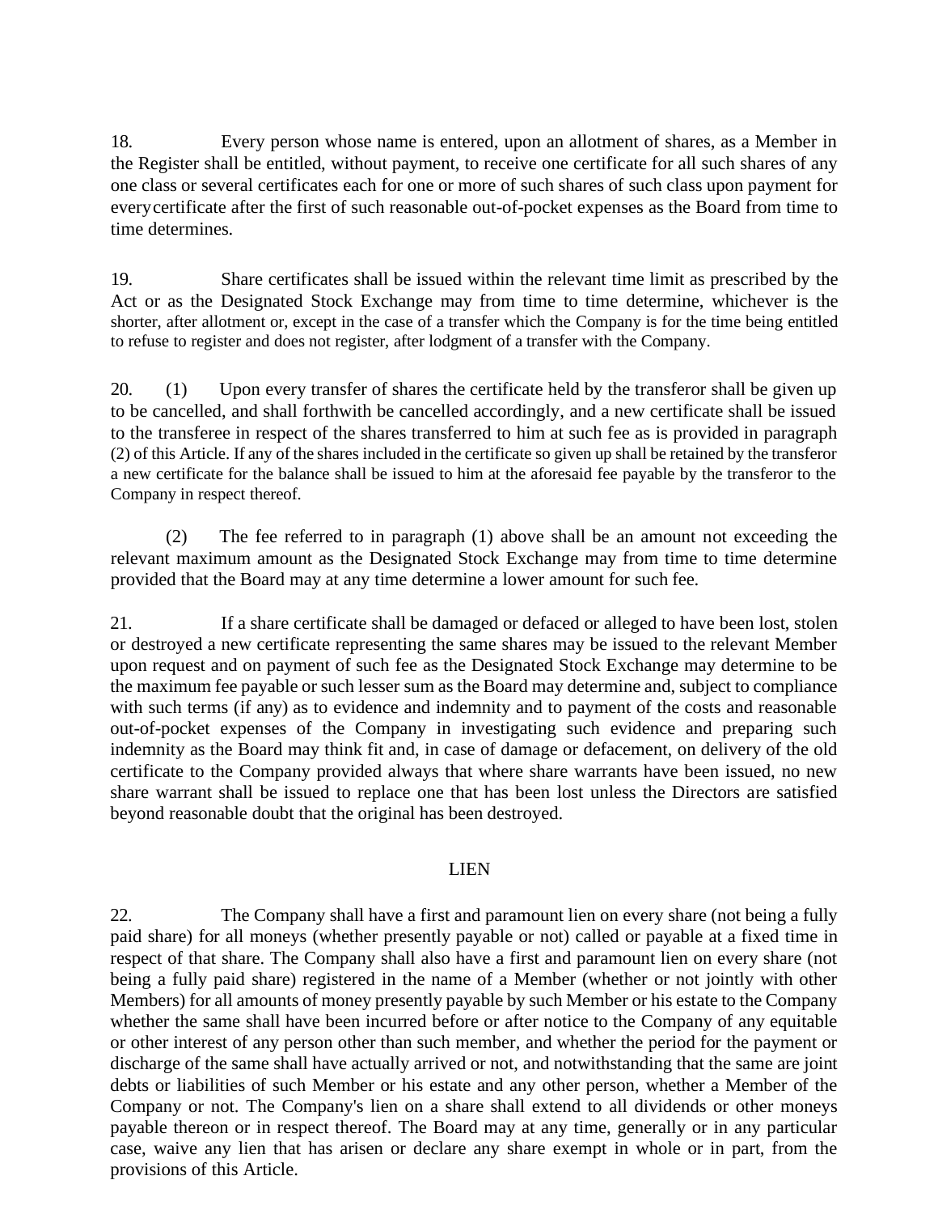18. Every person whose name is entered, upon an allotment of shares, as a Member in the Register shall be entitled, without payment, to receive one certificate for all such shares of any one class or several certificates each for one or more of such shares of such class upon payment for every certificate after the first of such reasonable out-of-pocket expenses as the Board from time to time determines.

19. Share certificates shall be issued within the relevant time limit as prescribed by the Act or as the Designated Stock Exchange may from time to time determine, whichever is the shorter, after allotment or, except in the case of a transfer which the Company is for the time being entitled to refuse to register and does not register, after lodgment of a transfer with the Company.

20. (1) Upon every transfer of shares the certificate held by the transferor shall be given up to be cancelled, and shall forthwith be cancelled accordingly, and a new certificate shall be issued to the transferee in respect of the shares transferred to him at such fee as is provided in paragraph (2) of this Article. If any of the shares included in the certificate so given up shall be retained by the transferor a new certificate for the balance shall be issued to him at the aforesaid fee payable by the transferor to the Company in respect thereof.

(2) The fee referred to in paragraph (1) above shall be an amount not exceeding the relevant maximum amount as the Designated Stock Exchange may from time to time determine provided that the Board may at any time determine a lower amount for such fee.

21. If a share certificate shall be damaged or defaced or alleged to have been lost, stolen or destroyed a new certificate representing the same shares may be issued to the relevant Member upon request and on payment of such fee as the Designated Stock Exchange may determine to be the maximum fee payable or such lesser sum as the Board may determine and, subject to compliance with such terms (if any) as to evidence and indemnity and to payment of the costs and reasonable out-of-pocket expenses of the Company in investigating such evidence and preparing such indemnity as the Board may think fit and, in case of damage or defacement, on delivery of the old certificate to the Company provided always that where share warrants have been issued, no new share warrant shall be issued to replace one that has been lost unless the Directors are satisfied beyond reasonable doubt that the original has been destroyed.

## LIEN

22. The Company shall have a first and paramount lien on every share (not being a fully paid share) for all moneys (whether presently payable or not) called or payable at a fixed time in respect of that share. The Company shall also have a first and paramount lien on every share (not being a fully paid share) registered in the name of a Member (whether or not jointly with other Members) for all amounts of money presently payable by such Member or his estate to the Company whether the same shall have been incurred before or after notice to the Company of any equitable or other interest of any person other than such member, and whether the period for the payment or discharge of the same shall have actually arrived or not, and notwithstanding that the same are joint debts or liabilities of such Member or his estate and any other person, whether a Member of the Company or not. The Company's lien on a share shall extend to all dividends or other moneys payable thereon or in respect thereof. The Board may at any time, generally or in any particular case, waive any lien that has arisen or declare any share exempt in whole or in part, from the provisions of this Article.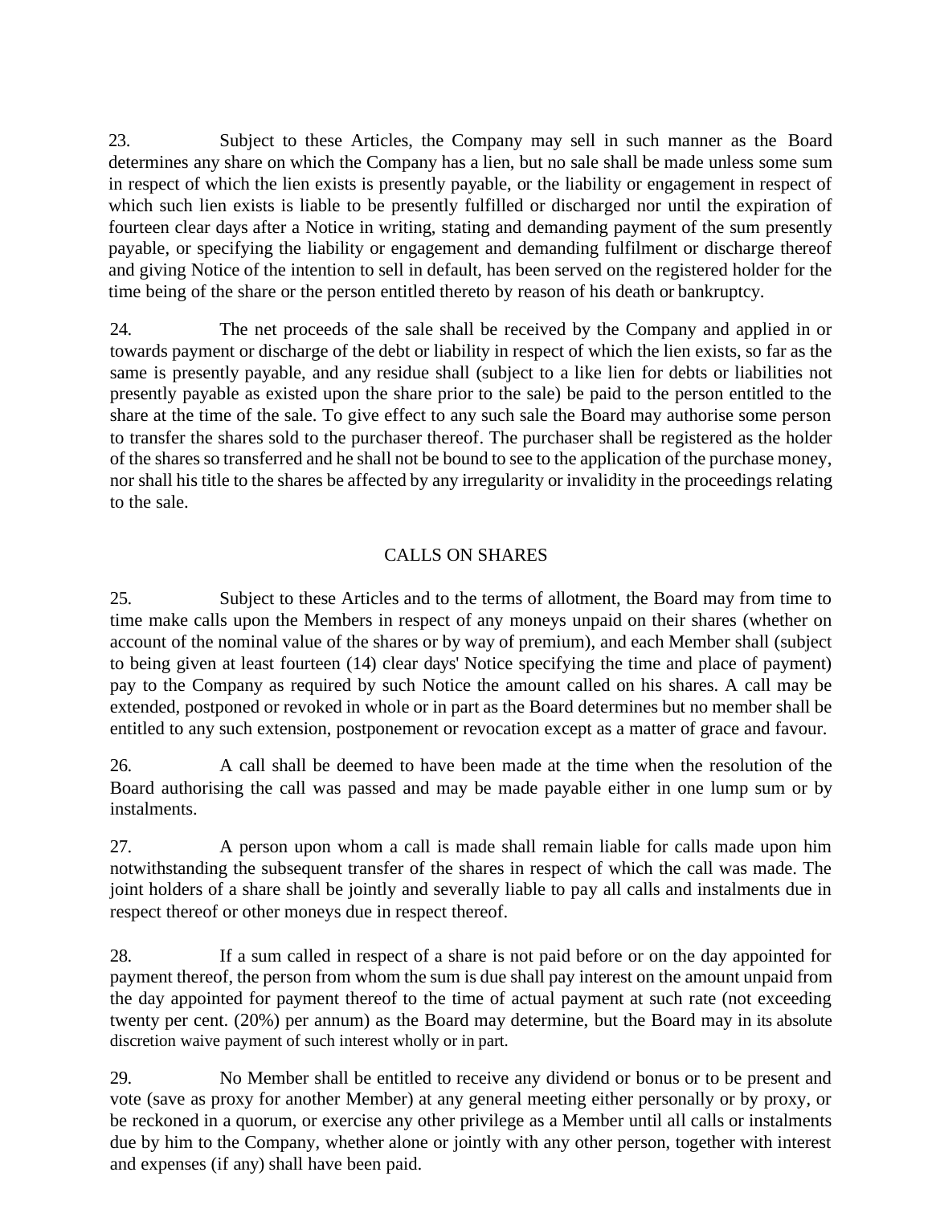23. Subject to these Articles, the Company may sell in such manner as the Board determines any share on which the Company has a lien, but no sale shall be made unless some sum in respect of which the lien exists is presently payable, or the liability or engagement in respect of which such lien exists is liable to be presently fulfilled or discharged nor until the expiration of fourteen clear days after a Notice in writing, stating and demanding payment of the sum presently payable, or specifying the liability or engagement and demanding fulfilment or discharge thereof and giving Notice of the intention to sell in default, has been served on the registered holder for the time being of the share or the person entitled thereto by reason of his death or bankruptcy.

24. The net proceeds of the sale shall be received by the Company and applied in or towards payment or discharge of the debt or liability in respect of which the lien exists, so far as the same is presently payable, and any residue shall (subject to a like lien for debts or liabilities not presently payable as existed upon the share prior to the sale) be paid to the person entitled to the share at the time of the sale. To give effect to any such sale the Board may authorise some person to transfer the shares sold to the purchaser thereof. The purchaser shall be registered as the holder of the shares so transferred and he shall not be bound to see to the application of the purchase money, nor shall his title to the shares be affected by any irregularity or invalidity in the proceedings relating to the sale.

## CALLS ON SHARES

25. Subject to these Articles and to the terms of allotment, the Board may from time to time make calls upon the Members in respect of any moneys unpaid on their shares (whether on account of the nominal value of the shares or by way of premium), and each Member shall (subject to being given at least fourteen (14) clear days' Notice specifying the time and place of payment) pay to the Company as required by such Notice the amount called on his shares. A call may be extended, postponed or revoked in whole or in part as the Board determines but no member shall be entitled to any such extension, postponement or revocation except as a matter of grace and favour.

26. A call shall be deemed to have been made at the time when the resolution of the Board authorising the call was passed and may be made payable either in one lump sum or by instalments.

27. A person upon whom a call is made shall remain liable for calls made upon him notwithstanding the subsequent transfer of the shares in respect of which the call was made. The joint holders of a share shall be jointly and severally liable to pay all calls and instalments due in respect thereof or other moneys due in respect thereof.

28. If a sum called in respect of a share is not paid before or on the day appointed for payment thereof, the person from whom the sum is due shall pay interest on the amount unpaid from the day appointed for payment thereof to the time of actual payment at such rate (not exceeding twenty per cent. (20%) per annum) as the Board may determine, but the Board may in its absolute discretion waive payment of such interest wholly or in part.

29. No Member shall be entitled to receive any dividend or bonus or to be present and vote (save as proxy for another Member) at any general meeting either personally or by proxy, or be reckoned in a quorum, or exercise any other privilege as a Member until all calls or instalments due by him to the Company, whether alone or jointly with any other person, together with interest and expenses (if any) shall have been paid.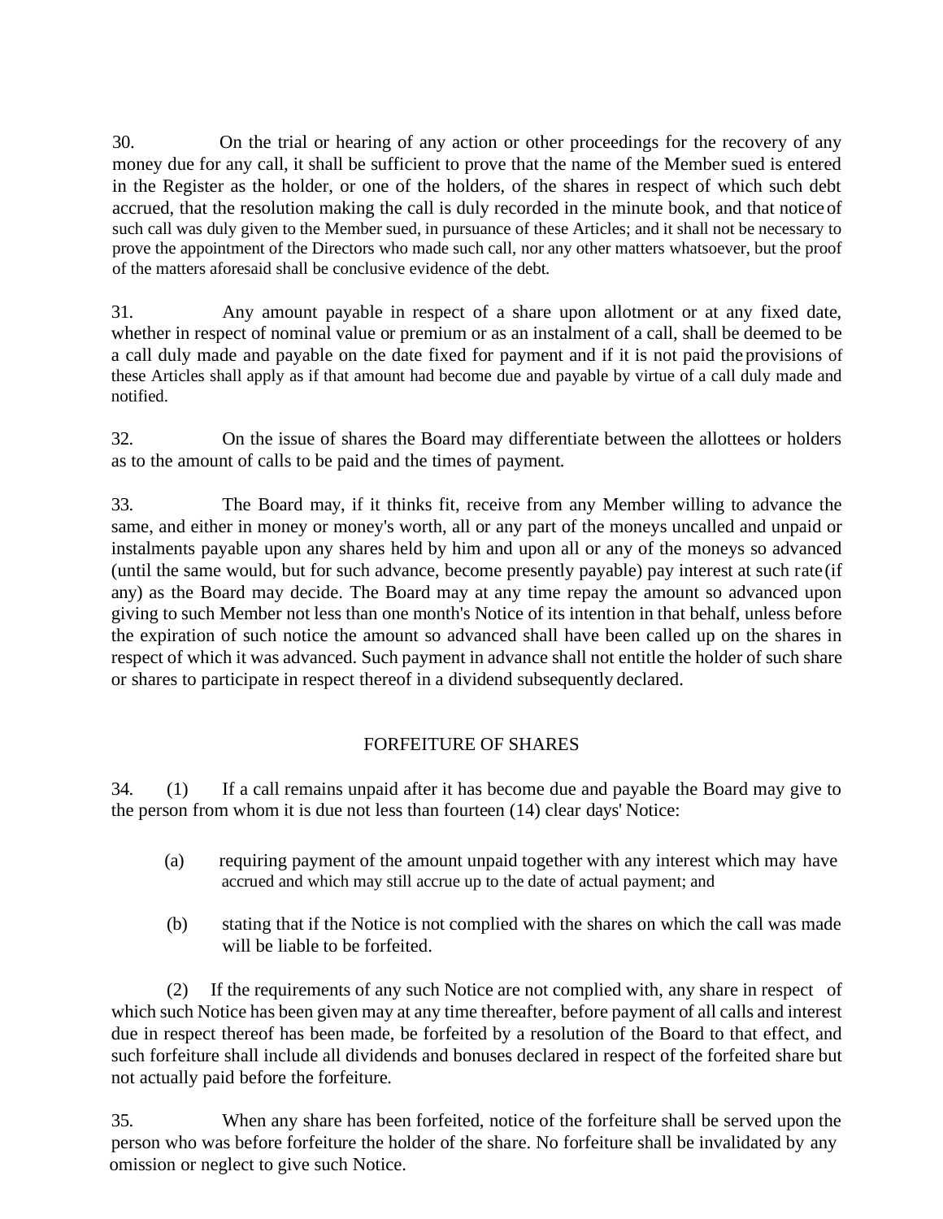30. On the trial or hearing of any action or other proceedings for the recovery of any money due for any call, it shall be sufficient to prove that the name of the Member sued is entered in the Register as the holder, or one of the holders, of the shares in respect of which such debt accrued, that the resolution making the call is duly recorded in the minute book, and that notice of such call was duly given to the Member sued, in pursuance of these Articles; and it shall not be necessary to prove the appointment of the Directors who made such call, nor any other matters whatsoever, but the proof of the matters aforesaid shall be conclusive evidence of the debt.

31. Any amount payable in respect of a share upon allotment or at any fixed date, whether in respect of nominal value or premium or as an instalment of a call, shall be deemed to be a call duly made and payable on the date fixed for payment and if it is not paid the provisions of these Articles shall apply as if that amount had become due and payable by virtue of a call duly made and notified.

32. On the issue of shares the Board may differentiate between the allottees or holders as to the amount of calls to be paid and the times of payment.

33. The Board may, if it thinks fit, receive from any Member willing to advance the same, and either in money or money's worth, all or any part of the moneys uncalled and unpaid or instalments payable upon any shares held by him and upon all or any of the moneys so advanced (until the same would, but for such advance, become presently payable) pay interest at such rate (if any) as the Board may decide. The Board may at any time repay the amount so advanced upon giving to such Member not less than one month's Notice of its intention in that behalf, unless before the expiration of such notice the amount so advanced shall have been called up on the shares in respect of which it was advanced. Such payment in advance shall not entitle the holder of such share or shares to participate in respect thereof in a dividend subsequently declared.

## FORFEITURE OF SHARES

34. (1) If a call remains unpaid after it has become due and payable the Board may give to the person from whom it is due not less than fourteen (14) clear days' Notice:

(a) requiring payment of the amount unpaid together with any interest which may have accrued and which may still accrue up to the date of actual payment; and

(b) stating that if the Notice is not complied with the shares on which the call was made will be liable to be forfeited.

(2) If the requirements of any such Notice are not complied with, any share in respect of which such Notice has been given may at any time thereafter, before payment of all calls and interest due in respect thereof has been made, be forfeited by a resolution of the Board to that effect, and such forfeiture shall include all dividends and bonuses declared in respect of the forfeited share but not actually paid before the forfeiture.

35. When any share has been forfeited, notice of the forfeiture shall be served upon the person who was before forfeiture the holder of the share. No forfeiture shall be invalidated by any omission or neglect to give such Notice.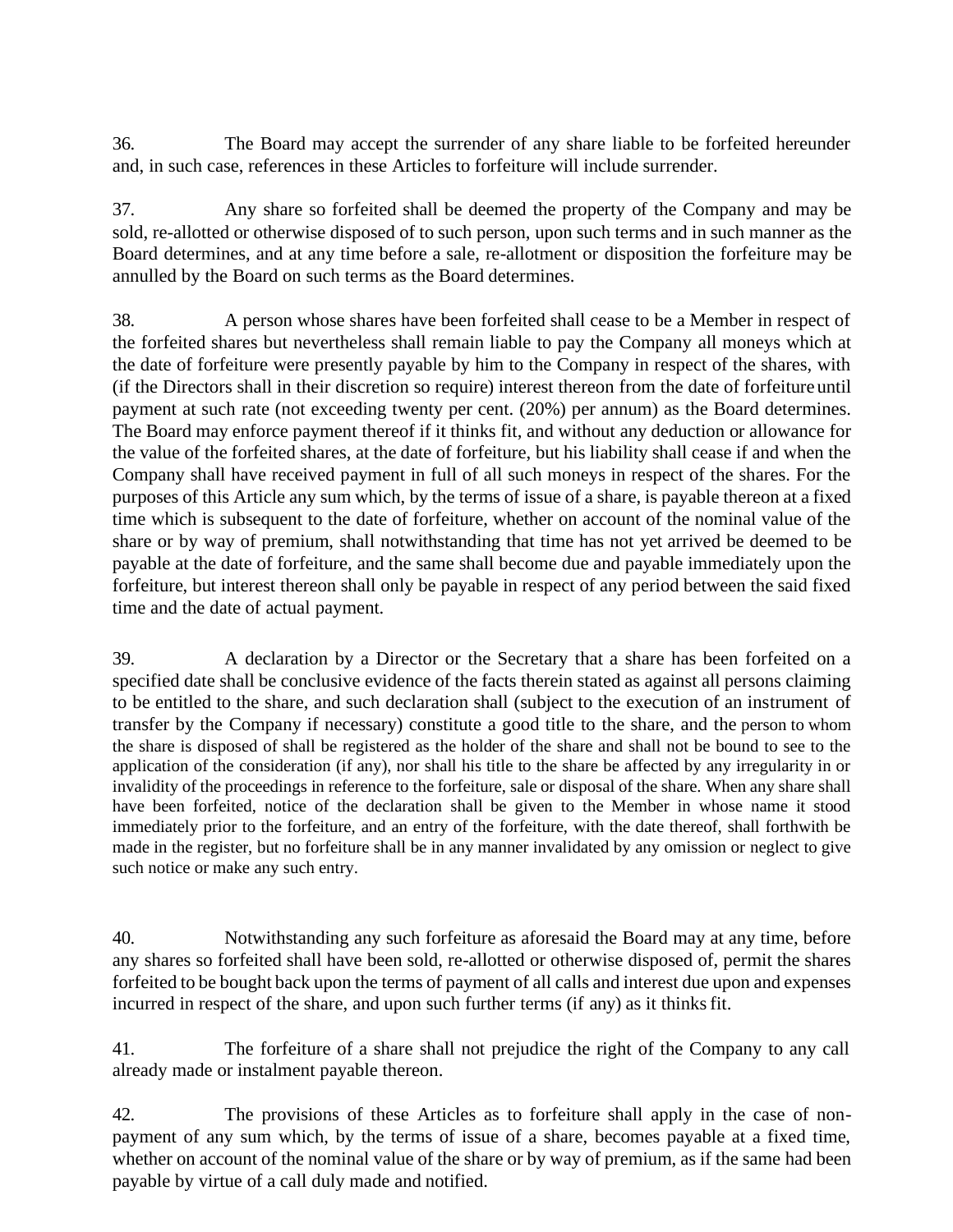36. The Board may accept the surrender of any share liable to be forfeited hereunder and, in such case, references in these Articles to forfeiture will include surrender.

37. Any share so forfeited shall be deemed the property of the Company and may be sold, re-allotted or otherwise disposed of to such person, upon such terms and in such manner as the Board determines, and at any time before a sale, re-allotment or disposition the forfeiture may be annulled by the Board on such terms as the Board determines.

38. A person whose shares have been forfeited shall cease to be a Member in respect of the forfeited shares but nevertheless shall remain liable to pay the Company all moneys which at the date of forfeiture were presently payable by him to the Company in respect of the shares, with (if the Directors shall in their discretion so require) interest thereon from the date of forfeiture until payment at such rate (not exceeding twenty per cent. (20%) per annum) as the Board determines. The Board may enforce payment thereof if it thinks fit, and without any deduction or allowance for the value of the forfeited shares, at the date of forfeiture, but his liability shall cease if and when the Company shall have received payment in full of all such moneys in respect of the shares. For the purposes of this Article any sum which, by the terms of issue of a share, is payable thereon at a fixed time which is subsequent to the date of forfeiture, whether on account of the nominal value of the share or by way of premium, shall notwithstanding that time has not yet arrived be deemed to be payable at the date of forfeiture, and the same shall become due and payable immediately upon the forfeiture, but interest thereon shall only be payable in respect of any period between the said fixed time and the date of actual payment.

39. A declaration by a Director or the Secretary that a share has been forfeited on a specified date shall be conclusive evidence of the facts therein stated as against all persons claiming to be entitled to the share, and such declaration shall (subject to the execution of an instrument of transfer by the Company if necessary) constitute a good title to the share, and the person to whom the share is disposed of shall be registered as the holder of the share and shall not be bound to see to the application of the consideration (if any), nor shall his title to the share be affected by any irregularity in or invalidity of the proceedings in reference to the forfeiture, sale or disposal of the share. When any share shall have been forfeited, notice of the declaration shall be given to the Member in whose name it stood immediately prior to the forfeiture, and an entry of the forfeiture, with the date thereof, shall forthwith be made in the register, but no forfeiture shall be in any manner invalidated by any omission or neglect to give such notice or make any such entry.

40. Notwithstanding any such forfeiture as aforesaid the Board may at any time, before any shares so forfeited shall have been sold, re-allotted or otherwise disposed of, permit the shares forfeited to be bought back upon the terms of payment of all calls and interest due upon and expenses incurred in respect of the share, and upon such further terms (if any) as it thinks fit.

41. The forfeiture of a share shall not prejudice the right of the Company to any call already made or instalment payable thereon.

42. The provisions of these Articles as to forfeiture shall apply in the case of non-payment of any sum which, by the terms of issue of a share, becomes payable at a fixed time, whether on account of the nominal value of the share or by way of premium, as if the same had been payable by virtue of a call duly made and notified.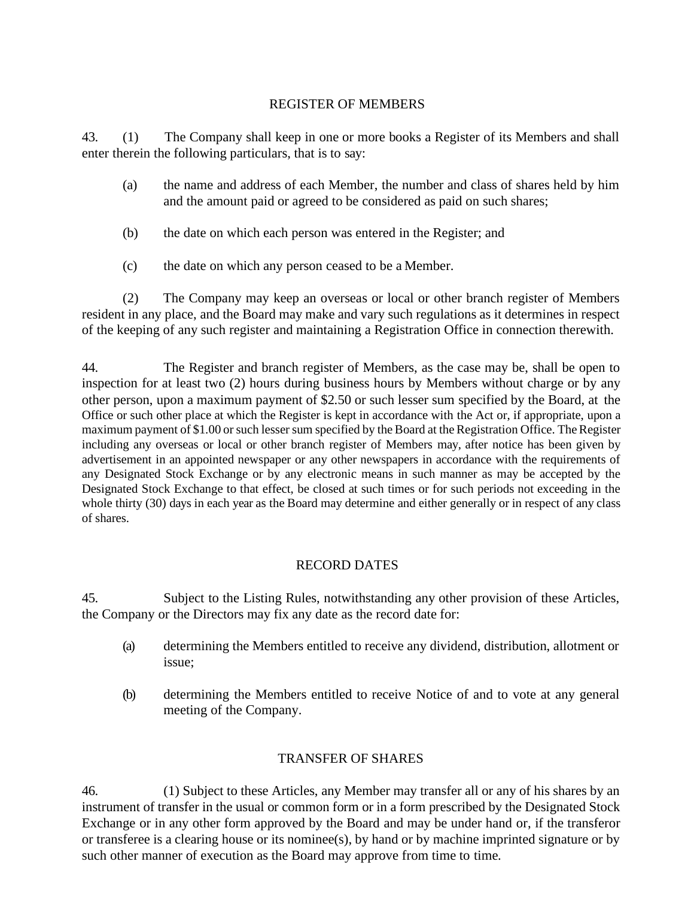## REGISTER OF MEMBERS

43. (1) The Company shall keep in one or more books a Register of its Members and shall enter therein the following particulars, that is to say:

(a) the name and address of each Member, the number and class of shares held by him and the amount paid or agreed to be considered as paid on such shares;

(b) the date on which each person was entered in the Register; and

(c) the date on which any person ceased to be a Member.

(2) The Company may keep an overseas or local or other branch register of Members resident in any place, and the Board may make and vary such regulations as it determines in respect of the keeping of any such register and maintaining a Registration Office in connection therewith.

44. The Register and branch register of Members, as the case may be, shall be open to inspection for at least two (2) hours during business hours by Members without charge or by any other person, upon a maximum payment of $2.50 or such lesser sum specified by the Board, at the Office or such other place at which the Register is kept in accordance with the Act or, if appropriate, upon a maximum payment of $1.00 or such lesser sum specified by the Board at the Registration Office. The Register including any overseas or local or other branch register of Members may, after notice has been given by advertisement in an appointed newspaper or any other newspapers in accordance with the requirements of any Designated Stock Exchange or by any electronic means in such manner as may be accepted by the Designated Stock Exchange to that effect, be closed at such times or for such periods not exceeding in the whole thirty (30) days in each year as the Board may determine and either generally or in respect of any class of shares.

## RECORD DATES

45. Subject to the Listing Rules, notwithstanding any other provision of these Articles, the Company or the Directors may fix any date as the record date for:

(a) determining the Members entitled to receive any dividend, distribution, allotment or issue;

(b) determining the Members entitled to receive Notice of and to vote at any general meeting of the Company.

## TRANSFER OF SHARES

46. (1) Subject to these Articles, any Member may transfer all or any of his shares by an instrument of transfer in the usual or common form or in a form prescribed by the Designated Stock Exchange or in any other form approved by the Board and may be under hand or, if the transferor or transferee is a clearing house or its nominee(s), by hand or by machine imprinted signature or by such other manner of execution as the Board may approve from time to time.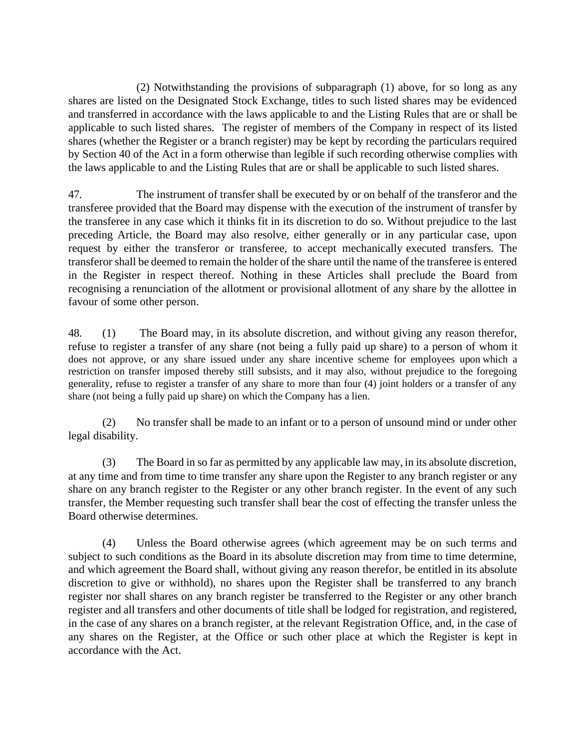(2) Notwithstanding the provisions of subparagraph (1) above, for so long as any shares are listed on the Designated Stock Exchange, titles to such listed shares may be evidenced and transferred in accordance with the laws applicable to and the Listing Rules that are or shall be applicable to such listed shares. The register of members of the Company in respect of its listed shares (whether the Register or a branch register) may be kept by recording the particulars required by Section 40 of the Act in a form otherwise than legible if such recording otherwise complies with the laws applicable to and the Listing Rules that are or shall be applicable to such listed shares.

47. The instrument of transfer shall be executed by or on behalf of the transferor and the transferee provided that the Board may dispense with the execution of the instrument of transfer by the transferee in any case which it thinks fit in its discretion to do so. Without prejudice to the last preceding Article, the Board may also resolve, either generally or in any particular case, upon request by either the transferor or transferee, to accept mechanically executed transfers. The transferor shall be deemed to remain the holder of the share until the name of the transferee is entered in the Register in respect thereof. Nothing in these Articles shall preclude the Board from recognising a renunciation of the allotment or provisional allotment of any share by the allottee in favour of some other person.

48. (1) The Board may, in its absolute discretion, and without giving any reason therefor, refuse to register a transfer of any share (not being a fully paid up share) to a person of whom it does not approve, or any share issued under any share incentive scheme for employees upon which a restriction on transfer imposed thereby still subsists, and it may also, without prejudice to the foregoing generality, refuse to register a transfer of any share to more than four (4) joint holders or a transfer of any share (not being a fully paid up share) on which the Company has a lien.

(2) No transfer shall be made to an infant or to a person of unsound mind or under other legal disability.

(3) The Board in so far as permitted by any applicable law may, in its absolute discretion, at any time and from time to time transfer any share upon the Register to any branch register or any share on any branch register to the Register or any other branch register. In the event of any such transfer, the Member requesting such transfer shall bear the cost of effecting the transfer unless the Board otherwise determines.

(4) Unless the Board otherwise agrees (which agreement may be on such terms and subject to such conditions as the Board in its absolute discretion may from time to time determine, and which agreement the Board shall, without giving any reason therefor, be entitled in its absolute discretion to give or withhold), no shares upon the Register shall be transferred to any branch register nor shall shares on any branch register be transferred to the Register or any other branch register and all transfers and other documents of title shall be lodged for registration, and registered, in the case of any shares on a branch register, at the relevant Registration Office, and, in the case of any shares on the Register, at the Office or such other place at which the Register is kept in accordance with the Act.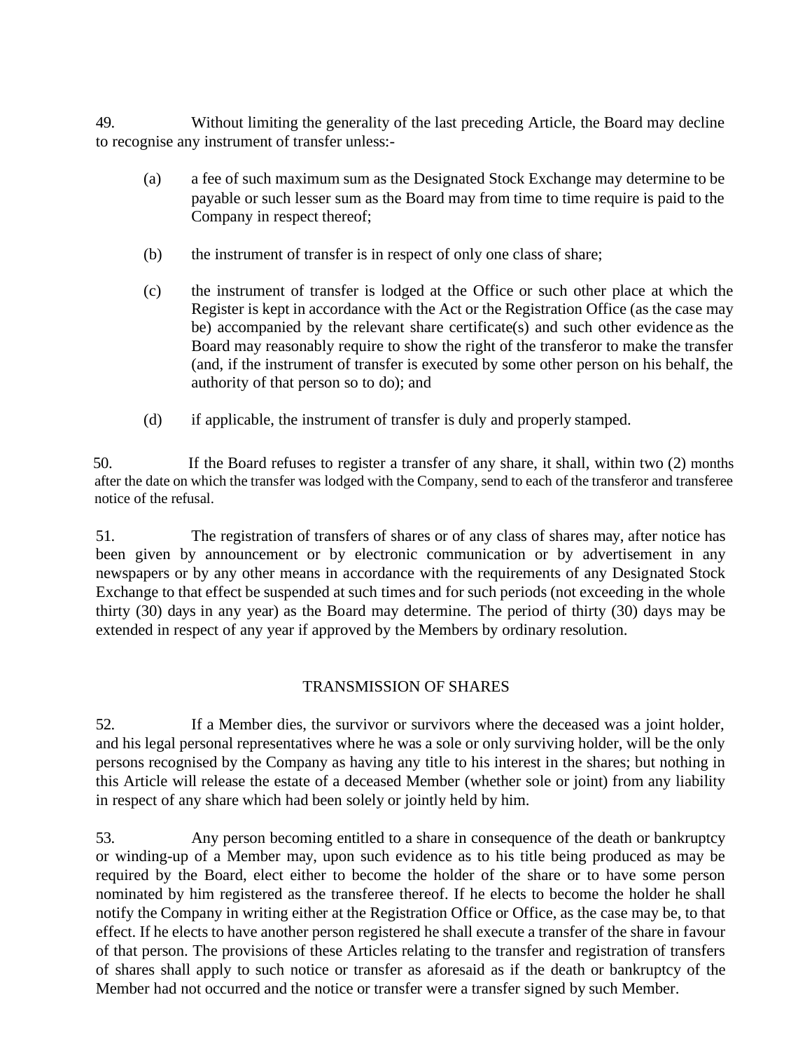49. Without limiting the generality of the last preceding Article, the Board may decline to recognise any instrument of transfer unless:-

(a) a fee of such maximum sum as the Designated Stock Exchange may determine to be payable or such lesser sum as the Board may from time to time require is paid to the Company in respect thereof;

(b) the instrument of transfer is in respect of only one class of share;

(c) the instrument of transfer is lodged at the Office or such other place at which the Register is kept in accordance with the Act or the Registration Office (as the case may be) accompanied by the relevant share certificate(s) and such other evidence as the Board may reasonably require to show the right of the transferor to make the transfer (and, if the instrument of transfer is executed by some other person on his behalf, the authority of that person so to do); and

(d) if applicable, the instrument of transfer is duly and properly stamped.

50. If the Board refuses to register a transfer of any share, it shall, within two (2) months after the date on which the transfer was lodged with the Company, send to each of the transferor and transferee notice of the refusal.

51. The registration of transfers of shares or of any class of shares may, after notice has been given by announcement or by electronic communication or by advertisement in any newspapers or by any other means in accordance with the requirements of any Designated Stock Exchange to that effect be suspended at such times and for such periods (not exceeding in the whole thirty (30) days in any year) as the Board may determine. The period of thirty (30) days may be extended in respect of any year if approved by the Members by ordinary resolution.

## TRANSMISSION OF SHARES

52. If a Member dies, the survivor or survivors where the deceased was a joint holder, and his legal personal representatives where he was a sole or only surviving holder, will be the only persons recognised by the Company as having any title to his interest in the shares; but nothing in this Article will release the estate of a deceased Member (whether sole or joint) from any liability in respect of any share which had been solely or jointly held by him.

53. Any person becoming entitled to a share in consequence of the death or bankruptcy or winding-up of a Member may, upon such evidence as to his title being produced as may be required by the Board, elect either to become the holder of the share or to have some person nominated by him registered as the transferee thereof. If he elects to become the holder he shall notify the Company in writing either at the Registration Office or Office, as the case may be, to that effect. If he elects to have another person registered he shall execute a transfer of the share in favour of that person. The provisions of these Articles relating to the transfer and registration of transfers of shares shall apply to such notice or transfer as aforesaid as if the death or bankruptcy of the Member had not occurred and the notice or transfer were a transfer signed by such Member.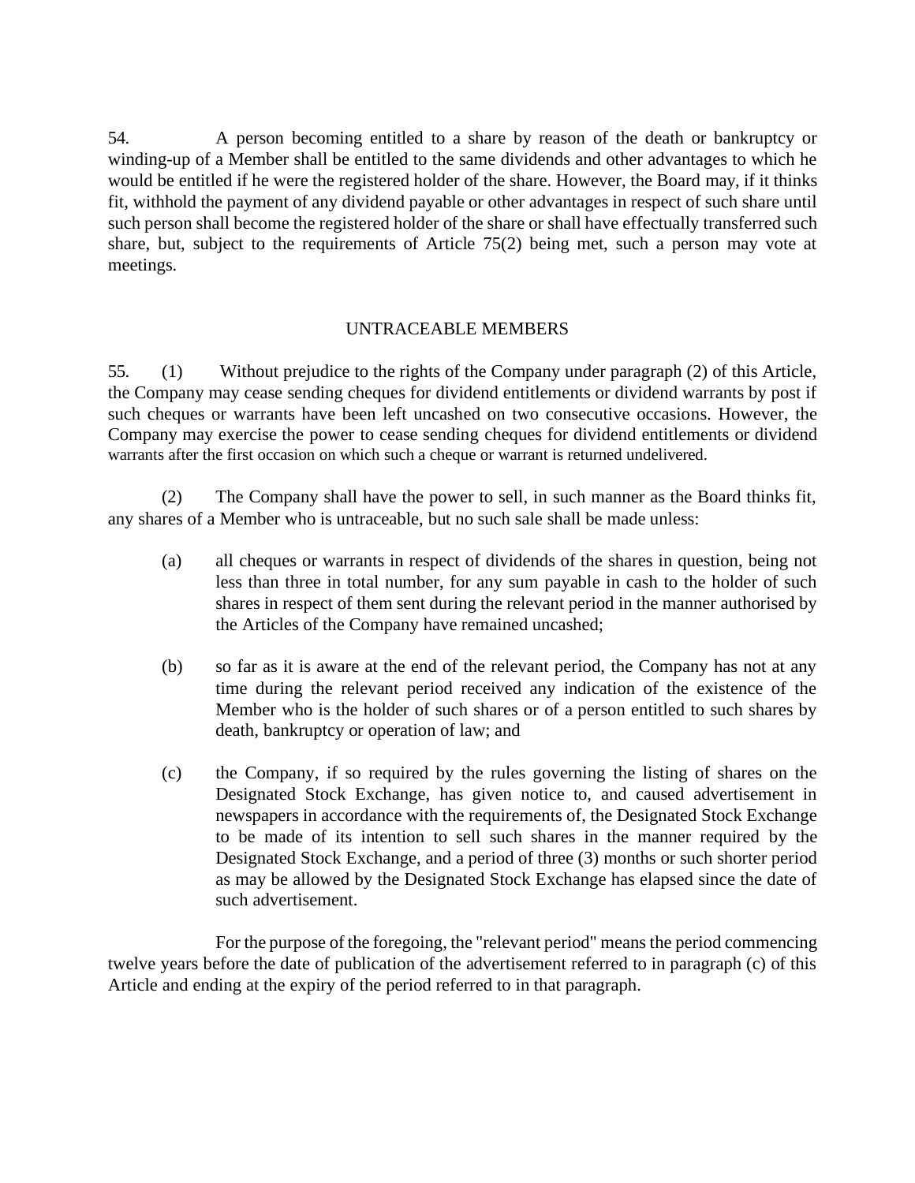54. A person becoming entitled to a share by reason of the death or bankruptcy or winding-up of a Member shall be entitled to the same dividends and other advantages to which he would be entitled if he were the registered holder of the share. However, the Board may, if it thinks fit, withhold the payment of any dividend payable or other advantages in respect of such share until such person shall become the registered holder of the share or shall have effectually transferred such share, but, subject to the requirements of Article 75(2) being met, such a person may vote at meetings.

## UNTRACEABLE MEMBERS

55. (1) Without prejudice to the rights of the Company under paragraph (2) of this Article, the Company may cease sending cheques for dividend entitlements or dividend warrants by post if such cheques or warrants have been left uncashed on two consecutive occasions. However, the Company may exercise the power to cease sending cheques for dividend entitlements or dividend warrants after the first occasion on which such a cheque or warrant is returned undelivered.

(2) The Company shall have the power to sell, in such manner as the Board thinks fit, any shares of a Member who is untraceable, but no such sale shall be made unless:

(a) all cheques or warrants in respect of dividends of the shares in question, being not less than three in total number, for any sum payable in cash to the holder of such shares in respect of them sent during the relevant period in the manner authorised by the Articles of the Company have remained uncashed;

(b) so far as it is aware at the end of the relevant period, the Company has not at any time during the relevant period received any indication of the existence of the Member who is the holder of such shares or of a person entitled to such shares by death, bankruptcy or operation of law; and

(c) the Company, if so required by the rules governing the listing of shares on the Designated Stock Exchange, has given notice to, and caused advertisement in newspapers in accordance with the requirements of, the Designated Stock Exchange to be made of its intention to sell such shares in the manner required by the Designated Stock Exchange, and a period of three (3) months or such shorter period as may be allowed by the Designated Stock Exchange has elapsed since the date of such advertisement.

For the purpose of the foregoing, the "relevant period" means the period commencing twelve years before the date of publication of the advertisement referred to in paragraph (c) of this Article and ending at the expiry of the period referred to in that paragraph.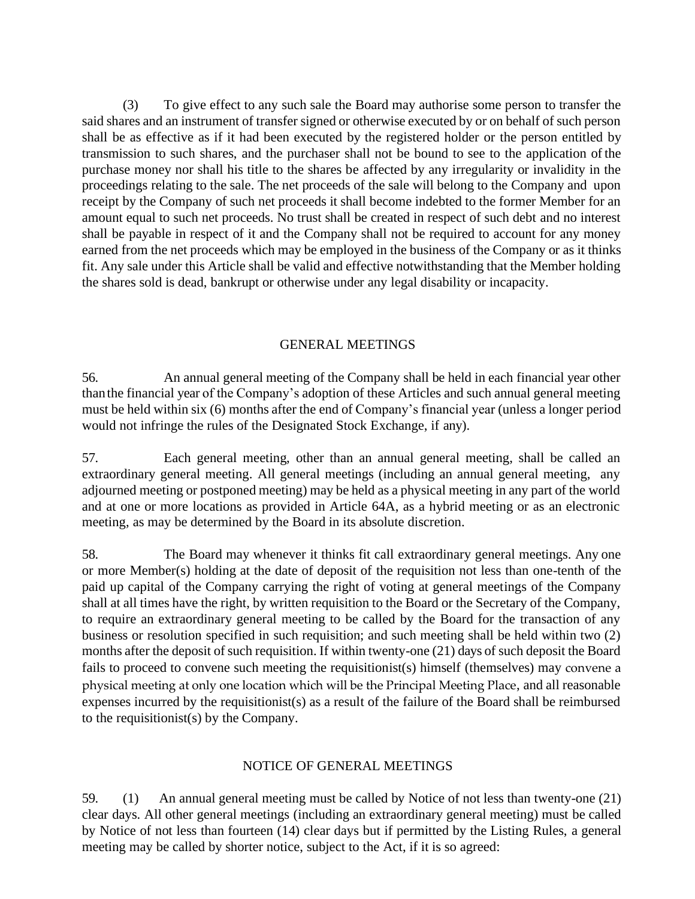(3) To give effect to any such sale the Board may authorise some person to transfer the said shares and an instrument of transfer signed or otherwise executed by or on behalf of such person shall be as effective as if it had been executed by the registered holder or the person entitled by transmission to such shares, and the purchaser shall not be bound to see to the application of the purchase money nor shall his title to the shares be affected by any irregularity or invalidity in the proceedings relating to the sale. The net proceeds of the sale will belong to the Company and upon receipt by the Company of such net proceeds it shall become indebted to the former Member for an amount equal to such net proceeds. No trust shall be created in respect of such debt and no interest shall be payable in respect of it and the Company shall not be required to account for any money earned from the net proceeds which may be employed in the business of the Company or as it thinks fit. Any sale under this Article shall be valid and effective notwithstanding that the Member holding the shares sold is dead, bankrupt or otherwise under any legal disability or incapacity.

## GENERAL MEETINGS

56. An annual general meeting of the Company shall be held in each financial year other than the financial year of the Company's adoption of these Articles and such annual general meeting must be held within six (6) months after the end of Company's financial year (unless a longer period would not infringe the rules of the Designated Stock Exchange, if any).

57. Each general meeting, other than an annual general meeting, shall be called an extraordinary general meeting. All general meetings (including an annual general meeting, any adjourned meeting or postponed meeting) may be held as a physical meeting in any part of the world and at one or more locations as provided in Article 64A, as a hybrid meeting or as an electronic meeting, as may be determined by the Board in its absolute discretion.

58. The Board may whenever it thinks fit call extraordinary general meetings. Any one or more Member(s) holding at the date of deposit of the requisition not less than one-tenth of the paid up capital of the Company carrying the right of voting at general meetings of the Company shall at all times have the right, by written requisition to the Board or the Secretary of the Company, to require an extraordinary general meeting to be called by the Board for the transaction of any business or resolution specified in such requisition; and such meeting shall be held within two (2) months after the deposit of such requisition. If within twenty-one (21) days of such deposit the Board fails to proceed to convene such meeting the requisitionist(s) himself (themselves) may convene a physical meeting at only one location which will be the Principal Meeting Place, and all reasonable expenses incurred by the requisitionist(s) as a result of the failure of the Board shall be reimbursed to the requisitionist(s) by the Company.

## NOTICE OF GENERAL MEETINGS

59. (1) An annual general meeting must be called by Notice of not less than twenty-one (21) clear days. All other general meetings (including an extraordinary general meeting) must be called by Notice of not less than fourteen (14) clear days but if permitted by the Listing Rules, a general meeting may be called by shorter notice, subject to the Act, if it is so agreed: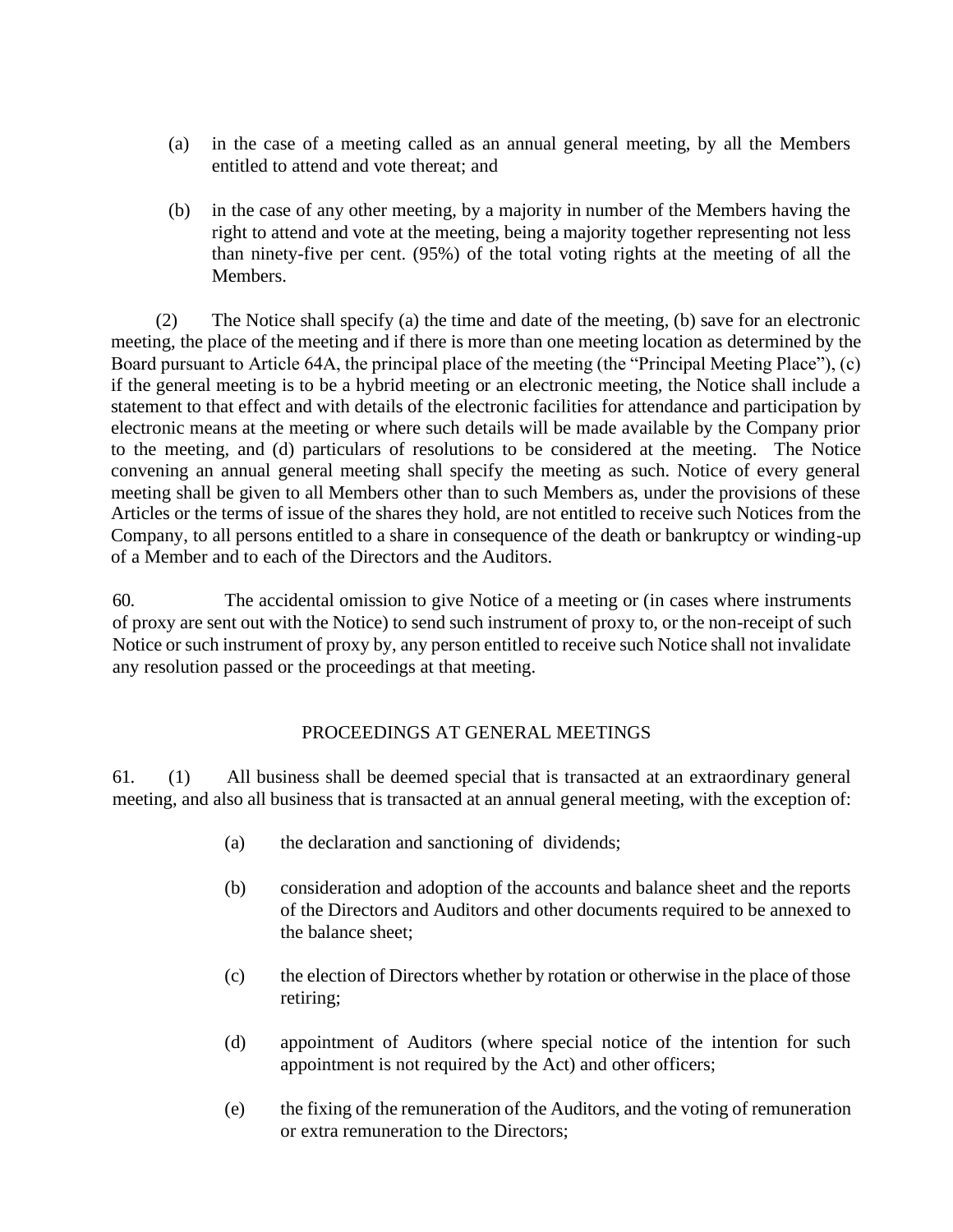(a) in the case of a meeting called as an annual general meeting, by all the Members entitled to attend and vote thereat; and

(b) in the case of any other meeting, by a majority in number of the Members having the right to attend and vote at the meeting, being a majority together representing not less than ninety-five per cent. (95%) of the total voting rights at the meeting of all the Members.

(2) The Notice shall specify (a) the time and date of the meeting, (b) save for an electronic meeting, the place of the meeting and if there is more than one meeting location as determined by the Board pursuant to Article 64A, the principal place of the meeting (the "Principal Meeting Place"), (c) if the general meeting is to be a hybrid meeting or an electronic meeting, the Notice shall include a statement to that effect and with details of the electronic facilities for attendance and participation by electronic means at the meeting or where such details will be made available by the Company prior to the meeting, and (d) particulars of resolutions to be considered at the meeting. The Notice convening an annual general meeting shall specify the meeting as such. Notice of every general meeting shall be given to all Members other than to such Members as, under the provisions of these Articles or the terms of issue of the shares they hold, are not entitled to receive such Notices from the Company, to all persons entitled to a share in consequence of the death or bankruptcy or winding-up of a Member and to each of the Directors and the Auditors.

60. The accidental omission to give Notice of a meeting or (in cases where instruments of proxy are sent out with the Notice) to send such instrument of proxy to, or the non-receipt of such Notice or such instrument of proxy by, any person entitled to receive such Notice shall not invalidate any resolution passed or the proceedings at that meeting.

## PROCEEDINGS AT GENERAL MEETINGS

61. (1) All business shall be deemed special that is transacted at an extraordinary general meeting, and also all business that is transacted at an annual general meeting, with the exception of:

(a) the declaration and sanctioning of dividends;

(b) consideration and adoption of the accounts and balance sheet and the reports of the Directors and Auditors and other documents required to be annexed to the balance sheet;

(c) the election of Directors whether by rotation or otherwise in the place of those retiring;

(d) appointment of Auditors (where special notice of the intention for such appointment is not required by the Act) and other officers;

(e) the fixing of the remuneration of the Auditors, and the voting of remuneration or extra remuneration to the Directors;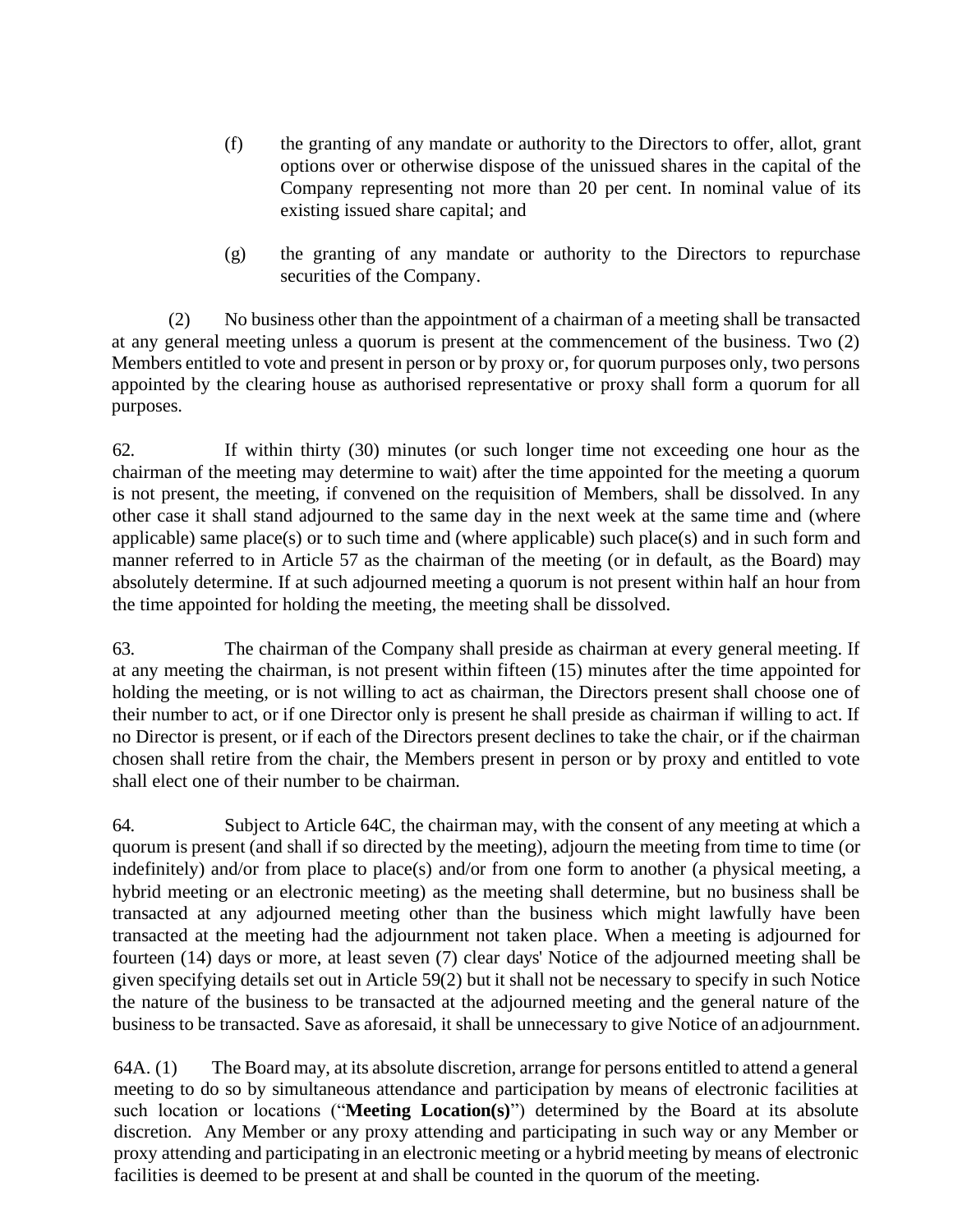(f) the granting of any mandate or authority to the Directors to offer, allot, grant options over or otherwise dispose of the unissued shares in the capital of the Company representing not more than 20 per cent. In nominal value of its existing issued share capital; and

(g) the granting of any mandate or authority to the Directors to repurchase securities of the Company.

(2) No business other than the appointment of a chairman of a meeting shall be transacted at any general meeting unless a quorum is present at the commencement of the business. Two (2) Members entitled to vote and present in person or by proxy or, for quorum purposes only, two persons appointed by the clearing house as authorised representative or proxy shall form a quorum for all purposes.

62. If within thirty (30) minutes (or such longer time not exceeding one hour as the chairman of the meeting may determine to wait) after the time appointed for the meeting a quorum is not present, the meeting, if convened on the requisition of Members, shall be dissolved. In any other case it shall stand adjourned to the same day in the next week at the same time and (where applicable) same place(s) or to such time and (where applicable) such place(s) and in such form and manner referred to in Article 57 as the chairman of the meeting (or in default, as the Board) may absolutely determine. If at such adjourned meeting a quorum is not present within half an hour from the time appointed for holding the meeting, the meeting shall be dissolved.

63. The chairman of the Company shall preside as chairman at every general meeting. If at any meeting the chairman, is not present within fifteen (15) minutes after the time appointed for holding the meeting, or is not willing to act as chairman, the Directors present shall choose one of their number to act, or if one Director only is present he shall preside as chairman if willing to act. If no Director is present, or if each of the Directors present declines to take the chair, or if the chairman chosen shall retire from the chair, the Members present in person or by proxy and entitled to vote shall elect one of their number to be chairman.

64. Subject to Article 64C, the chairman may, with the consent of any meeting at which a quorum is present (and shall if so directed by the meeting), adjourn the meeting from time to time (or indefinitely) and/or from place to place(s) and/or from one form to another (a physical meeting, a hybrid meeting or an electronic meeting) as the meeting shall determine, but no business shall be transacted at any adjourned meeting other than the business which might lawfully have been transacted at the meeting had the adjournment not taken place. When a meeting is adjourned for fourteen (14) days or more, at least seven (7) clear days' Notice of the adjourned meeting shall be given specifying details set out in Article 59(2) but it shall not be necessary to specify in such Notice the nature of the business to be transacted at the adjourned meeting and the general nature of the business to be transacted. Save as aforesaid, it shall be unnecessary to give Notice of an adjournment.

64A. (1) The Board may, at its absolute discretion, arrange for persons entitled to attend a general meeting to do so by simultaneous attendance and participation by means of electronic facilities at such location or locations ("**Meeting Location(s)**") determined by the Board at its absolute discretion. Any Member or any proxy attending and participating in such way or any Member or proxy attending and participating in an electronic meeting or a hybrid meeting by means of electronic facilities is deemed to be present at and shall be counted in the quorum of the meeting.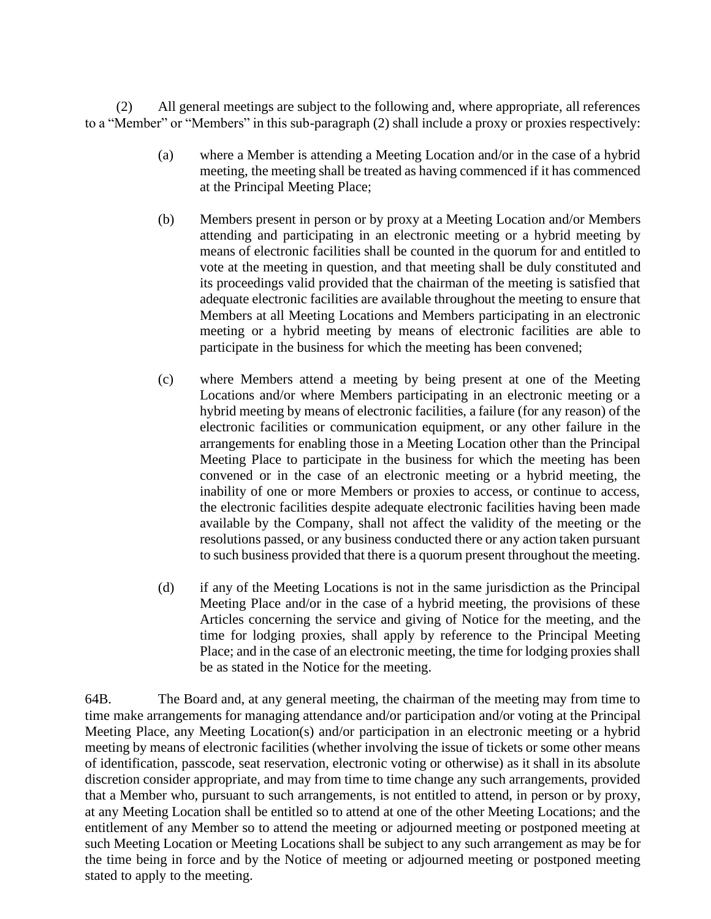(2) All general meetings are subject to the following and, where appropriate, all references to a "Member" or "Members" in this sub-paragraph (2) shall include a proxy or proxies respectively:

(a) where a Member is attending a Meeting Location and/or in the case of a hybrid meeting, the meeting shall be treated as having commenced if it has commenced at the Principal Meeting Place;

(b) Members present in person or by proxy at a Meeting Location and/or Members attending and participating in an electronic meeting or a hybrid meeting by means of electronic facilities shall be counted in the quorum for and entitled to vote at the meeting in question, and that meeting shall be duly constituted and its proceedings valid provided that the chairman of the meeting is satisfied that adequate electronic facilities are available throughout the meeting to ensure that Members at all Meeting Locations and Members participating in an electronic meeting or a hybrid meeting by means of electronic facilities are able to participate in the business for which the meeting has been convened;

(c) where Members attend a meeting by being present at one of the Meeting Locations and/or where Members participating in an electronic meeting or a hybrid meeting by means of electronic facilities, a failure (for any reason) of the electronic facilities or communication equipment, or any other failure in the arrangements for enabling those in a Meeting Location other than the Principal Meeting Place to participate in the business for which the meeting has been convened or in the case of an electronic meeting or a hybrid meeting, the inability of one or more Members or proxies to access, or continue to access, the electronic facilities despite adequate electronic facilities having been made available by the Company, shall not affect the validity of the meeting or the resolutions passed, or any business conducted there or any action taken pursuant to such business provided that there is a quorum present throughout the meeting.

(d) if any of the Meeting Locations is not in the same jurisdiction as the Principal Meeting Place and/or in the case of a hybrid meeting, the provisions of these Articles concerning the service and giving of Notice for the meeting, and the time for lodging proxies, shall apply by reference to the Principal Meeting Place; and in the case of an electronic meeting, the time for lodging proxies shall be as stated in the Notice for the meeting.

64B. The Board and, at any general meeting, the chairman of the meeting may from time to time make arrangements for managing attendance and/or participation and/or voting at the Principal Meeting Place, any Meeting Location(s) and/or participation in an electronic meeting or a hybrid meeting by means of electronic facilities (whether involving the issue of tickets or some other means of identification, passcode, seat reservation, electronic voting or otherwise) as it shall in its absolute discretion consider appropriate, and may from time to time change any such arrangements, provided that a Member who, pursuant to such arrangements, is not entitled to attend, in person or by proxy, at any Meeting Location shall be entitled so to attend at one of the other Meeting Locations; and the entitlement of any Member so to attend the meeting or adjourned meeting or postponed meeting at such Meeting Location or Meeting Locations shall be subject to any such arrangement as may be for the time being in force and by the Notice of meeting or adjourned meeting or postponed meeting stated to apply to the meeting.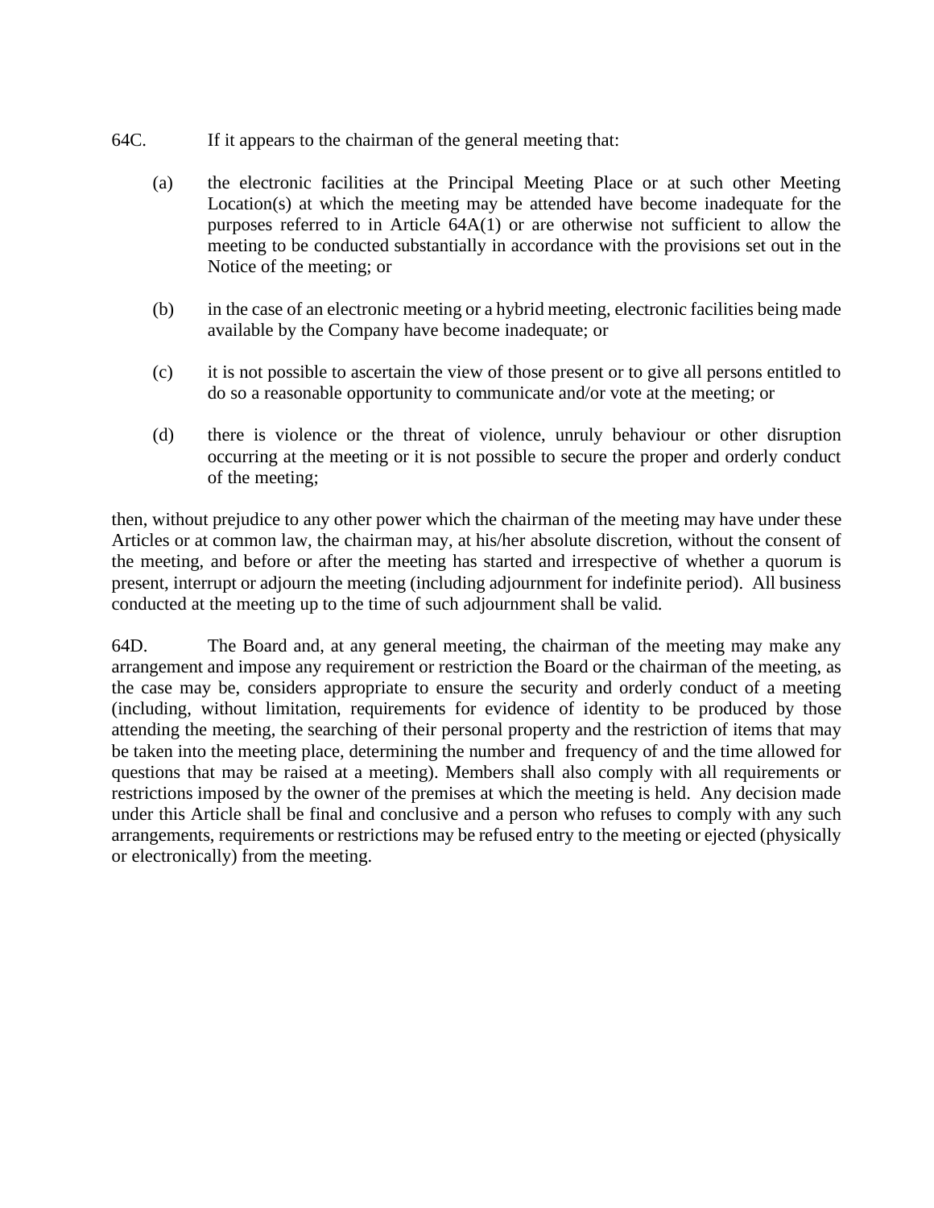64C. If it appears to the chairman of the general meeting that:

(a) the electronic facilities at the Principal Meeting Place or at such other Meeting Location(s) at which the meeting may be attended have become inadequate for the purposes referred to in Article 64A(1) or are otherwise not sufficient to allow the meeting to be conducted substantially in accordance with the provisions set out in the Notice of the meeting; or

(b) in the case of an electronic meeting or a hybrid meeting, electronic facilities being made available by the Company have become inadequate; or

(c) it is not possible to ascertain the view of those present or to give all persons entitled to do so a reasonable opportunity to communicate and/or vote at the meeting; or

(d) there is violence or the threat of violence, unruly behaviour or other disruption occurring at the meeting or it is not possible to secure the proper and orderly conduct of the meeting;

then, without prejudice to any other power which the chairman of the meeting may have under these Articles or at common law, the chairman may, at his/her absolute discretion, without the consent of the meeting, and before or after the meeting has started and irrespective of whether a quorum is present, interrupt or adjourn the meeting (including adjournment for indefinite period). All business conducted at the meeting up to the time of such adjournment shall be valid.

64D. The Board and, at any general meeting, the chairman of the meeting may make any arrangement and impose any requirement or restriction the Board or the chairman of the meeting, as the case may be, considers appropriate to ensure the security and orderly conduct of a meeting (including, without limitation, requirements for evidence of identity to be produced by those attending the meeting, the searching of their personal property and the restriction of items that may be taken into the meeting place, determining the number and frequency of and the time allowed for questions that may be raised at a meeting). Members shall also comply with all requirements or restrictions imposed by the owner of the premises at which the meeting is held. Any decision made under this Article shall be final and conclusive and a person who refuses to comply with any such arrangements, requirements or restrictions may be refused entry to the meeting or ejected (physically or electronically) from the meeting.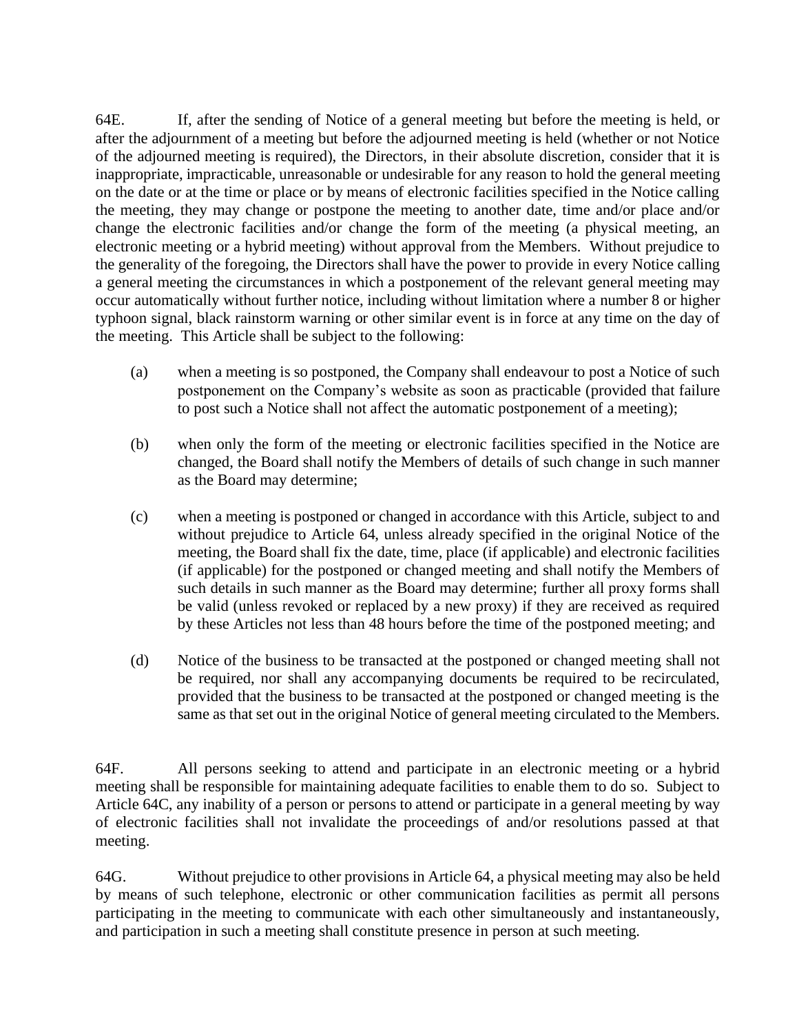64E. If, after the sending of Notice of a general meeting but before the meeting is held, or after the adjournment of a meeting but before the adjourned meeting is held (whether or not Notice of the adjourned meeting is required), the Directors, in their absolute discretion, consider that it is inappropriate, impracticable, unreasonable or undesirable for any reason to hold the general meeting on the date or at the time or place or by means of electronic facilities specified in the Notice calling the meeting, they may change or postpone the meeting to another date, time and/or place and/or change the electronic facilities and/or change the form of the meeting (a physical meeting, an electronic meeting or a hybrid meeting) without approval from the Members. Without prejudice to the generality of the foregoing, the Directors shall have the power to provide in every Notice calling a general meeting the circumstances in which a postponement of the relevant general meeting may occur automatically without further notice, including without limitation where a number 8 or higher typhoon signal, black rainstorm warning or other similar event is in force at any time on the day of the meeting. This Article shall be subject to the following:

(a) when a meeting is so postponed, the Company shall endeavour to post a Notice of such postponement on the Company's website as soon as practicable (provided that failure to post such a Notice shall not affect the automatic postponement of a meeting);

(b) when only the form of the meeting or electronic facilities specified in the Notice are changed, the Board shall notify the Members of details of such change in such manner as the Board may determine;

(c) when a meeting is postponed or changed in accordance with this Article, subject to and without prejudice to Article 64, unless already specified in the original Notice of the meeting, the Board shall fix the date, time, place (if applicable) and electronic facilities (if applicable) for the postponed or changed meeting and shall notify the Members of such details in such manner as the Board may determine; further all proxy forms shall be valid (unless revoked or replaced by a new proxy) if they are received as required by these Articles not less than 48 hours before the time of the postponed meeting; and

(d) Notice of the business to be transacted at the postponed or changed meeting shall not be required, nor shall any accompanying documents be required to be recirculated, provided that the business to be transacted at the postponed or changed meeting is the same as that set out in the original Notice of general meeting circulated to the Members.

64F. All persons seeking to attend and participate in an electronic meeting or a hybrid meeting shall be responsible for maintaining adequate facilities to enable them to do so. Subject to Article 64C, any inability of a person or persons to attend or participate in a general meeting by way of electronic facilities shall not invalidate the proceedings of and/or resolutions passed at that meeting.

64G. Without prejudice to other provisions in Article 64, a physical meeting may also be held by means of such telephone, electronic or other communication facilities as permit all persons participating in the meeting to communicate with each other simultaneously and instantaneously, and participation in such a meeting shall constitute presence in person at such meeting.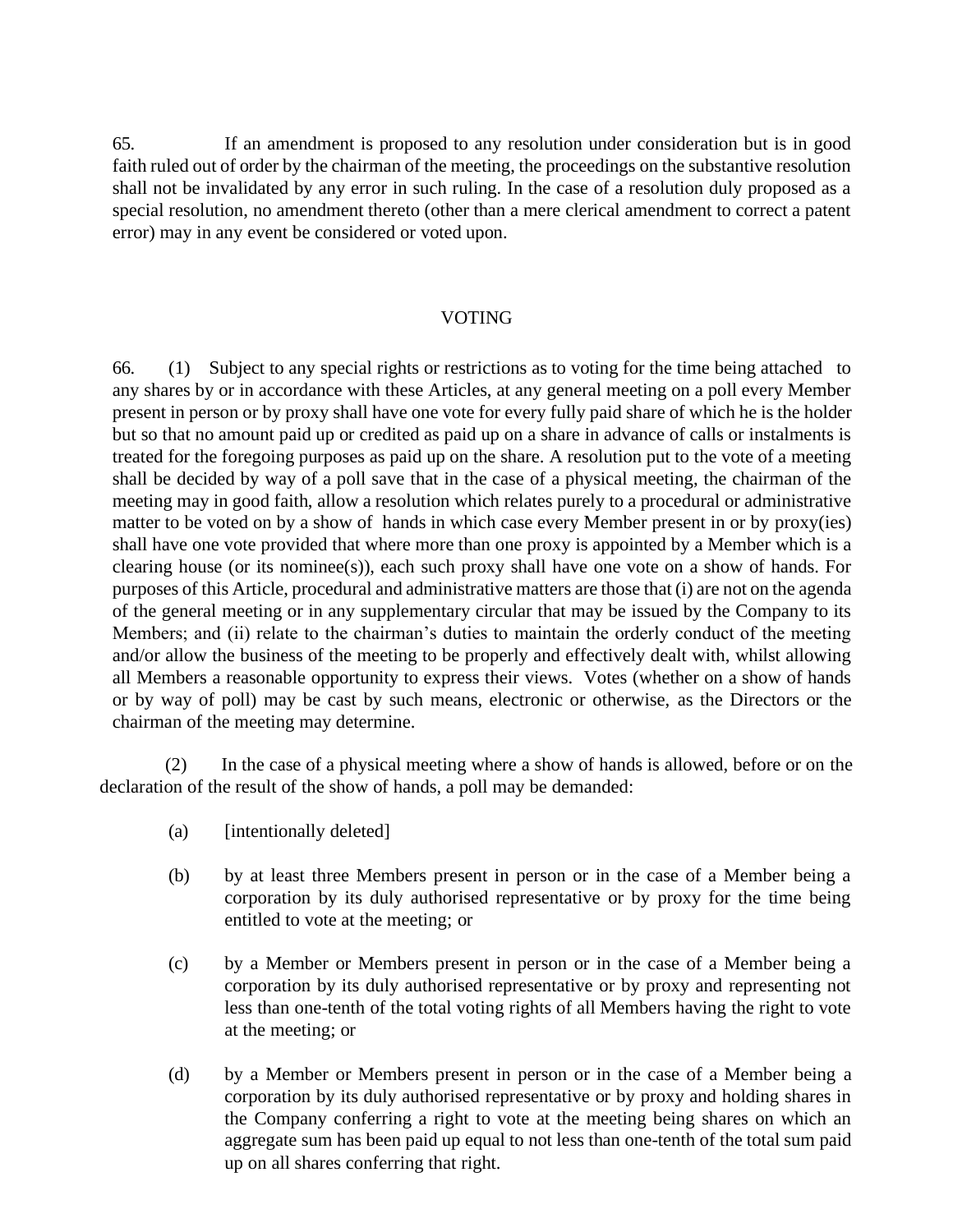65. If an amendment is proposed to any resolution under consideration but is in good faith ruled out of order by the chairman of the meeting, the proceedings on the substantive resolution shall not be invalidated by any error in such ruling. In the case of a resolution duly proposed as a special resolution, no amendment thereto (other than a mere clerical amendment to correct a patent error) may in any event be considered or voted upon.

## VOTING

66. (1) Subject to any special rights or restrictions as to voting for the time being attached to any shares by or in accordance with these Articles, at any general meeting on a poll every Member present in person or by proxy shall have one vote for every fully paid share of which he is the holder but so that no amount paid up or credited as paid up on a share in advance of calls or instalments is treated for the foregoing purposes as paid up on the share. A resolution put to the vote of a meeting shall be decided by way of a poll save that in the case of a physical meeting, the chairman of the meeting may in good faith, allow a resolution which relates purely to a procedural or administrative matter to be voted on by a show of hands in which case every Member present in or by proxy(ies) shall have one vote provided that where more than one proxy is appointed by a Member which is a clearing house (or its nominee(s)), each such proxy shall have one vote on a show of hands. For purposes of this Article, procedural and administrative matters are those that (i) are not on the agenda of the general meeting or in any supplementary circular that may be issued by the Company to its Members; and (ii) relate to the chairman's duties to maintain the orderly conduct of the meeting and/or allow the business of the meeting to be properly and effectively dealt with, whilst allowing all Members a reasonable opportunity to express their views. Votes (whether on a show of hands or by way of poll) may be cast by such means, electronic or otherwise, as the Directors or the chairman of the meeting may determine.

(2) In the case of a physical meeting where a show of hands is allowed, before or on the declaration of the result of the show of hands, a poll may be demanded:

(a) [intentionally deleted]

(b) by at least three Members present in person or in the case of a Member being a corporation by its duly authorised representative or by proxy for the time being entitled to vote at the meeting; or

(c) by a Member or Members present in person or in the case of a Member being a corporation by its duly authorised representative or by proxy and representing not less than one-tenth of the total voting rights of all Members having the right to vote at the meeting; or

(d) by a Member or Members present in person or in the case of a Member being a corporation by its duly authorised representative or by proxy and holding shares in the Company conferring a right to vote at the meeting being shares on which an aggregate sum has been paid up equal to not less than one-tenth of the total sum paid up on all shares conferring that right.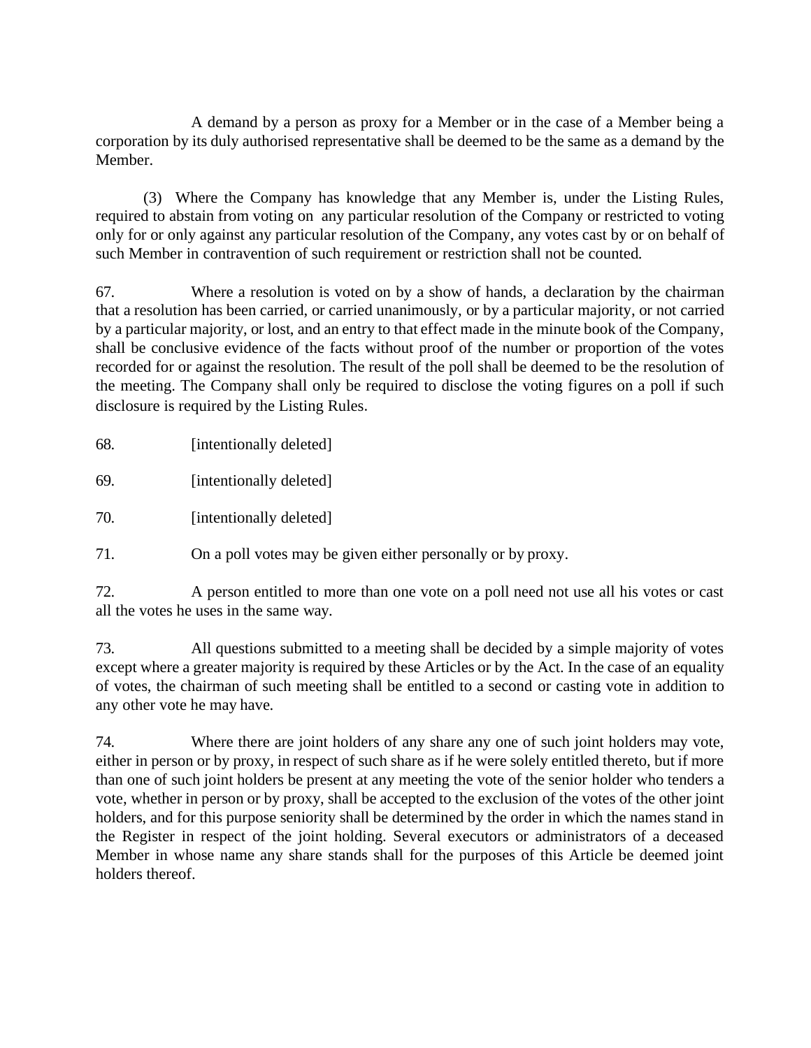A demand by a person as proxy for a Member or in the case of a Member being a corporation by its duly authorised representative shall be deemed to be the same as a demand by the Member.

(3) Where the Company has knowledge that any Member is, under the Listing Rules, required to abstain from voting on any particular resolution of the Company or restricted to voting only for or only against any particular resolution of the Company, any votes cast by or on behalf of such Member in contravention of such requirement or restriction shall not be counted.

67. Where a resolution is voted on by a show of hands, a declaration by the chairman that a resolution has been carried, or carried unanimously, or by a particular majority, or not carried by a particular majority, or lost, and an entry to that effect made in the minute book of the Company, shall be conclusive evidence of the facts without proof of the number or proportion of the votes recorded for or against the resolution. The result of the poll shall be deemed to be the resolution of the meeting. The Company shall only be required to disclose the voting figures on a poll if such disclosure is required by the Listing Rules.

68. [intentionally deleted]

69. [intentionally deleted]

70. [intentionally deleted]

71. On a poll votes may be given either personally or by proxy.

72. A person entitled to more than one vote on a poll need not use all his votes or cast all the votes he uses in the same way.

73. All questions submitted to a meeting shall be decided by a simple majority of votes except where a greater majority is required by these Articles or by the Act. In the case of an equality of votes, the chairman of such meeting shall be entitled to a second or casting vote in addition to any other vote he may have.

74. Where there are joint holders of any share any one of such joint holders may vote, either in person or by proxy, in respect of such share as if he were solely entitled thereto, but if more than one of such joint holders be present at any meeting the vote of the senior holder who tenders a vote, whether in person or by proxy, shall be accepted to the exclusion of the votes of the other joint holders, and for this purpose seniority shall be determined by the order in which the names stand in the Register in respect of the joint holding. Several executors or administrators of a deceased Member in whose name any share stands shall for the purposes of this Article be deemed joint holders thereof.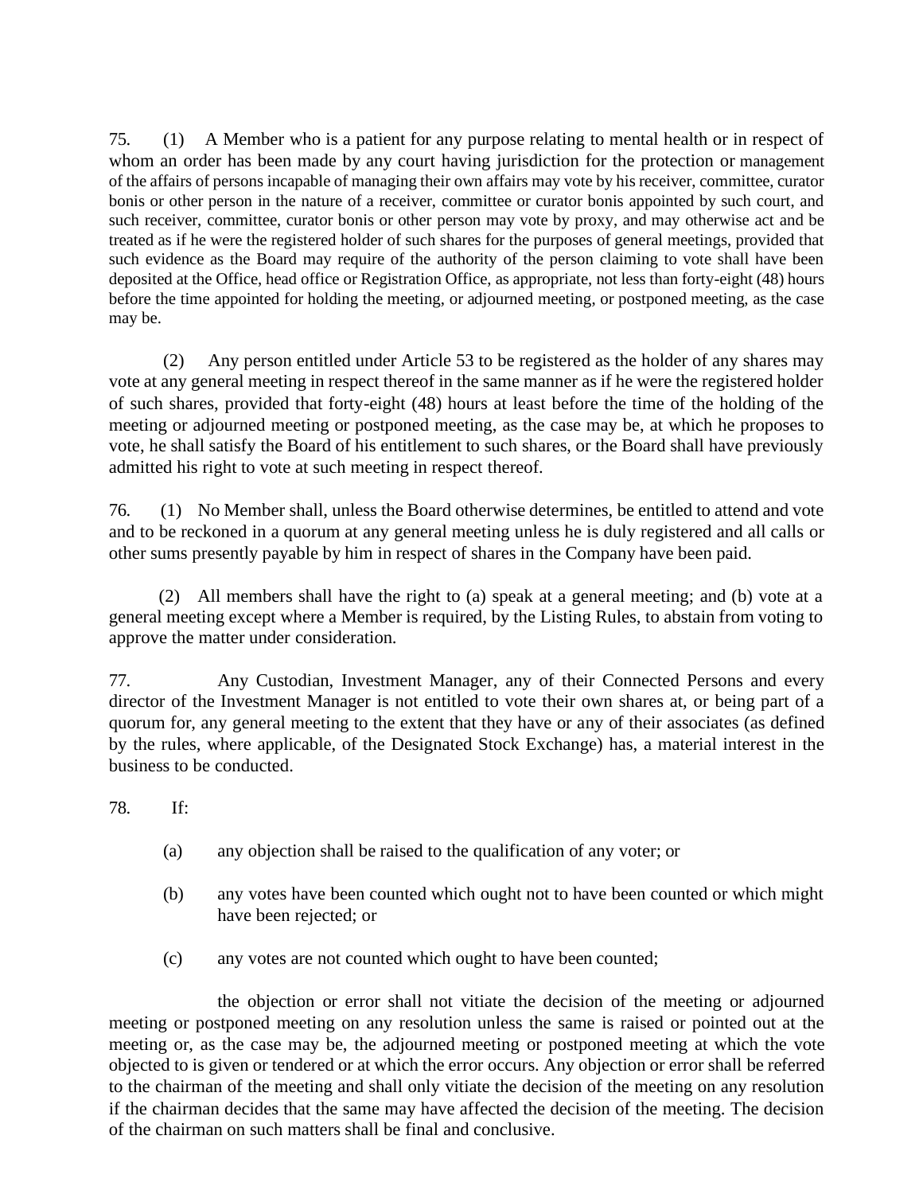75. (1) A Member who is a patient for any purpose relating to mental health or in respect of whom an order has been made by any court having jurisdiction for the protection or management of the affairs of persons incapable of managing their own affairs may vote by his receiver, committee, curator bonis or other person in the nature of a receiver, committee or curator bonis appointed by such court, and such receiver, committee, curator bonis or other person may vote by proxy, and may otherwise act and be treated as if he were the registered holder of such shares for the purposes of general meetings, provided that such evidence as the Board may require of the authority of the person claiming to vote shall have been deposited at the Office, head office or Registration Office, as appropriate, not less than forty-eight (48) hours before the time appointed for holding the meeting, or adjourned meeting, or postponed meeting, as the case may be.

(2) Any person entitled under Article 53 to be registered as the holder of any shares may vote at any general meeting in respect thereof in the same manner as if he were the registered holder of such shares, provided that forty-eight (48) hours at least before the time of the holding of the meeting or adjourned meeting or postponed meeting, as the case may be, at which he proposes to vote, he shall satisfy the Board of his entitlement to such shares, or the Board shall have previously admitted his right to vote at such meeting in respect thereof.

76. (1) No Member shall, unless the Board otherwise determines, be entitled to attend and vote and to be reckoned in a quorum at any general meeting unless he is duly registered and all calls or other sums presently payable by him in respect of shares in the Company have been paid.

(2) All members shall have the right to (a) speak at a general meeting; and (b) vote at a general meeting except where a Member is required, by the Listing Rules, to abstain from voting to approve the matter under consideration.

77. Any Custodian, Investment Manager, any of their Connected Persons and every director of the Investment Manager is not entitled to vote their own shares at, or being part of a quorum for, any general meeting to the extent that they have or any of their associates (as defined by the rules, where applicable, of the Designated Stock Exchange) has, a material interest in the business to be conducted.

78. If:

(a) any objection shall be raised to the qualification of any voter; or

(b) any votes have been counted which ought not to have been counted or which might have been rejected; or

(c) any votes are not counted which ought to have been counted;

the objection or error shall not vitiate the decision of the meeting or adjourned meeting or postponed meeting on any resolution unless the same is raised or pointed out at the meeting or, as the case may be, the adjourned meeting or postponed meeting at which the vote objected to is given or tendered or at which the error occurs. Any objection or error shall be referred to the chairman of the meeting and shall only vitiate the decision of the meeting on any resolution if the chairman decides that the same may have affected the decision of the meeting. The decision of the chairman on such matters shall be final and conclusive.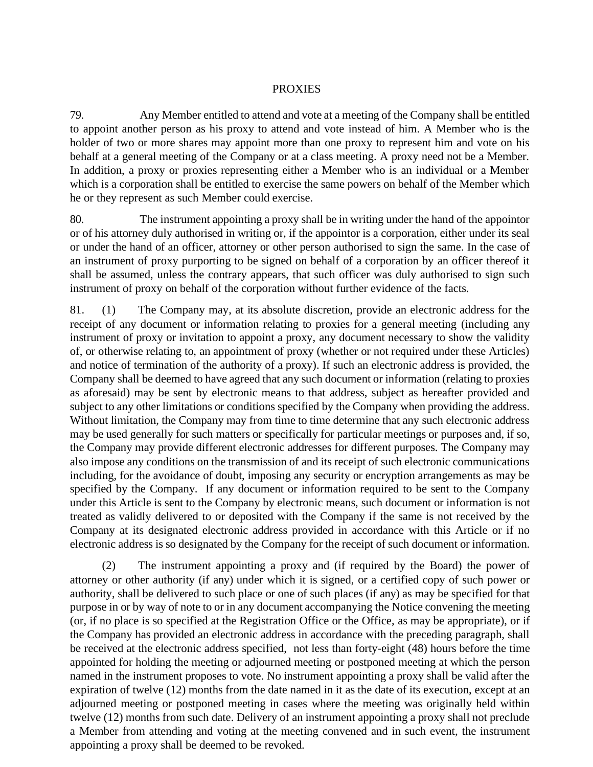## PROXIES

79. Any Member entitled to attend and vote at a meeting of the Company shall be entitled to appoint another person as his proxy to attend and vote instead of him. A Member who is the holder of two or more shares may appoint more than one proxy to represent him and vote on his behalf at a general meeting of the Company or at a class meeting. A proxy need not be a Member. In addition, a proxy or proxies representing either a Member who is an individual or a Member which is a corporation shall be entitled to exercise the same powers on behalf of the Member which he or they represent as such Member could exercise.

80. The instrument appointing a proxy shall be in writing under the hand of the appointor or of his attorney duly authorised in writing or, if the appointor is a corporation, either under its seal or under the hand of an officer, attorney or other person authorised to sign the same. In the case of an instrument of proxy purporting to be signed on behalf of a corporation by an officer thereof it shall be assumed, unless the contrary appears, that such officer was duly authorised to sign such instrument of proxy on behalf of the corporation without further evidence of the facts.

81. (1) The Company may, at its absolute discretion, provide an electronic address for the receipt of any document or information relating to proxies for a general meeting (including any instrument of proxy or invitation to appoint a proxy, any document necessary to show the validity of, or otherwise relating to, an appointment of proxy (whether or not required under these Articles) and notice of termination of the authority of a proxy). If such an electronic address is provided, the Company shall be deemed to have agreed that any such document or information (relating to proxies as aforesaid) may be sent by electronic means to that address, subject as hereafter provided and subject to any other limitations or conditions specified by the Company when providing the address. Without limitation, the Company may from time to time determine that any such electronic address may be used generally for such matters or specifically for particular meetings or purposes and, if so, the Company may provide different electronic addresses for different purposes. The Company may also impose any conditions on the transmission of and its receipt of such electronic communications including, for the avoidance of doubt, imposing any security or encryption arrangements as may be specified by the Company. If any document or information required to be sent to the Company under this Article is sent to the Company by electronic means, such document or information is not treated as validly delivered to or deposited with the Company if the same is not received by the Company at its designated electronic address provided in accordance with this Article or if no electronic address is so designated by the Company for the receipt of such document or information.

(2) The instrument appointing a proxy and (if required by the Board) the power of attorney or other authority (if any) under which it is signed, or a certified copy of such power or authority, shall be delivered to such place or one of such places (if any) as may be specified for that purpose in or by way of note to or in any document accompanying the Notice convening the meeting (or, if no place is so specified at the Registration Office or the Office, as may be appropriate), or if the Company has provided an electronic address in accordance with the preceding paragraph, shall be received at the electronic address specified, not less than forty-eight (48) hours before the time appointed for holding the meeting or adjourned meeting or postponed meeting at which the person named in the instrument proposes to vote. No instrument appointing a proxy shall be valid after the expiration of twelve (12) months from the date named in it as the date of its execution, except at an adjourned meeting or postponed meeting in cases where the meeting was originally held within twelve (12) months from such date. Delivery of an instrument appointing a proxy shall not preclude a Member from attending and voting at the meeting convened and in such event, the instrument appointing a proxy shall be deemed to be revoked.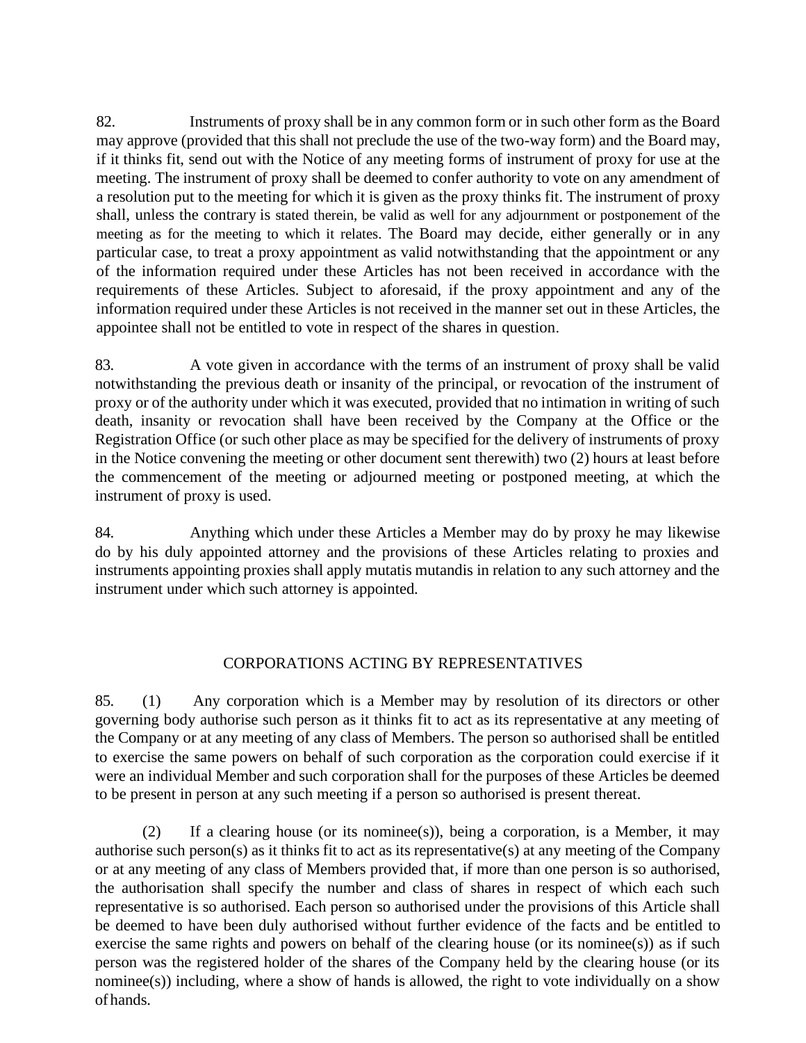82. Instruments of proxy shall be in any common form or in such other form as the Board may approve (provided that this shall not preclude the use of the two-way form) and the Board may, if it thinks fit, send out with the Notice of any meeting forms of instrument of proxy for use at the meeting. The instrument of proxy shall be deemed to confer authority to vote on any amendment of a resolution put to the meeting for which it is given as the proxy thinks fit. The instrument of proxy shall, unless the contrary is stated therein, be valid as well for any adjournment or postponement of the meeting as for the meeting to which it relates. The Board may decide, either generally or in any particular case, to treat a proxy appointment as valid notwithstanding that the appointment or any of the information required under these Articles has not been received in accordance with the requirements of these Articles. Subject to aforesaid, if the proxy appointment and any of the information required under these Articles is not received in the manner set out in these Articles, the appointee shall not be entitled to vote in respect of the shares in question.

83. A vote given in accordance with the terms of an instrument of proxy shall be valid notwithstanding the previous death or insanity of the principal, or revocation of the instrument of proxy or of the authority under which it was executed, provided that no intimation in writing of such death, insanity or revocation shall have been received by the Company at the Office or the Registration Office (or such other place as may be specified for the delivery of instruments of proxy in the Notice convening the meeting or other document sent therewith) two (2) hours at least before the commencement of the meeting or adjourned meeting or postponed meeting, at which the instrument of proxy is used.

84. Anything which under these Articles a Member may do by proxy he may likewise do by his duly appointed attorney and the provisions of these Articles relating to proxies and instruments appointing proxies shall apply mutatis mutandis in relation to any such attorney and the instrument under which such attorney is appointed.

## CORPORATIONS ACTING BY REPRESENTATIVES

85. (1) Any corporation which is a Member may by resolution of its directors or other governing body authorise such person as it thinks fit to act as its representative at any meeting of the Company or at any meeting of any class of Members. The person so authorised shall be entitled to exercise the same powers on behalf of such corporation as the corporation could exercise if it were an individual Member and such corporation shall for the purposes of these Articles be deemed to be present in person at any such meeting if a person so authorised is present thereat.

(2) If a clearing house (or its nominee(s)), being a corporation, is a Member, it may authorise such person(s) as it thinks fit to act as its representative(s) at any meeting of the Company or at any meeting of any class of Members provided that, if more than one person is so authorised, the authorisation shall specify the number and class of shares in respect of which each such representative is so authorised. Each person so authorised under the provisions of this Article shall be deemed to have been duly authorised without further evidence of the facts and be entitled to exercise the same rights and powers on behalf of the clearing house (or its nominee(s)) as if such person was the registered holder of the shares of the Company held by the clearing house (or its nominee(s)) including, where a show of hands is allowed, the right to vote individually on a show of hands.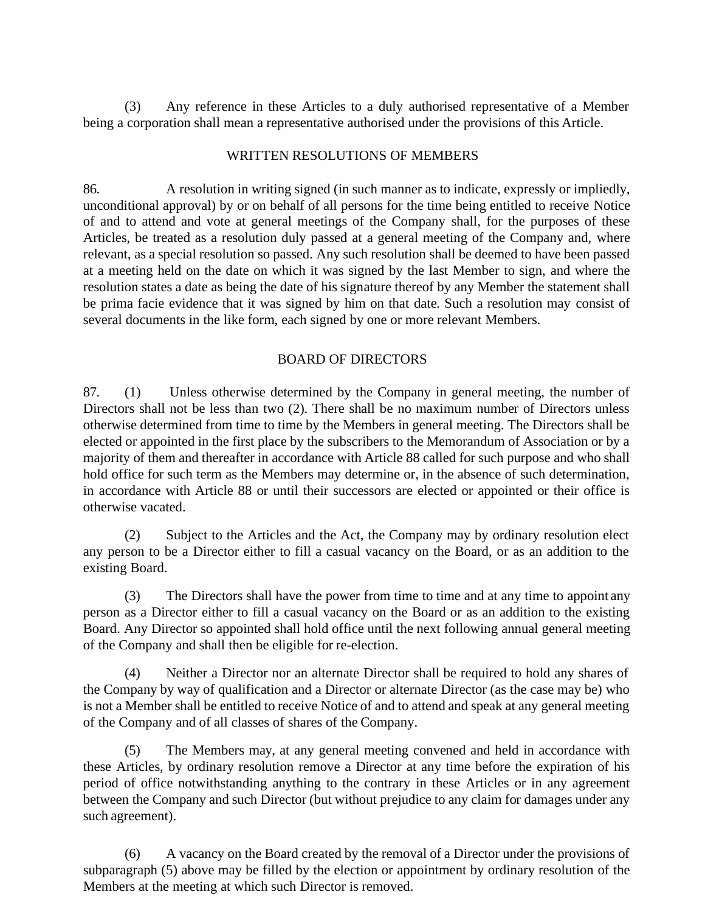(3) Any reference in these Articles to a duly authorised representative of a Member being a corporation shall mean a representative authorised under the provisions of this Article.

## WRITTEN RESOLUTIONS OF MEMBERS

86. A resolution in writing signed (in such manner as to indicate, expressly or impliedly, unconditional approval) by or on behalf of all persons for the time being entitled to receive Notice of and to attend and vote at general meetings of the Company shall, for the purposes of these Articles, be treated as a resolution duly passed at a general meeting of the Company and, where relevant, as a special resolution so passed. Any such resolution shall be deemed to have been passed at a meeting held on the date on which it was signed by the last Member to sign, and where the resolution states a date as being the date of his signature thereof by any Member the statement shall be prima facie evidence that it was signed by him on that date. Such a resolution may consist of several documents in the like form, each signed by one or more relevant Members.

## BOARD OF DIRECTORS

87. (1) Unless otherwise determined by the Company in general meeting, the number of Directors shall not be less than two (2). There shall be no maximum number of Directors unless otherwise determined from time to time by the Members in general meeting. The Directors shall be elected or appointed in the first place by the subscribers to the Memorandum of Association or by a majority of them and thereafter in accordance with Article 88 called for such purpose and who shall hold office for such term as the Members may determine or, in the absence of such determination, in accordance with Article 88 or until their successors are elected or appointed or their office is otherwise vacated.

(2) Subject to the Articles and the Act, the Company may by ordinary resolution elect any person to be a Director either to fill a casual vacancy on the Board, or as an addition to the existing Board.

(3) The Directors shall have the power from time to time and at any time to appoint any person as a Director either to fill a casual vacancy on the Board or as an addition to the existing Board. Any Director so appointed shall hold office until the next following annual general meeting of the Company and shall then be eligible for re-election.

(4) Neither a Director nor an alternate Director shall be required to hold any shares of the Company by way of qualification and a Director or alternate Director (as the case may be) who is not a Member shall be entitled to receive Notice of and to attend and speak at any general meeting of the Company and of all classes of shares of the Company.

(5) The Members may, at any general meeting convened and held in accordance with these Articles, by ordinary resolution remove a Director at any time before the expiration of his period of office notwithstanding anything to the contrary in these Articles or in any agreement between the Company and such Director (but without prejudice to any claim for damages under any such agreement).

(6) A vacancy on the Board created by the removal of a Director under the provisions of subparagraph (5) above may be filled by the election or appointment by ordinary resolution of the Members at the meeting at which such Director is removed.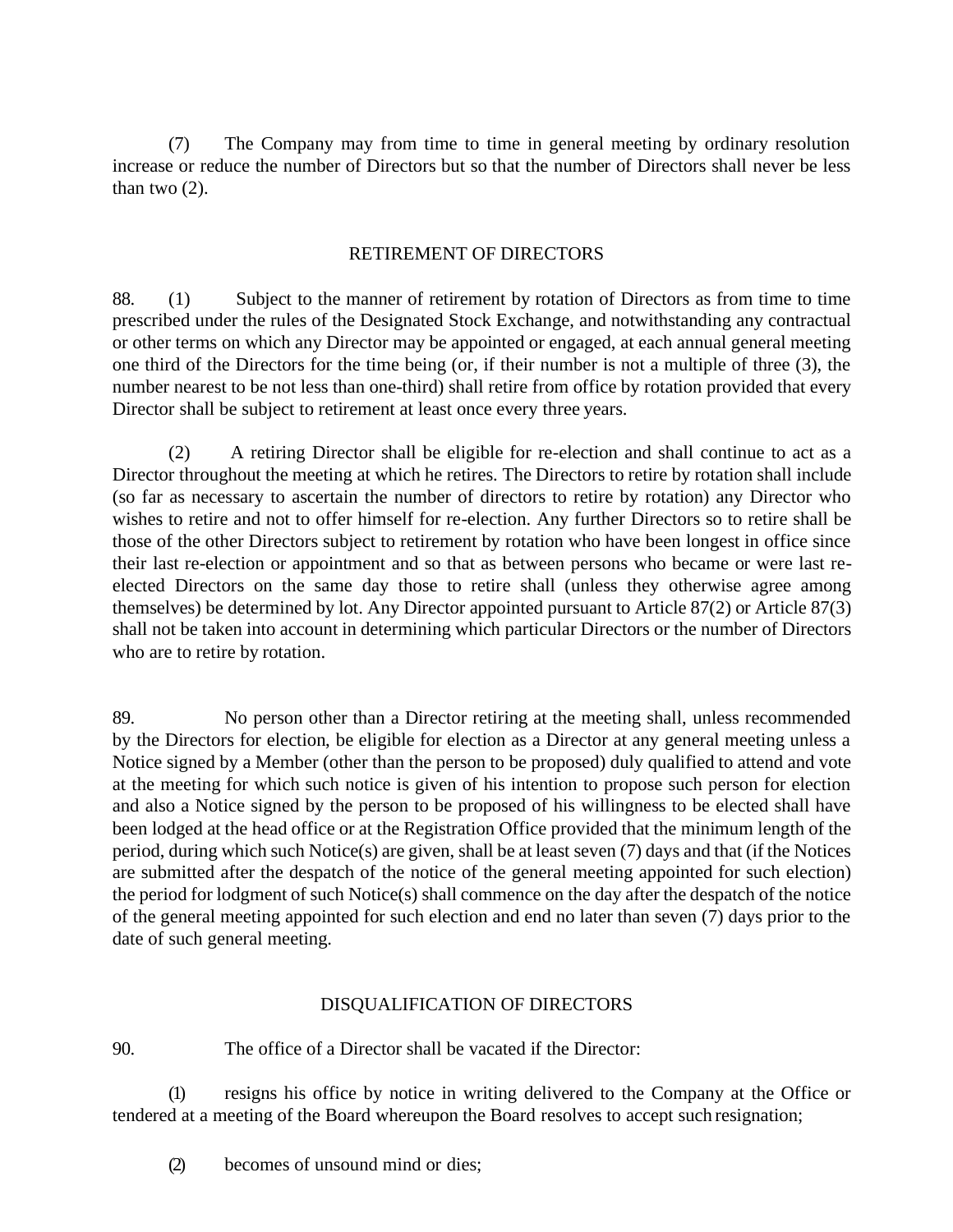(7) The Company may from time to time in general meeting by ordinary resolution increase or reduce the number of Directors but so that the number of Directors shall never be less than two (2).

## RETIREMENT OF DIRECTORS

88. (1) Subject to the manner of retirement by rotation of Directors as from time to time prescribed under the rules of the Designated Stock Exchange, and notwithstanding any contractual or other terms on which any Director may be appointed or engaged, at each annual general meeting one third of the Directors for the time being (or, if their number is not a multiple of three (3), the number nearest to be not less than one-third) shall retire from office by rotation provided that every Director shall be subject to retirement at least once every three years.

(2) A retiring Director shall be eligible for re-election and shall continue to act as a Director throughout the meeting at which he retires. The Directors to retire by rotation shall include (so far as necessary to ascertain the number of directors to retire by rotation) any Director who wishes to retire and not to offer himself for re-election. Any further Directors so to retire shall be those of the other Directors subject to retirement by rotation who have been longest in office since their last re-election or appointment and so that as between persons who became or were last re-elected Directors on the same day those to retire shall (unless they otherwise agree among themselves) be determined by lot. Any Director appointed pursuant to Article 87(2) or Article 87(3) shall not be taken into account in determining which particular Directors or the number of Directors who are to retire by rotation.

89. No person other than a Director retiring at the meeting shall, unless recommended by the Directors for election, be eligible for election as a Director at any general meeting unless a Notice signed by a Member (other than the person to be proposed) duly qualified to attend and vote at the meeting for which such notice is given of his intention to propose such person for election and also a Notice signed by the person to be proposed of his willingness to be elected shall have been lodged at the head office or at the Registration Office provided that the minimum length of the period, during which such Notice(s) are given, shall be at least seven (7) days and that (if the Notices are submitted after the despatch of the notice of the general meeting appointed for such election) the period for lodgment of such Notice(s) shall commence on the day after the despatch of the notice of the general meeting appointed for such election and end no later than seven (7) days prior to the date of such general meeting.

## DISQUALIFICATION OF DIRECTORS

90. The office of a Director shall be vacated if the Director:

(1) resigns his office by notice in writing delivered to the Company at the Office or tendered at a meeting of the Board whereupon the Board resolves to accept such resignation;

(2) becomes of unsound mind or dies;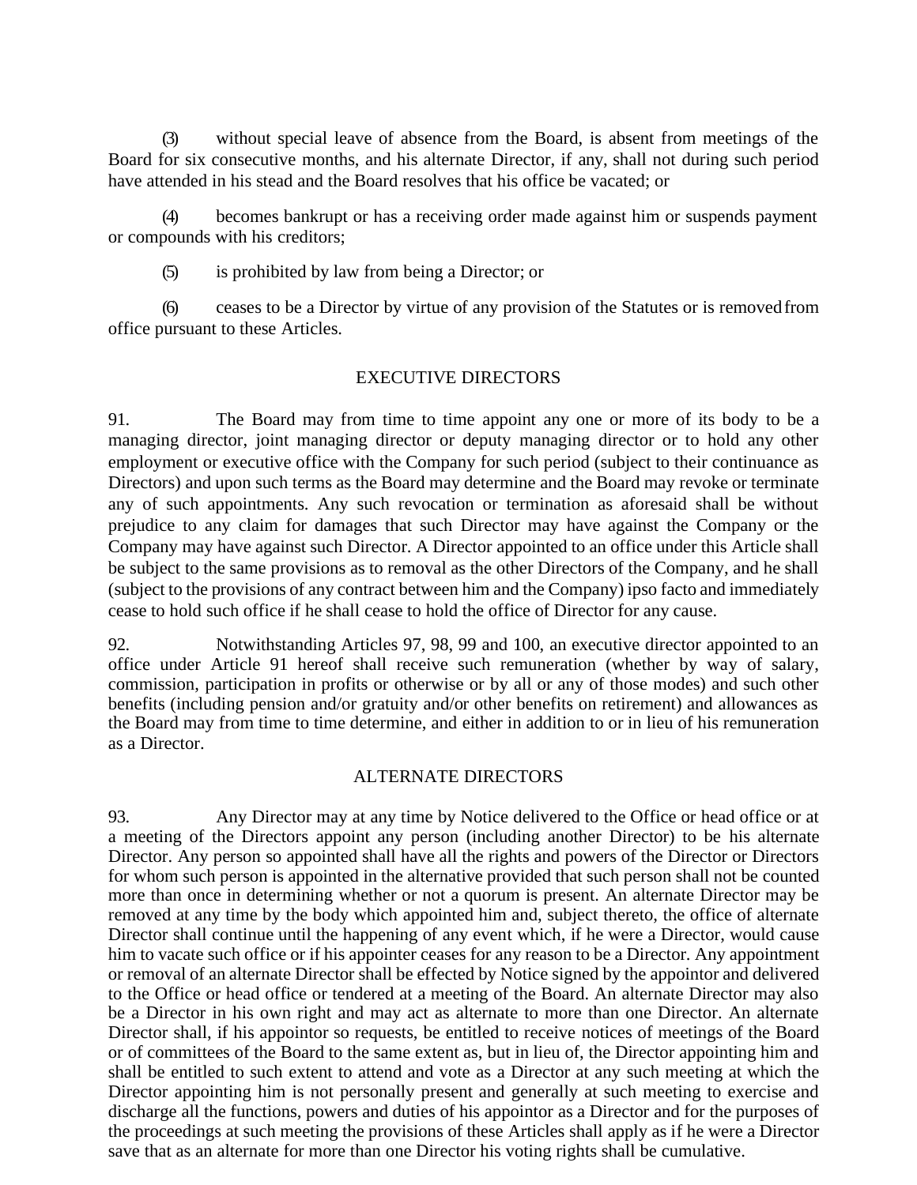(3) without special leave of absence from the Board, is absent from meetings of the Board for six consecutive months, and his alternate Director, if any, shall not during such period have attended in his stead and the Board resolves that his office be vacated; or

(4) becomes bankrupt or has a receiving order made against him or suspends payment or compounds with his creditors;

(5) is prohibited by law from being a Director; or

(6) ceases to be a Director by virtue of any provision of the Statutes or is removed from office pursuant to these Articles.

## EXECUTIVE DIRECTORS

91. The Board may from time to time appoint any one or more of its body to be a managing director, joint managing director or deputy managing director or to hold any other employment or executive office with the Company for such period (subject to their continuance as Directors) and upon such terms as the Board may determine and the Board may revoke or terminate any of such appointments. Any such revocation or termination as aforesaid shall be without prejudice to any claim for damages that such Director may have against the Company or the Company may have against such Director. A Director appointed to an office under this Article shall be subject to the same provisions as to removal as the other Directors of the Company, and he shall (subject to the provisions of any contract between him and the Company) ipso facto and immediately cease to hold such office if he shall cease to hold the office of Director for any cause.

92. Notwithstanding Articles 97, 98, 99 and 100, an executive director appointed to an office under Article 91 hereof shall receive such remuneration (whether by way of salary, commission, participation in profits or otherwise or by all or any of those modes) and such other benefits (including pension and/or gratuity and/or other benefits on retirement) and allowances as the Board may from time to time determine, and either in addition to or in lieu of his remuneration as a Director.

## ALTERNATE DIRECTORS

93. Any Director may at any time by Notice delivered to the Office or head office or at a meeting of the Directors appoint any person (including another Director) to be his alternate Director. Any person so appointed shall have all the rights and powers of the Director or Directors for whom such person is appointed in the alternative provided that such person shall not be counted more than once in determining whether or not a quorum is present. An alternate Director may be removed at any time by the body which appointed him and, subject thereto, the office of alternate Director shall continue until the happening of any event which, if he were a Director, would cause him to vacate such office or if his appointer ceases for any reason to be a Director. Any appointment or removal of an alternate Director shall be effected by Notice signed by the appointor and delivered to the Office or head office or tendered at a meeting of the Board. An alternate Director may also be a Director in his own right and may act as alternate to more than one Director. An alternate Director shall, if his appointor so requests, be entitled to receive notices of meetings of the Board or of committees of the Board to the same extent as, but in lieu of, the Director appointing him and shall be entitled to such extent to attend and vote as a Director at any such meeting at which the Director appointing him is not personally present and generally at such meeting to exercise and discharge all the functions, powers and duties of his appointor as a Director and for the purposes of the proceedings at such meeting the provisions of these Articles shall apply as if he were a Director save that as an alternate for more than one Director his voting rights shall be cumulative.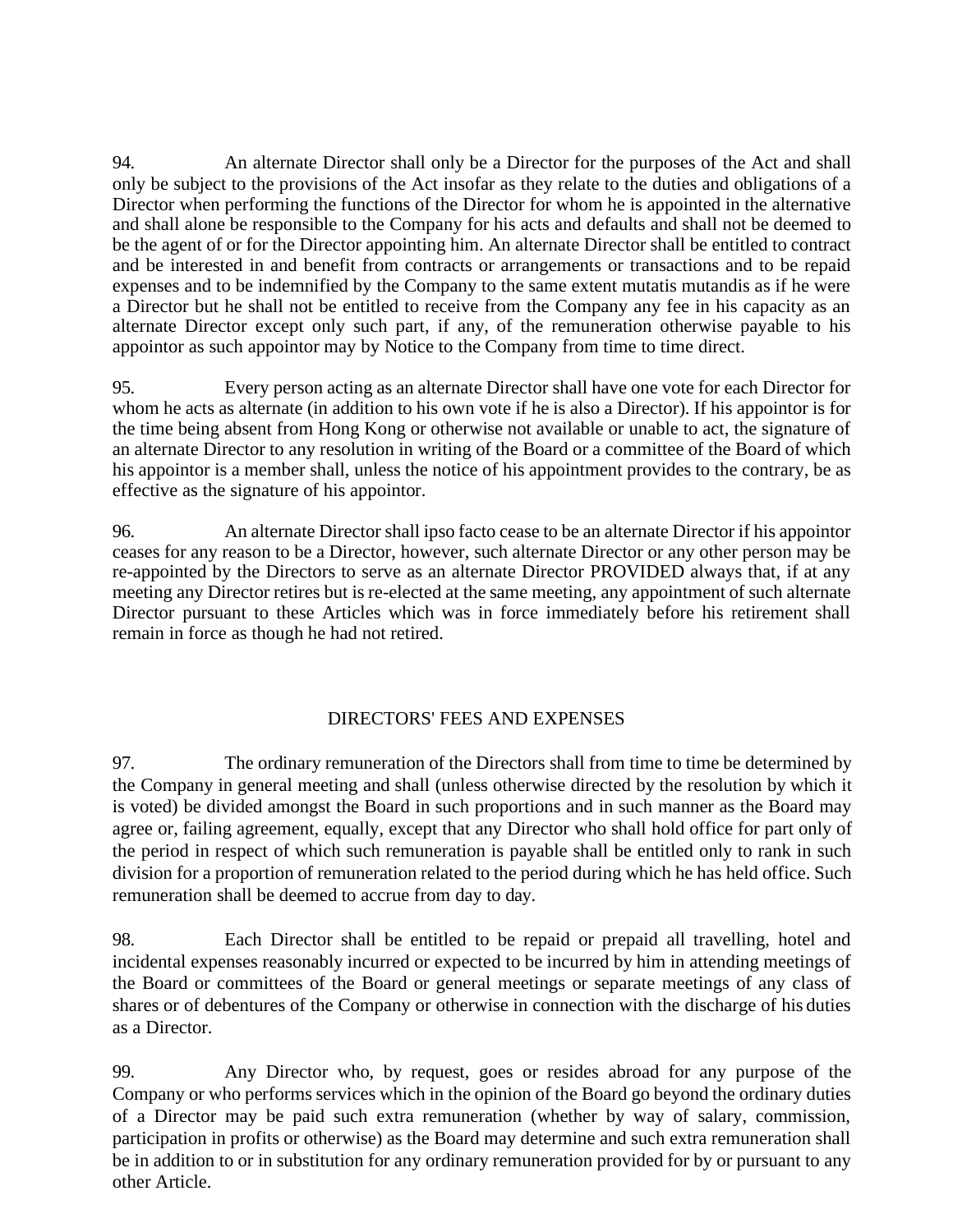94. An alternate Director shall only be a Director for the purposes of the Act and shall only be subject to the provisions of the Act insofar as they relate to the duties and obligations of a Director when performing the functions of the Director for whom he is appointed in the alternative and shall alone be responsible to the Company for his acts and defaults and shall not be deemed to be the agent of or for the Director appointing him. An alternate Director shall be entitled to contract and be interested in and benefit from contracts or arrangements or transactions and to be repaid expenses and to be indemnified by the Company to the same extent mutatis mutandis as if he were a Director but he shall not be entitled to receive from the Company any fee in his capacity as an alternate Director except only such part, if any, of the remuneration otherwise payable to his appointor as such appointor may by Notice to the Company from time to time direct.

95. Every person acting as an alternate Director shall have one vote for each Director for whom he acts as alternate (in addition to his own vote if he is also a Director). If his appointor is for the time being absent from Hong Kong or otherwise not available or unable to act, the signature of an alternate Director to any resolution in writing of the Board or a committee of the Board of which his appointor is a member shall, unless the notice of his appointment provides to the contrary, be as effective as the signature of his appointor.

96. An alternate Director shall ipso facto cease to be an alternate Director if his appointor ceases for any reason to be a Director, however, such alternate Director or any other person may be re-appointed by the Directors to serve as an alternate Director PROVIDED always that, if at any meeting any Director retires but is re-elected at the same meeting, any appointment of such alternate Director pursuant to these Articles which was in force immediately before his retirement shall remain in force as though he had not retired.

## DIRECTORS' FEES AND EXPENSES

97. The ordinary remuneration of the Directors shall from time to time be determined by the Company in general meeting and shall (unless otherwise directed by the resolution by which it is voted) be divided amongst the Board in such proportions and in such manner as the Board may agree or, failing agreement, equally, except that any Director who shall hold office for part only of the period in respect of which such remuneration is payable shall be entitled only to rank in such division for a proportion of remuneration related to the period during which he has held office. Such remuneration shall be deemed to accrue from day to day.

98. Each Director shall be entitled to be repaid or prepaid all travelling, hotel and incidental expenses reasonably incurred or expected to be incurred by him in attending meetings of the Board or committees of the Board or general meetings or separate meetings of any class of shares or of debentures of the Company or otherwise in connection with the discharge of his duties as a Director.

99. Any Director who, by request, goes or resides abroad for any purpose of the Company or who performs services which in the opinion of the Board go beyond the ordinary duties of a Director may be paid such extra remuneration (whether by way of salary, commission, participation in profits or otherwise) as the Board may determine and such extra remuneration shall be in addition to or in substitution for any ordinary remuneration provided for by or pursuant to any other Article.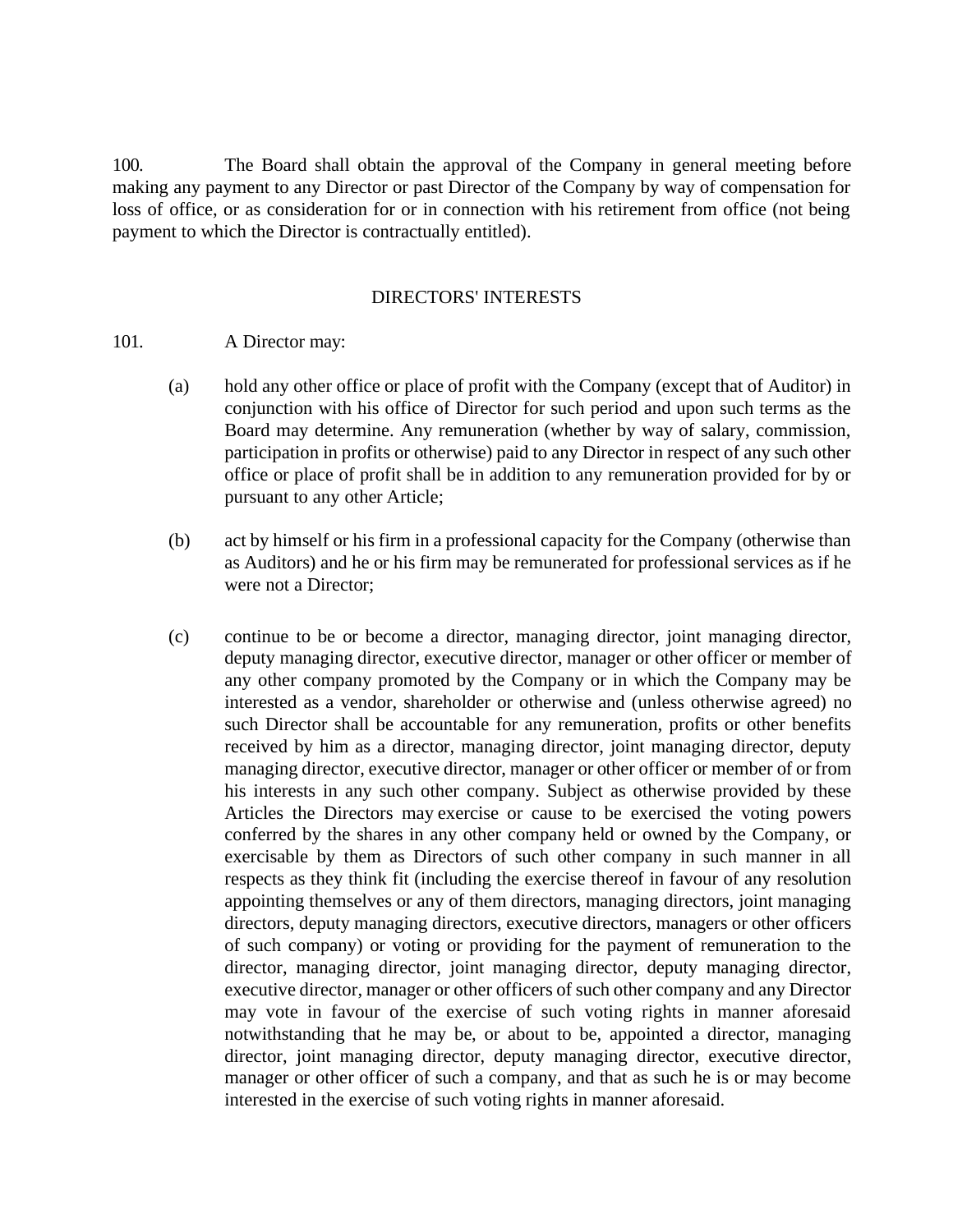100. The Board shall obtain the approval of the Company in general meeting before making any payment to any Director or past Director of the Company by way of compensation for loss of office, or as consideration for or in connection with his retirement from office (not being payment to which the Director is contractually entitled).

## DIRECTORS' INTERESTS

101. A Director may:

(a) hold any other office or place of profit with the Company (except that of Auditor) in conjunction with his office of Director for such period and upon such terms as the Board may determine. Any remuneration (whether by way of salary, commission, participation in profits or otherwise) paid to any Director in respect of any such other office or place of profit shall be in addition to any remuneration provided for by or pursuant to any other Article;

(b) act by himself or his firm in a professional capacity for the Company (otherwise than as Auditors) and he or his firm may be remunerated for professional services as if he were not a Director;

(c) continue to be or become a director, managing director, joint managing director, deputy managing director, executive director, manager or other officer or member of any other company promoted by the Company or in which the Company may be interested as a vendor, shareholder or otherwise and (unless otherwise agreed) no such Director shall be accountable for any remuneration, profits or other benefits received by him as a director, managing director, joint managing director, deputy managing director, executive director, manager or other officer or member of or from his interests in any such other company. Subject as otherwise provided by these Articles the Directors may exercise or cause to be exercised the voting powers conferred by the shares in any other company held or owned by the Company, or exercisable by them as Directors of such other company in such manner in all respects as they think fit (including the exercise thereof in favour of any resolution appointing themselves or any of them directors, managing directors, joint managing directors, deputy managing directors, executive directors, managers or other officers of such company) or voting or providing for the payment of remuneration to the director, managing director, joint managing director, deputy managing director, executive director, manager or other officers of such other company and any Director may vote in favour of the exercise of such voting rights in manner aforesaid notwithstanding that he may be, or about to be, appointed a director, managing director, joint managing director, deputy managing director, executive director, manager or other officer of such a company, and that as such he is or may become interested in the exercise of such voting rights in manner aforesaid.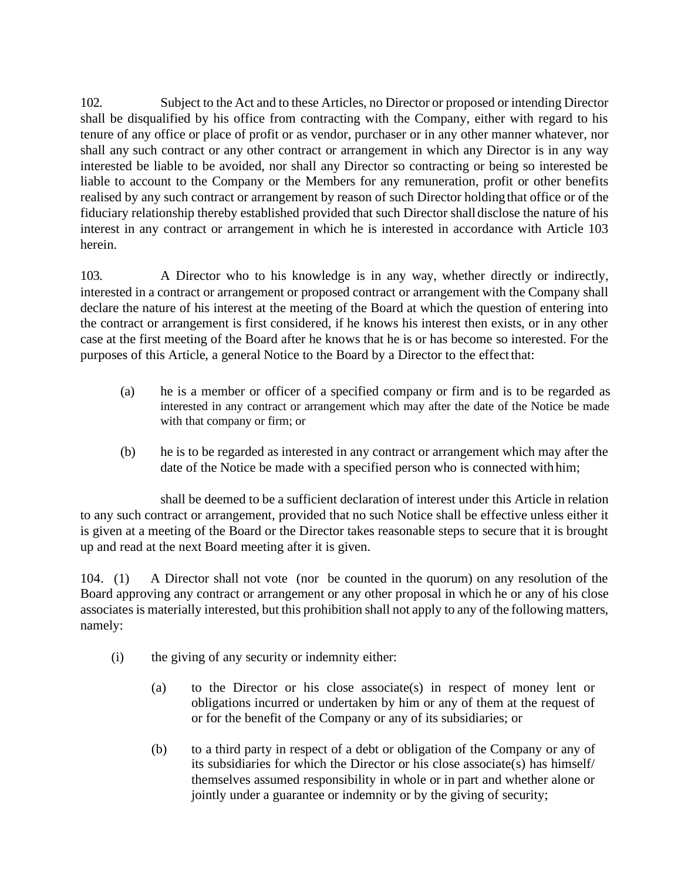102. Subject to the Act and to these Articles, no Director or proposed or intending Director shall be disqualified by his office from contracting with the Company, either with regard to his tenure of any office or place of profit or as vendor, purchaser or in any other manner whatever, nor shall any such contract or any other contract or arrangement in which any Director is in any way interested be liable to be avoided, nor shall any Director so contracting or being so interested be liable to account to the Company or the Members for any remuneration, profit or other benefits realised by any such contract or arrangement by reason of such Director holding that office or of the fiduciary relationship thereby established provided that such Director shall disclose the nature of his interest in any contract or arrangement in which he is interested in accordance with Article 103 herein.

103. A Director who to his knowledge is in any way, whether directly or indirectly, interested in a contract or arrangement or proposed contract or arrangement with the Company shall declare the nature of his interest at the meeting of the Board at which the question of entering into the contract or arrangement is first considered, if he knows his interest then exists, or in any other case at the first meeting of the Board after he knows that he is or has become so interested. For the purposes of this Article, a general Notice to the Board by a Director to the effect that:

(a) he is a member or officer of a specified company or firm and is to be regarded as interested in any contract or arrangement which may after the date of the Notice be made with that company or firm; or

(b) he is to be regarded as interested in any contract or arrangement which may after the date of the Notice be made with a specified person who is connected with him;

shall be deemed to be a sufficient declaration of interest under this Article in relation to any such contract or arrangement, provided that no such Notice shall be effective unless either it is given at a meeting of the Board or the Director takes reasonable steps to secure that it is brought up and read at the next Board meeting after it is given.

104. (1) A Director shall not vote (nor be counted in the quorum) on any resolution of the Board approving any contract or arrangement or any other proposal in which he or any of his close associates is materially interested, but this prohibition shall not apply to any of the following matters, namely:

(i) the giving of any security or indemnity either:

(a) to the Director or his close associate(s) in respect of money lent or obligations incurred or undertaken by him or any of them at the request of or for the benefit of the Company or any of its subsidiaries; or

(b) to a third party in respect of a debt or obligation of the Company or any of its subsidiaries for which the Director or his close associate(s) has himself/ themselves assumed responsibility in whole or in part and whether alone or jointly under a guarantee or indemnity or by the giving of security;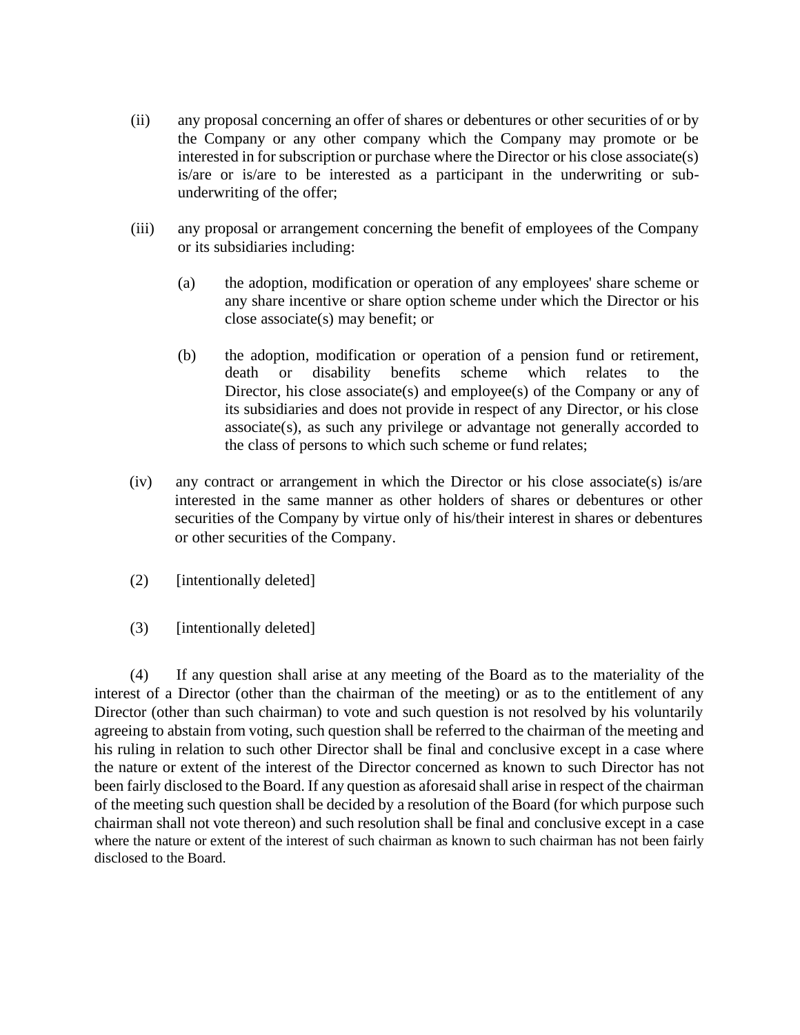(ii) any proposal concerning an offer of shares or debentures or other securities of or by the Company or any other company which the Company may promote or be interested in for subscription or purchase where the Director or his close associate(s) is/are or is/are to be interested as a participant in the underwriting or sub-underwriting of the offer;

(iii) any proposal or arrangement concerning the benefit of employees of the Company or its subsidiaries including:

  (a) the adoption, modification or operation of any employees' share scheme or any share incentive or share option scheme under which the Director or his close associate(s) may benefit; or

  (b) the adoption, modification or operation of a pension fund or retirement, death or disability benefits scheme which relates to the Director, his close associate(s) and employee(s) of the Company or any of its subsidiaries and does not provide in respect of any Director, or his close associate(s), as such any privilege or advantage not generally accorded to the class of persons to which such scheme or fund relates;

(iv) any contract or arrangement in which the Director or his close associate(s) is/are interested in the same manner as other holders of shares or debentures or other securities of the Company by virtue only of his/their interest in shares or debentures or other securities of the Company.

(2) [intentionally deleted]

(3) [intentionally deleted]

(4) If any question shall arise at any meeting of the Board as to the materiality of the interest of a Director (other than the chairman of the meeting) or as to the entitlement of any Director (other than such chairman) to vote and such question is not resolved by his voluntarily agreeing to abstain from voting, such question shall be referred to the chairman of the meeting and his ruling in relation to such other Director shall be final and conclusive except in a case where the nature or extent of the interest of the Director concerned as known to such Director has not been fairly disclosed to the Board. If any question as aforesaid shall arise in respect of the chairman of the meeting such question shall be decided by a resolution of the Board (for which purpose such chairman shall not vote thereon) and such resolution shall be final and conclusive except in a case where the nature or extent of the interest of such chairman as known to such chairman has not been fairly disclosed to the Board.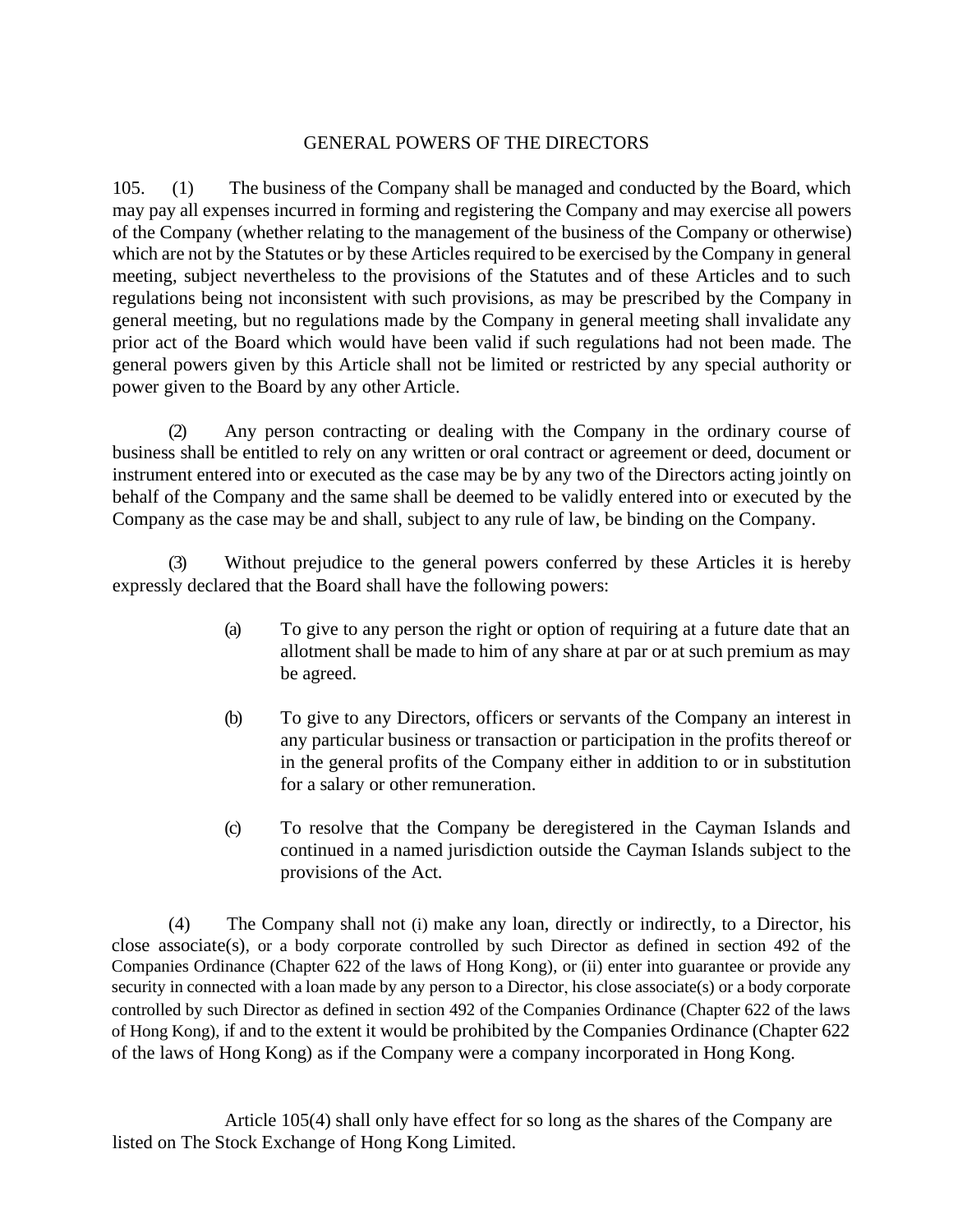## GENERAL POWERS OF THE DIRECTORS

105. (1) The business of the Company shall be managed and conducted by the Board, which may pay all expenses incurred in forming and registering the Company and may exercise all powers of the Company (whether relating to the management of the business of the Company or otherwise) which are not by the Statutes or by these Articles required to be exercised by the Company in general meeting, subject nevertheless to the provisions of the Statutes and of these Articles and to such regulations being not inconsistent with such provisions, as may be prescribed by the Company in general meeting, but no regulations made by the Company in general meeting shall invalidate any prior act of the Board which would have been valid if such regulations had not been made. The general powers given by this Article shall not be limited or restricted by any special authority or power given to the Board by any other Article.

(2) Any person contracting or dealing with the Company in the ordinary course of business shall be entitled to rely on any written or oral contract or agreement or deed, document or instrument entered into or executed as the case may be by any two of the Directors acting jointly on behalf of the Company and the same shall be deemed to be validly entered into or executed by the Company as the case may be and shall, subject to any rule of law, be binding on the Company.

(3) Without prejudice to the general powers conferred by these Articles it is hereby expressly declared that the Board shall have the following powers:

(a) To give to any person the right or option of requiring at a future date that an allotment shall be made to him of any share at par or at such premium as may be agreed.

(b) To give to any Directors, officers or servants of the Company an interest in any particular business or transaction or participation in the profits thereof or in the general profits of the Company either in addition to or in substitution for a salary or other remuneration.

(c) To resolve that the Company be deregistered in the Cayman Islands and continued in a named jurisdiction outside the Cayman Islands subject to the provisions of the Act.

(4) The Company shall not (i) make any loan, directly or indirectly, to a Director, his close associate(s), or a body corporate controlled by such Director as defined in section 492 of the Companies Ordinance (Chapter 622 of the laws of Hong Kong), or (ii) enter into guarantee or provide any security in connected with a loan made by any person to a Director, his close associate(s) or a body corporate controlled by such Director as defined in section 492 of the Companies Ordinance (Chapter 622 of the laws of Hong Kong), if and to the extent it would be prohibited by the Companies Ordinance (Chapter 622 of the laws of Hong Kong) as if the Company were a company incorporated in Hong Kong.

Article 105(4) shall only have effect for so long as the shares of the Company are listed on The Stock Exchange of Hong Kong Limited.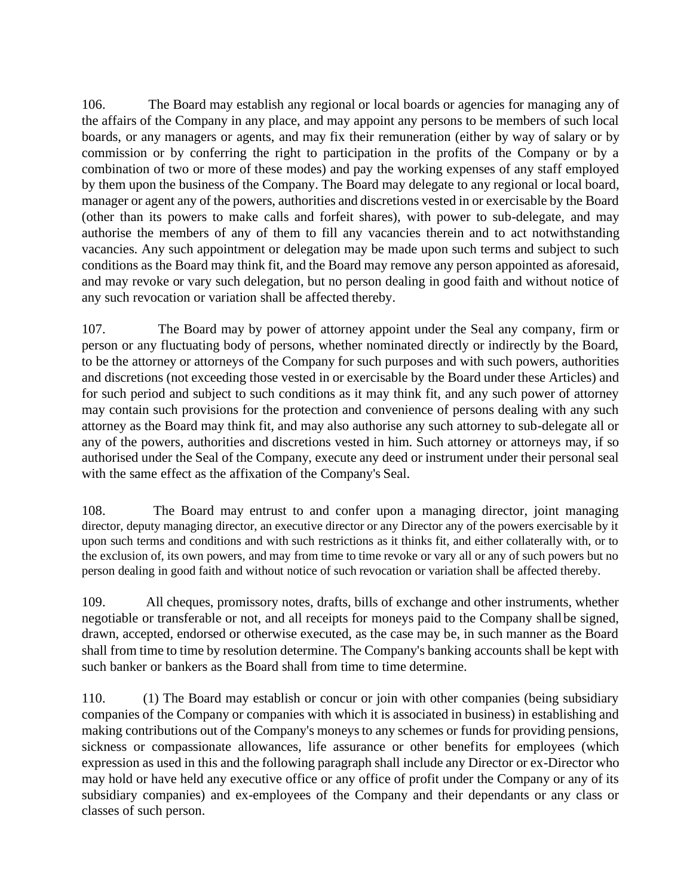106. The Board may establish any regional or local boards or agencies for managing any of the affairs of the Company in any place, and may appoint any persons to be members of such local boards, or any managers or agents, and may fix their remuneration (either by way of salary or by commission or by conferring the right to participation in the profits of the Company or by a combination of two or more of these modes) and pay the working expenses of any staff employed by them upon the business of the Company. The Board may delegate to any regional or local board, manager or agent any of the powers, authorities and discretions vested in or exercisable by the Board (other than its powers to make calls and forfeit shares), with power to sub-delegate, and may authorise the members of any of them to fill any vacancies therein and to act notwithstanding vacancies. Any such appointment or delegation may be made upon such terms and subject to such conditions as the Board may think fit, and the Board may remove any person appointed as aforesaid, and may revoke or vary such delegation, but no person dealing in good faith and without notice of any such revocation or variation shall be affected thereby.

107. The Board may by power of attorney appoint under the Seal any company, firm or person or any fluctuating body of persons, whether nominated directly or indirectly by the Board, to be the attorney or attorneys of the Company for such purposes and with such powers, authorities and discretions (not exceeding those vested in or exercisable by the Board under these Articles) and for such period and subject to such conditions as it may think fit, and any such power of attorney may contain such provisions for the protection and convenience of persons dealing with any such attorney as the Board may think fit, and may also authorise any such attorney to sub-delegate all or any of the powers, authorities and discretions vested in him. Such attorney or attorneys may, if so authorised under the Seal of the Company, execute any deed or instrument under their personal seal with the same effect as the affixation of the Company's Seal.

108. The Board may entrust to and confer upon a managing director, joint managing director, deputy managing director, an executive director or any Director any of the powers exercisable by it upon such terms and conditions and with such restrictions as it thinks fit, and either collaterally with, or to the exclusion of, its own powers, and may from time to time revoke or vary all or any of such powers but no person dealing in good faith and without notice of such revocation or variation shall be affected thereby.

109. All cheques, promissory notes, drafts, bills of exchange and other instruments, whether negotiable or transferable or not, and all receipts for moneys paid to the Company shall be signed, drawn, accepted, endorsed or otherwise executed, as the case may be, in such manner as the Board shall from time to time by resolution determine. The Company's banking accounts shall be kept with such banker or bankers as the Board shall from time to time determine.

110. (1) The Board may establish or concur or join with other companies (being subsidiary companies of the Company or companies with which it is associated in business) in establishing and making contributions out of the Company's moneys to any schemes or funds for providing pensions, sickness or compassionate allowances, life assurance or other benefits for employees (which expression as used in this and the following paragraph shall include any Director or ex-Director who may hold or have held any executive office or any office of profit under the Company or any of its subsidiary companies) and ex-employees of the Company and their dependants or any class or classes of such person.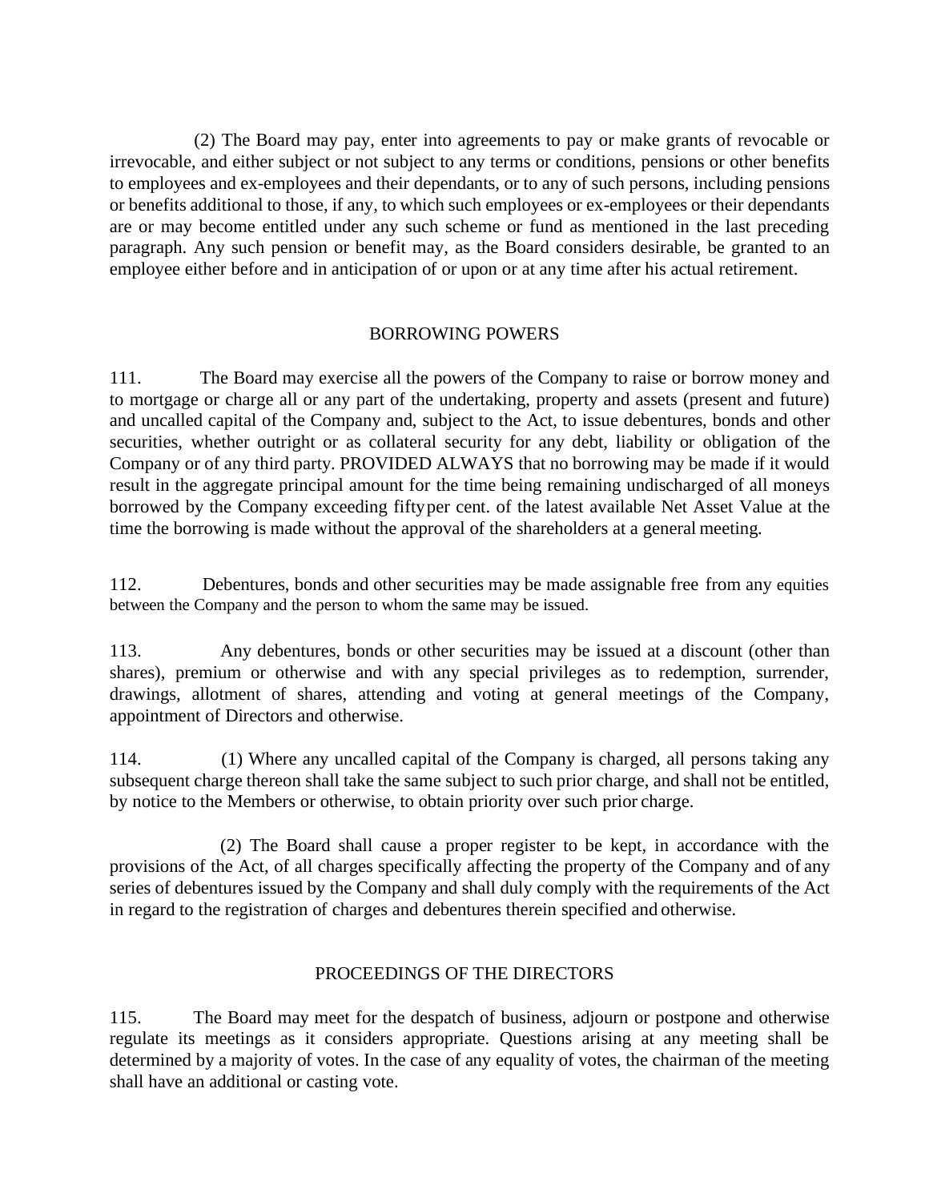(2) The Board may pay, enter into agreements to pay or make grants of revocable or irrevocable, and either subject or not subject to any terms or conditions, pensions or other benefits to employees and ex-employees and their dependants, or to any of such persons, including pensions or benefits additional to those, if any, to which such employees or ex-employees or their dependants are or may become entitled under any such scheme or fund as mentioned in the last preceding paragraph. Any such pension or benefit may, as the Board considers desirable, be granted to an employee either before and in anticipation of or upon or at any time after his actual retirement.

## BORROWING POWERS

111. The Board may exercise all the powers of the Company to raise or borrow money and to mortgage or charge all or any part of the undertaking, property and assets (present and future) and uncalled capital of the Company and, subject to the Act, to issue debentures, bonds and other securities, whether outright or as collateral security for any debt, liability or obligation of the Company or of any third party. PROVIDED ALWAYS that no borrowing may be made if it would result in the aggregate principal amount for the time being remaining undischarged of all moneys borrowed by the Company exceeding fifty per cent. of the latest available Net Asset Value at the time the borrowing is made without the approval of the shareholders at a general meeting.

112. Debentures, bonds and other securities may be made assignable free from any equities between the Company and the person to whom the same may be issued.

113. Any debentures, bonds or other securities may be issued at a discount (other than shares), premium or otherwise and with any special privileges as to redemption, surrender, drawings, allotment of shares, attending and voting at general meetings of the Company, appointment of Directors and otherwise.

114. (1) Where any uncalled capital of the Company is charged, all persons taking any subsequent charge thereon shall take the same subject to such prior charge, and shall not be entitled, by notice to the Members or otherwise, to obtain priority over such prior charge.

(2) The Board shall cause a proper register to be kept, in accordance with the provisions of the Act, of all charges specifically affecting the property of the Company and of any series of debentures issued by the Company and shall duly comply with the requirements of the Act in regard to the registration of charges and debentures therein specified and otherwise.

## PROCEEDINGS OF THE DIRECTORS

115. The Board may meet for the despatch of business, adjourn or postpone and otherwise regulate its meetings as it considers appropriate. Questions arising at any meeting shall be determined by a majority of votes. In the case of any equality of votes, the chairman of the meeting shall have an additional or casting vote.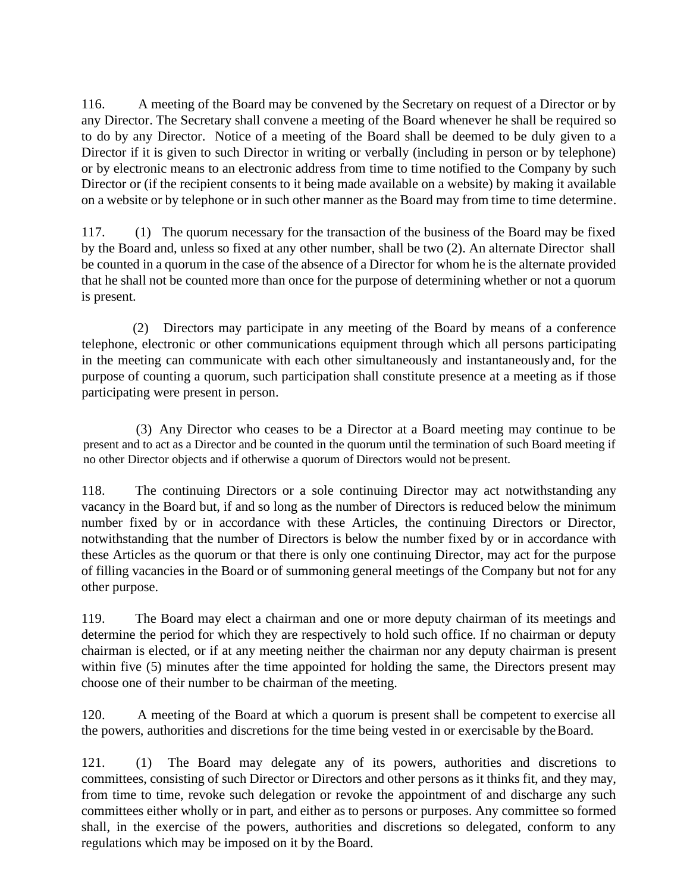116. A meeting of the Board may be convened by the Secretary on request of a Director or by any Director. The Secretary shall convene a meeting of the Board whenever he shall be required so to do by any Director. Notice of a meeting of the Board shall be deemed to be duly given to a Director if it is given to such Director in writing or verbally (including in person or by telephone) or by electronic means to an electronic address from time to time notified to the Company by such Director or (if the recipient consents to it being made available on a website) by making it available on a website or by telephone or in such other manner as the Board may from time to time determine.

117. (1) The quorum necessary for the transaction of the business of the Board may be fixed by the Board and, unless so fixed at any other number, shall be two (2). An alternate Director shall be counted in a quorum in the case of the absence of a Director for whom he is the alternate provided that he shall not be counted more than once for the purpose of determining whether or not a quorum is present.

(2) Directors may participate in any meeting of the Board by means of a conference telephone, electronic or other communications equipment through which all persons participating in the meeting can communicate with each other simultaneously and instantaneously and, for the purpose of counting a quorum, such participation shall constitute presence at a meeting as if those participating were present in person.

(3) Any Director who ceases to be a Director at a Board meeting may continue to be present and to act as a Director and be counted in the quorum until the termination of such Board meeting if no other Director objects and if otherwise a quorum of Directors would not be present.

118. The continuing Directors or a sole continuing Director may act notwithstanding any vacancy in the Board but, if and so long as the number of Directors is reduced below the minimum number fixed by or in accordance with these Articles, the continuing Directors or Director, notwithstanding that the number of Directors is below the number fixed by or in accordance with these Articles as the quorum or that there is only one continuing Director, may act for the purpose of filling vacancies in the Board or of summoning general meetings of the Company but not for any other purpose.

119. The Board may elect a chairman and one or more deputy chairman of its meetings and determine the period for which they are respectively to hold such office. If no chairman or deputy chairman is elected, or if at any meeting neither the chairman nor any deputy chairman is present within five (5) minutes after the time appointed for holding the same, the Directors present may choose one of their number to be chairman of the meeting.

120. A meeting of the Board at which a quorum is present shall be competent to exercise all the powers, authorities and discretions for the time being vested in or exercisable by the Board.

121. (1) The Board may delegate any of its powers, authorities and discretions to committees, consisting of such Director or Directors and other persons as it thinks fit, and they may, from time to time, revoke such delegation or revoke the appointment of and discharge any such committees either wholly or in part, and either as to persons or purposes. Any committee so formed shall, in the exercise of the powers, authorities and discretions so delegated, conform to any regulations which may be imposed on it by the Board.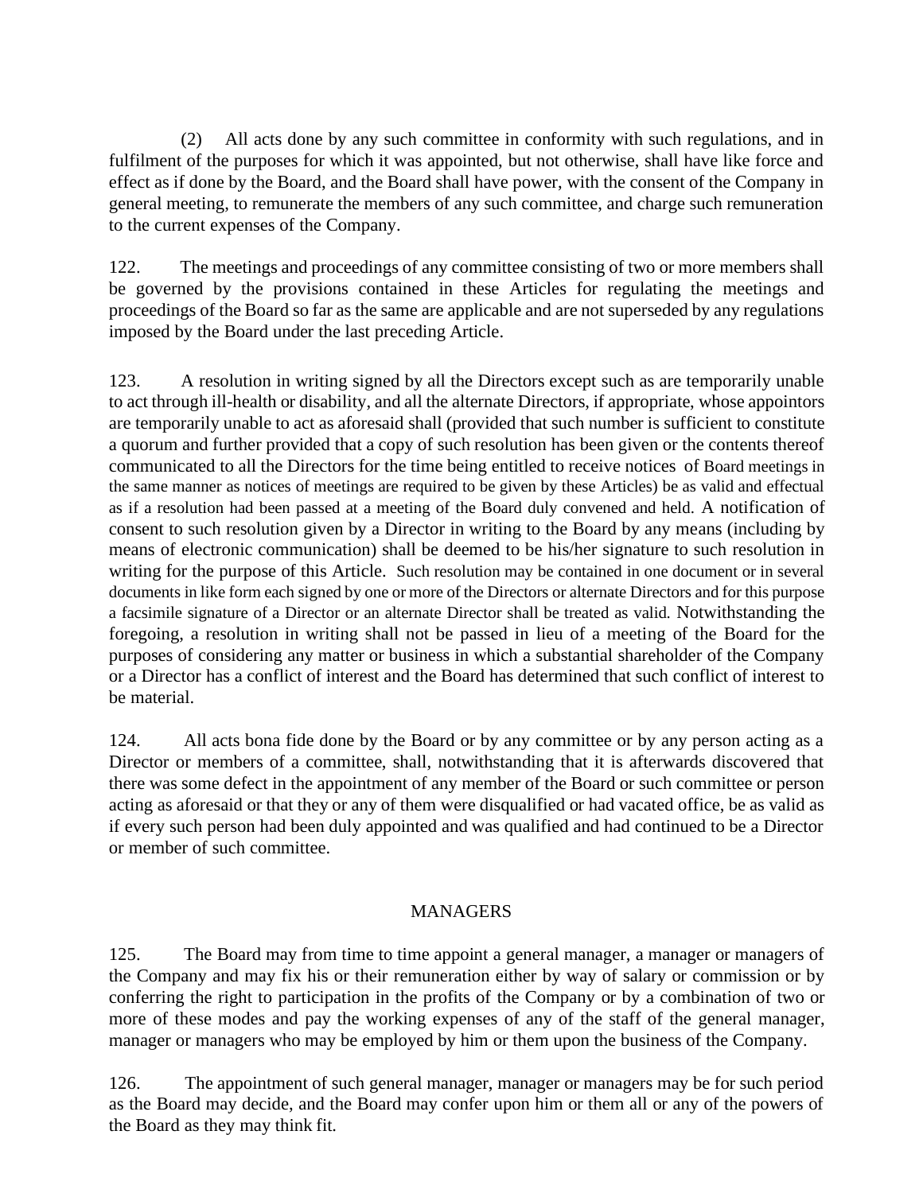(2) All acts done by any such committee in conformity with such regulations, and in fulfilment of the purposes for which it was appointed, but not otherwise, shall have like force and effect as if done by the Board, and the Board shall have power, with the consent of the Company in general meeting, to remunerate the members of any such committee, and charge such remuneration to the current expenses of the Company.

122. The meetings and proceedings of any committee consisting of two or more members shall be governed by the provisions contained in these Articles for regulating the meetings and proceedings of the Board so far as the same are applicable and are not superseded by any regulations imposed by the Board under the last preceding Article.

123. A resolution in writing signed by all the Directors except such as are temporarily unable to act through ill-health or disability, and all the alternate Directors, if appropriate, whose appointors are temporarily unable to act as aforesaid shall (provided that such number is sufficient to constitute a quorum and further provided that a copy of such resolution has been given or the contents thereof communicated to all the Directors for the time being entitled to receive notices of Board meetings in the same manner as notices of meetings are required to be given by these Articles) be as valid and effectual as if a resolution had been passed at a meeting of the Board duly convened and held. A notification of consent to such resolution given by a Director in writing to the Board by any means (including by means of electronic communication) shall be deemed to be his/her signature to such resolution in writing for the purpose of this Article. Such resolution may be contained in one document or in several documents in like form each signed by one or more of the Directors or alternate Directors and for this purpose a facsimile signature of a Director or an alternate Director shall be treated as valid. Notwithstanding the foregoing, a resolution in writing shall not be passed in lieu of a meeting of the Board for the purposes of considering any matter or business in which a substantial shareholder of the Company or a Director has a conflict of interest and the Board has determined that such conflict of interest to be material.

124. All acts bona fide done by the Board or by any committee or by any person acting as a Director or members of a committee, shall, notwithstanding that it is afterwards discovered that there was some defect in the appointment of any member of the Board or such committee or person acting as aforesaid or that they or any of them were disqualified or had vacated office, be as valid as if every such person had been duly appointed and was qualified and had continued to be a Director or member of such committee.

## MANAGERS

125. The Board may from time to time appoint a general manager, a manager or managers of the Company and may fix his or their remuneration either by way of salary or commission or by conferring the right to participation in the profits of the Company or by a combination of two or more of these modes and pay the working expenses of any of the staff of the general manager, manager or managers who may be employed by him or them upon the business of the Company.

126. The appointment of such general manager, manager or managers may be for such period as the Board may decide, and the Board may confer upon him or them all or any of the powers of the Board as they may think fit.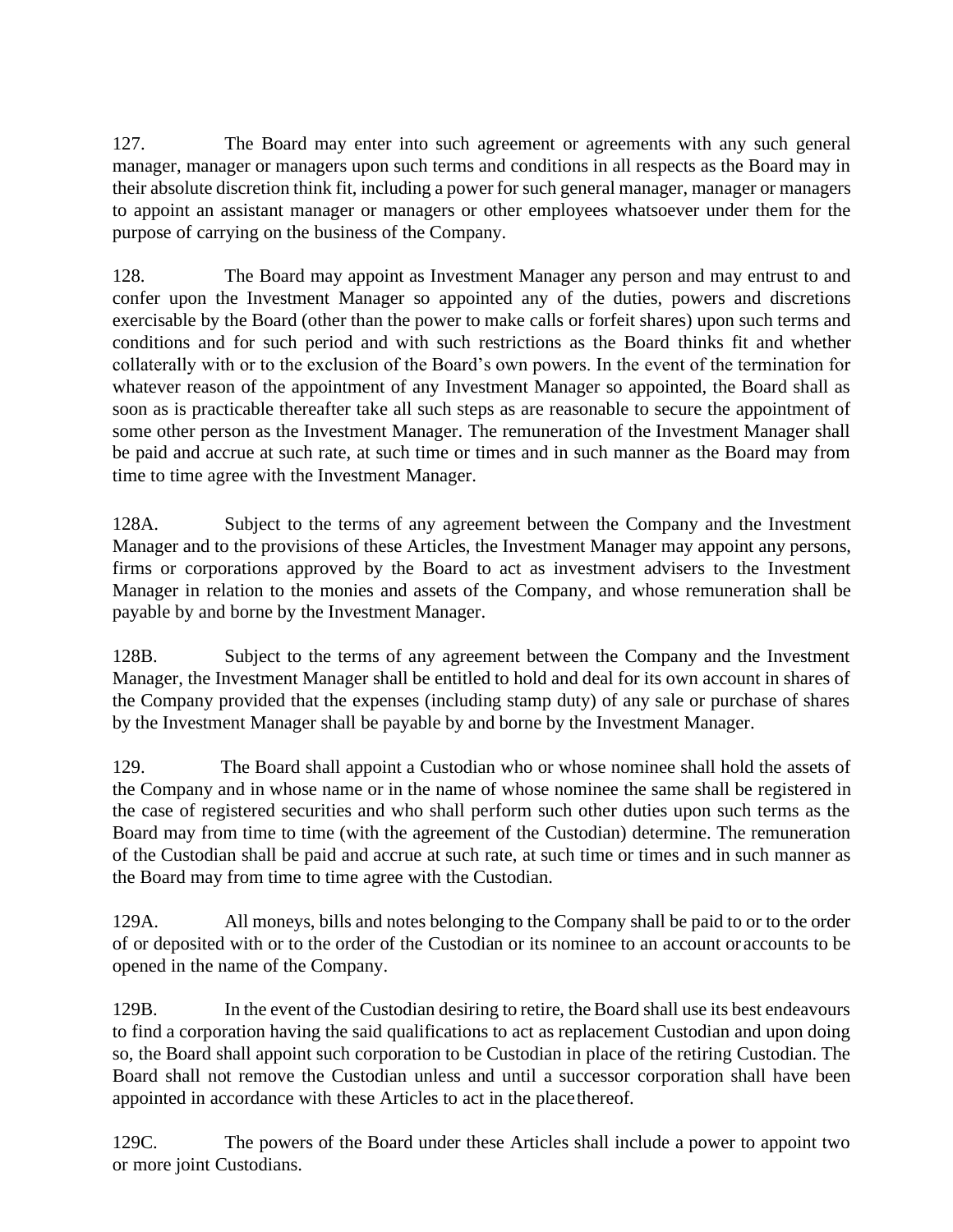127. The Board may enter into such agreement or agreements with any such general manager, manager or managers upon such terms and conditions in all respects as the Board may in their absolute discretion think fit, including a power for such general manager, manager or managers to appoint an assistant manager or managers or other employees whatsoever under them for the purpose of carrying on the business of the Company.

128. The Board may appoint as Investment Manager any person and may entrust to and confer upon the Investment Manager so appointed any of the duties, powers and discretions exercisable by the Board (other than the power to make calls or forfeit shares) upon such terms and conditions and for such period and with such restrictions as the Board thinks fit and whether collaterally with or to the exclusion of the Board's own powers. In the event of the termination for whatever reason of the appointment of any Investment Manager so appointed, the Board shall as soon as is practicable thereafter take all such steps as are reasonable to secure the appointment of some other person as the Investment Manager. The remuneration of the Investment Manager shall be paid and accrue at such rate, at such time or times and in such manner as the Board may from time to time agree with the Investment Manager.

128A. Subject to the terms of any agreement between the Company and the Investment Manager and to the provisions of these Articles, the Investment Manager may appoint any persons, firms or corporations approved by the Board to act as investment advisers to the Investment Manager in relation to the monies and assets of the Company, and whose remuneration shall be payable by and borne by the Investment Manager.

128B. Subject to the terms of any agreement between the Company and the Investment Manager, the Investment Manager shall be entitled to hold and deal for its own account in shares of the Company provided that the expenses (including stamp duty) of any sale or purchase of shares by the Investment Manager shall be payable by and borne by the Investment Manager.

129. The Board shall appoint a Custodian who or whose nominee shall hold the assets of the Company and in whose name or in the name of whose nominee the same shall be registered in the case of registered securities and who shall perform such other duties upon such terms as the Board may from time to time (with the agreement of the Custodian) determine. The remuneration of the Custodian shall be paid and accrue at such rate, at such time or times and in such manner as the Board may from time to time agree with the Custodian.

129A. All moneys, bills and notes belonging to the Company shall be paid to or to the order of or deposited with or to the order of the Custodian or its nominee to an account or accounts to be opened in the name of the Company.

129B. In the event of the Custodian desiring to retire, the Board shall use its best endeavours to find a corporation having the said qualifications to act as replacement Custodian and upon doing so, the Board shall appoint such corporation to be Custodian in place of the retiring Custodian. The Board shall not remove the Custodian unless and until a successor corporation shall have been appointed in accordance with these Articles to act in the place thereof.

129C. The powers of the Board under these Articles shall include a power to appoint two or more joint Custodians.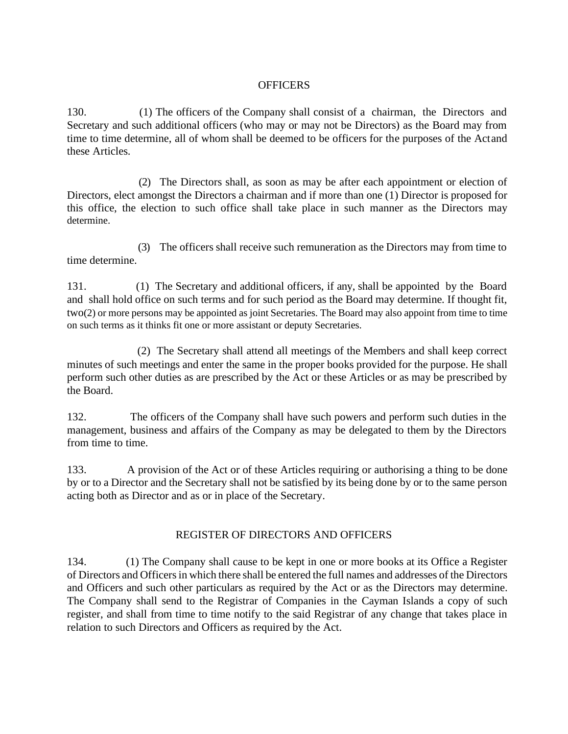## OFFICERS

130. (1) The officers of the Company shall consist of a chairman, the Directors and Secretary and such additional officers (who may or may not be Directors) as the Board may from time to time determine, all of whom shall be deemed to be officers for the purposes of the Actand these Articles.

(2) The Directors shall, as soon as may be after each appointment or election of Directors, elect amongst the Directors a chairman and if more than one (1) Director is proposed for this office, the election to such office shall take place in such manner as the Directors may determine.

(3) The officers shall receive such remuneration as the Directors may from time to time determine.

131. (1) The Secretary and additional officers, if any, shall be appointed by the Board and shall hold office on such terms and for such period as the Board may determine. If thought fit, two(2) or more persons may be appointed as joint Secretaries. The Board may also appoint from time to time on such terms as it thinks fit one or more assistant or deputy Secretaries.

(2) The Secretary shall attend all meetings of the Members and shall keep correct minutes of such meetings and enter the same in the proper books provided for the purpose. He shall perform such other duties as are prescribed by the Act or these Articles or as may be prescribed by the Board.

132. The officers of the Company shall have such powers and perform such duties in the management, business and affairs of the Company as may be delegated to them by the Directors from time to time.

133. A provision of the Act or of these Articles requiring or authorising a thing to be done by or to a Director and the Secretary shall not be satisfied by its being done by or to the same person acting both as Director and as or in place of the Secretary.

## REGISTER OF DIRECTORS AND OFFICERS

134. (1) The Company shall cause to be kept in one or more books at its Office a Register of Directors and Officers in which there shall be entered the full names and addresses of the Directors and Officers and such other particulars as required by the Act or as the Directors may determine. The Company shall send to the Registrar of Companies in the Cayman Islands a copy of such register, and shall from time to time notify to the said Registrar of any change that takes place in relation to such Directors and Officers as required by the Act.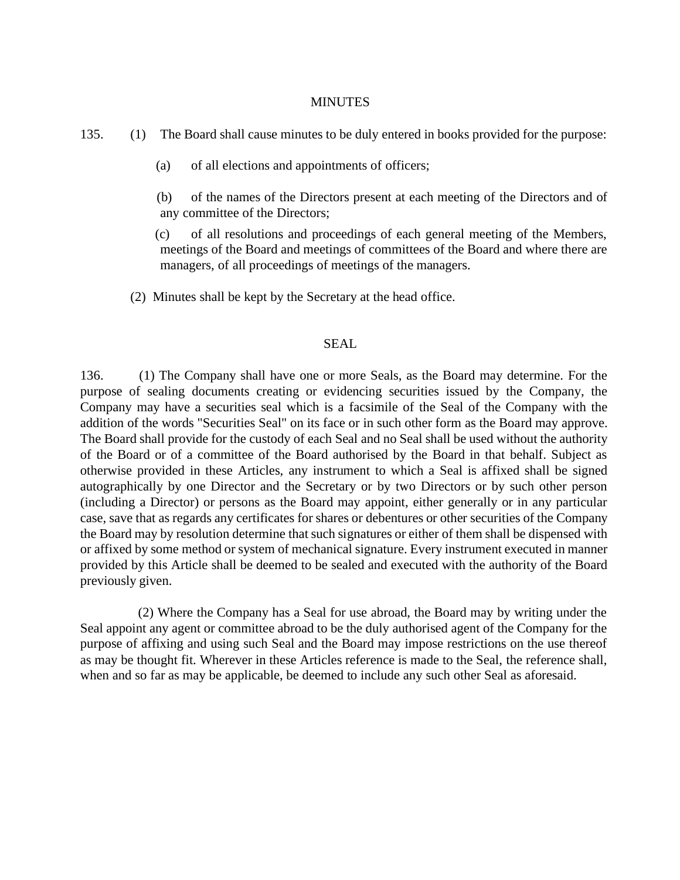## MINUTES

135. (1) The Board shall cause minutes to be duly entered in books provided for the purpose:

(a) of all elections and appointments of officers;

(b) of the names of the Directors present at each meeting of the Directors and of any committee of the Directors;

(c) of all resolutions and proceedings of each general meeting of the Members, meetings of the Board and meetings of committees of the Board and where there are managers, of all proceedings of meetings of the managers.

(2) Minutes shall be kept by the Secretary at the head office.

## SEAL

136. (1) The Company shall have one or more Seals, as the Board may determine. For the purpose of sealing documents creating or evidencing securities issued by the Company, the Company may have a securities seal which is a facsimile of the Seal of the Company with the addition of the words "Securities Seal" on its face or in such other form as the Board may approve. The Board shall provide for the custody of each Seal and no Seal shall be used without the authority of the Board or of a committee of the Board authorised by the Board in that behalf. Subject as otherwise provided in these Articles, any instrument to which a Seal is affixed shall be signed autographically by one Director and the Secretary or by two Directors or by such other person (including a Director) or persons as the Board may appoint, either generally or in any particular case, save that as regards any certificates for shares or debentures or other securities of the Company the Board may by resolution determine that such signatures or either of them shall be dispensed with or affixed by some method or system of mechanical signature. Every instrument executed in manner provided by this Article shall be deemed to be sealed and executed with the authority of the Board previously given.

(2) Where the Company has a Seal for use abroad, the Board may by writing under the Seal appoint any agent or committee abroad to be the duly authorised agent of the Company for the purpose of affixing and using such Seal and the Board may impose restrictions on the use thereof as may be thought fit. Wherever in these Articles reference is made to the Seal, the reference shall, when and so far as may be applicable, be deemed to include any such other Seal as aforesaid.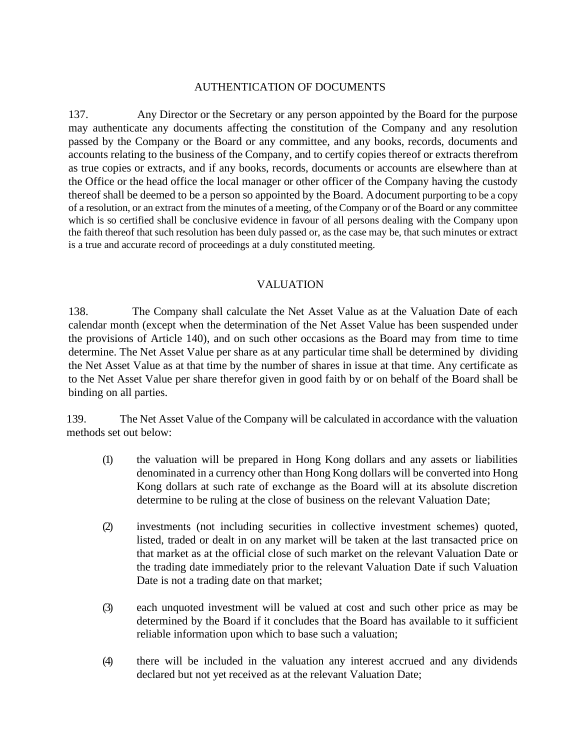## AUTHENTICATION OF DOCUMENTS

137. Any Director or the Secretary or any person appointed by the Board for the purpose may authenticate any documents affecting the constitution of the Company and any resolution passed by the Company or the Board or any committee, and any books, records, documents and accounts relating to the business of the Company, and to certify copies thereof or extracts therefrom as true copies or extracts, and if any books, records, documents or accounts are elsewhere than at the Office or the head office the local manager or other officer of the Company having the custody thereof shall be deemed to be a person so appointed by the Board. A document purporting to be a copy of a resolution, or an extract from the minutes of a meeting, of the Company or of the Board or any committee which is so certified shall be conclusive evidence in favour of all persons dealing with the Company upon the faith thereof that such resolution has been duly passed or, as the case may be, that such minutes or extract is a true and accurate record of proceedings at a duly constituted meeting.

## VALUATION

138. The Company shall calculate the Net Asset Value as at the Valuation Date of each calendar month (except when the determination of the Net Asset Value has been suspended under the provisions of Article 140), and on such other occasions as the Board may from time to time determine. The Net Asset Value per share as at any particular time shall be determined by dividing the Net Asset Value as at that time by the number of shares in issue at that time. Any certificate as to the Net Asset Value per share therefor given in good faith by or on behalf of the Board shall be binding on all parties.

139. The Net Asset Value of the Company will be calculated in accordance with the valuation methods set out below:

(1) the valuation will be prepared in Hong Kong dollars and any assets or liabilities denominated in a currency other than Hong Kong dollars will be converted into Hong Kong dollars at such rate of exchange as the Board will at its absolute discretion determine to be ruling at the close of business on the relevant Valuation Date;

(2) investments (not including securities in collective investment schemes) quoted, listed, traded or dealt in on any market will be taken at the last transacted price on that market as at the official close of such market on the relevant Valuation Date or the trading date immediately prior to the relevant Valuation Date if such Valuation Date is not a trading date on that market;

(3) each unquoted investment will be valued at cost and such other price as may be determined by the Board if it concludes that the Board has available to it sufficient reliable information upon which to base such a valuation;

(4) there will be included in the valuation any interest accrued and any dividends declared but not yet received as at the relevant Valuation Date;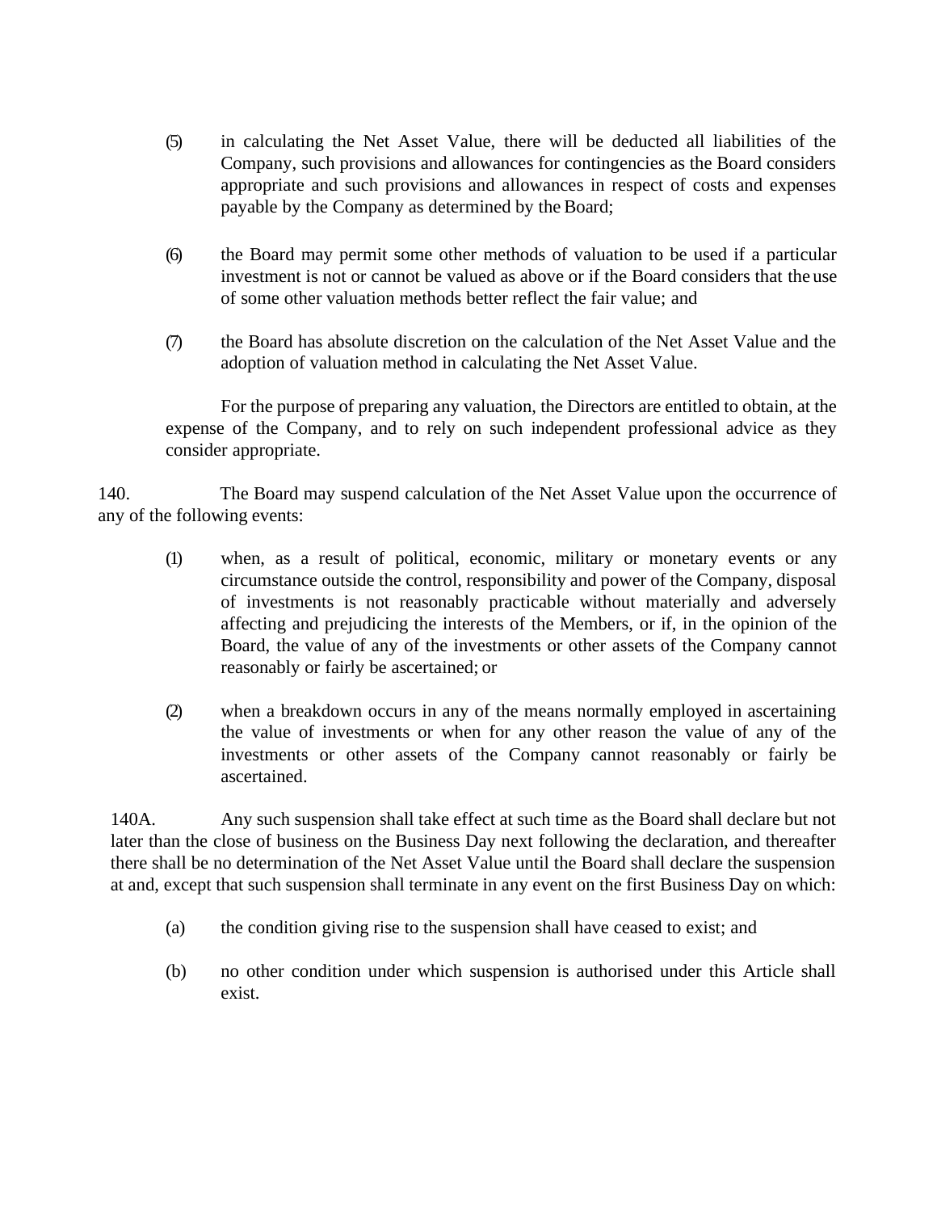(5) in calculating the Net Asset Value, there will be deducted all liabilities of the Company, such provisions and allowances for contingencies as the Board considers appropriate and such provisions and allowances in respect of costs and expenses payable by the Company as determined by the Board;

(6) the Board may permit some other methods of valuation to be used if a particular investment is not or cannot be valued as above or if the Board considers that the use of some other valuation methods better reflect the fair value; and

(7) the Board has absolute discretion on the calculation of the Net Asset Value and the adoption of valuation method in calculating the Net Asset Value.

For the purpose of preparing any valuation, the Directors are entitled to obtain, at the expense of the Company, and to rely on such independent professional advice as they consider appropriate.

140. The Board may suspend calculation of the Net Asset Value upon the occurrence of any of the following events:

(1) when, as a result of political, economic, military or monetary events or any circumstance outside the control, responsibility and power of the Company, disposal of investments is not reasonably practicable without materially and adversely affecting and prejudicing the interests of the Members, or if, in the opinion of the Board, the value of any of the investments or other assets of the Company cannot reasonably or fairly be ascertained; or

(2) when a breakdown occurs in any of the means normally employed in ascertaining the value of investments or when for any other reason the value of any of the investments or other assets of the Company cannot reasonably or fairly be ascertained.

140A. Any such suspension shall take effect at such time as the Board shall declare but not later than the close of business on the Business Day next following the declaration, and thereafter there shall be no determination of the Net Asset Value until the Board shall declare the suspension at and, except that such suspension shall terminate in any event on the first Business Day on which:

(a) the condition giving rise to the suspension shall have ceased to exist; and

(b) no other condition under which suspension is authorised under this Article shall exist.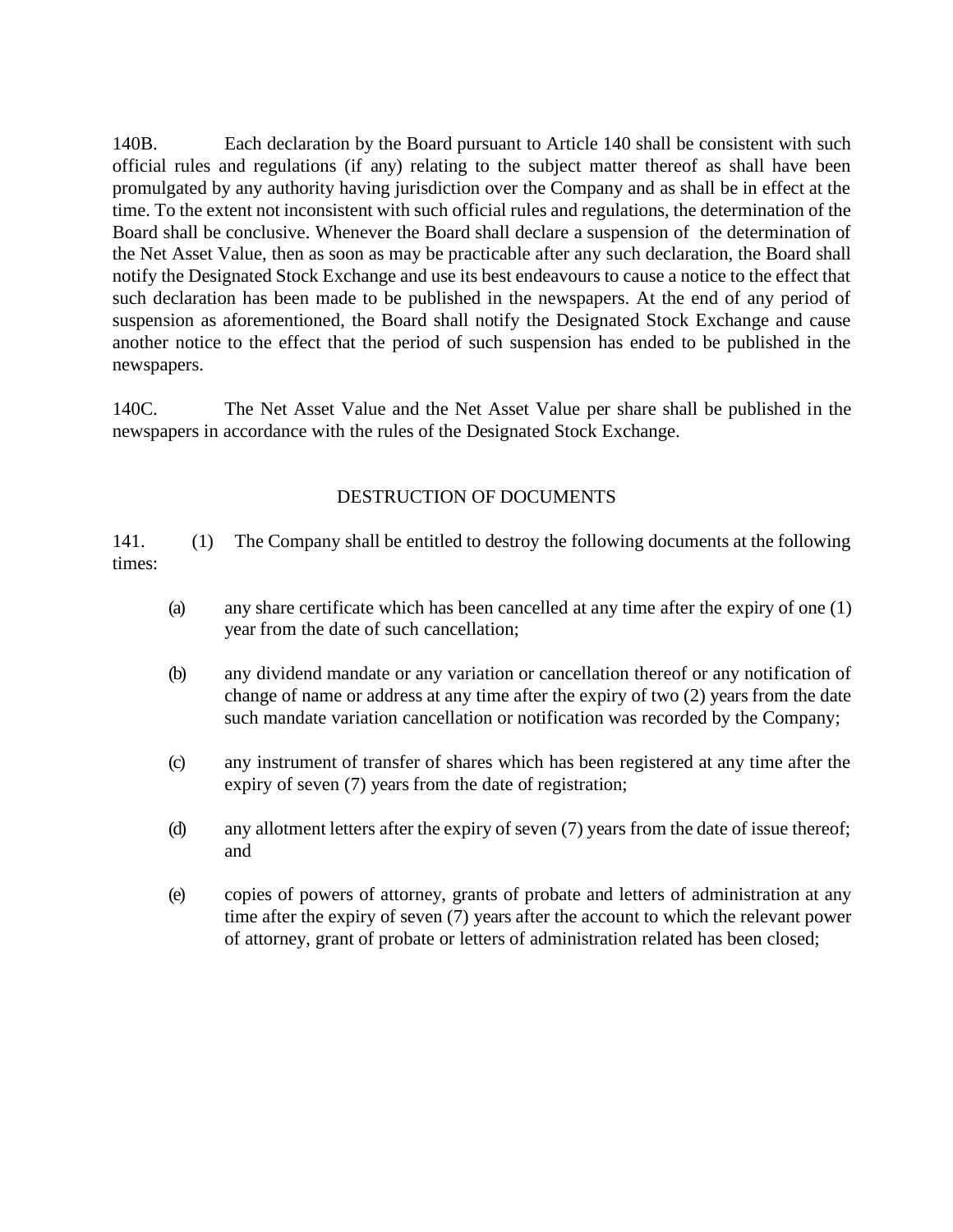140B. Each declaration by the Board pursuant to Article 140 shall be consistent with such official rules and regulations (if any) relating to the subject matter thereof as shall have been promulgated by any authority having jurisdiction over the Company and as shall be in effect at the time. To the extent not inconsistent with such official rules and regulations, the determination of the Board shall be conclusive. Whenever the Board shall declare a suspension of the determination of the Net Asset Value, then as soon as may be practicable after any such declaration, the Board shall notify the Designated Stock Exchange and use its best endeavours to cause a notice to the effect that such declaration has been made to be published in the newspapers. At the end of any period of suspension as aforementioned, the Board shall notify the Designated Stock Exchange and cause another notice to the effect that the period of such suspension has ended to be published in the newspapers.

140C. The Net Asset Value and the Net Asset Value per share shall be published in the newspapers in accordance with the rules of the Designated Stock Exchange.

## DESTRUCTION OF DOCUMENTS

141. (1) The Company shall be entitled to destroy the following documents at the following times:

(a) any share certificate which has been cancelled at any time after the expiry of one (1) year from the date of such cancellation;

(b) any dividend mandate or any variation or cancellation thereof or any notification of change of name or address at any time after the expiry of two (2) years from the date such mandate variation cancellation or notification was recorded by the Company;

(c) any instrument of transfer of shares which has been registered at any time after the expiry of seven (7) years from the date of registration;

(d) any allotment letters after the expiry of seven (7) years from the date of issue thereof; and

(e) copies of powers of attorney, grants of probate and letters of administration at any time after the expiry of seven (7) years after the account to which the relevant power of attorney, grant of probate or letters of administration related has been closed;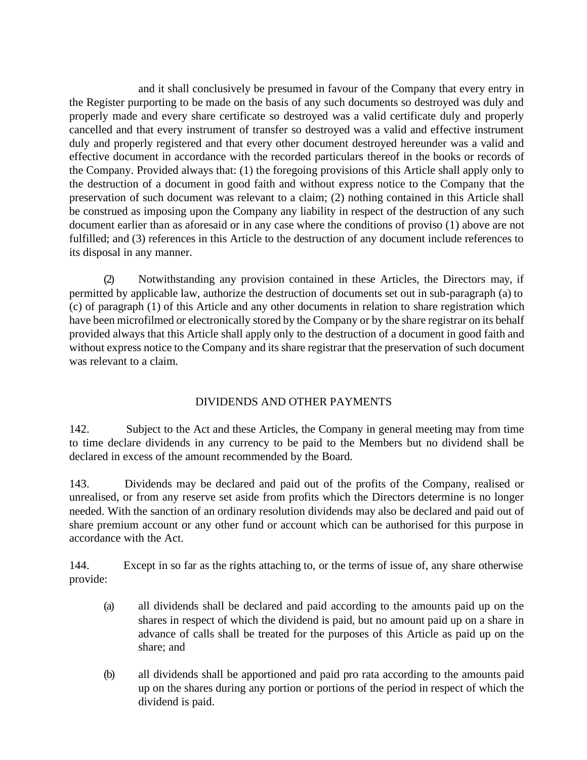and it shall conclusively be presumed in favour of the Company that every entry in the Register purporting to be made on the basis of any such documents so destroyed was duly and properly made and every share certificate so destroyed was a valid certificate duly and properly cancelled and that every instrument of transfer so destroyed was a valid and effective instrument duly and properly registered and that every other document destroyed hereunder was a valid and effective document in accordance with the recorded particulars thereof in the books or records of the Company. Provided always that: (1) the foregoing provisions of this Article shall apply only to the destruction of a document in good faith and without express notice to the Company that the preservation of such document was relevant to a claim; (2) nothing contained in this Article shall be construed as imposing upon the Company any liability in respect of the destruction of any such document earlier than as aforesaid or in any case where the conditions of proviso (1) above are not fulfilled; and (3) references in this Article to the destruction of any document include references to its disposal in any manner.

(2) Notwithstanding any provision contained in these Articles, the Directors may, if permitted by applicable law, authorize the destruction of documents set out in sub-paragraph (a) to (c) of paragraph (1) of this Article and any other documents in relation to share registration which have been microfilmed or electronically stored by the Company or by the share registrar on its behalf provided always that this Article shall apply only to the destruction of a document in good faith and without express notice to the Company and its share registrar that the preservation of such document was relevant to a claim.

## DIVIDENDS AND OTHER PAYMENTS

142. Subject to the Act and these Articles, the Company in general meeting may from time to time declare dividends in any currency to be paid to the Members but no dividend shall be declared in excess of the amount recommended by the Board.

143. Dividends may be declared and paid out of the profits of the Company, realised or unrealised, or from any reserve set aside from profits which the Directors determine is no longer needed. With the sanction of an ordinary resolution dividends may also be declared and paid out of share premium account or any other fund or account which can be authorised for this purpose in accordance with the Act.

144. Except in so far as the rights attaching to, or the terms of issue of, any share otherwise provide:

(a) all dividends shall be declared and paid according to the amounts paid up on the shares in respect of which the dividend is paid, but no amount paid up on a share in advance of calls shall be treated for the purposes of this Article as paid up on the share; and

(b) all dividends shall be apportioned and paid pro rata according to the amounts paid up on the shares during any portion or portions of the period in respect of which the dividend is paid.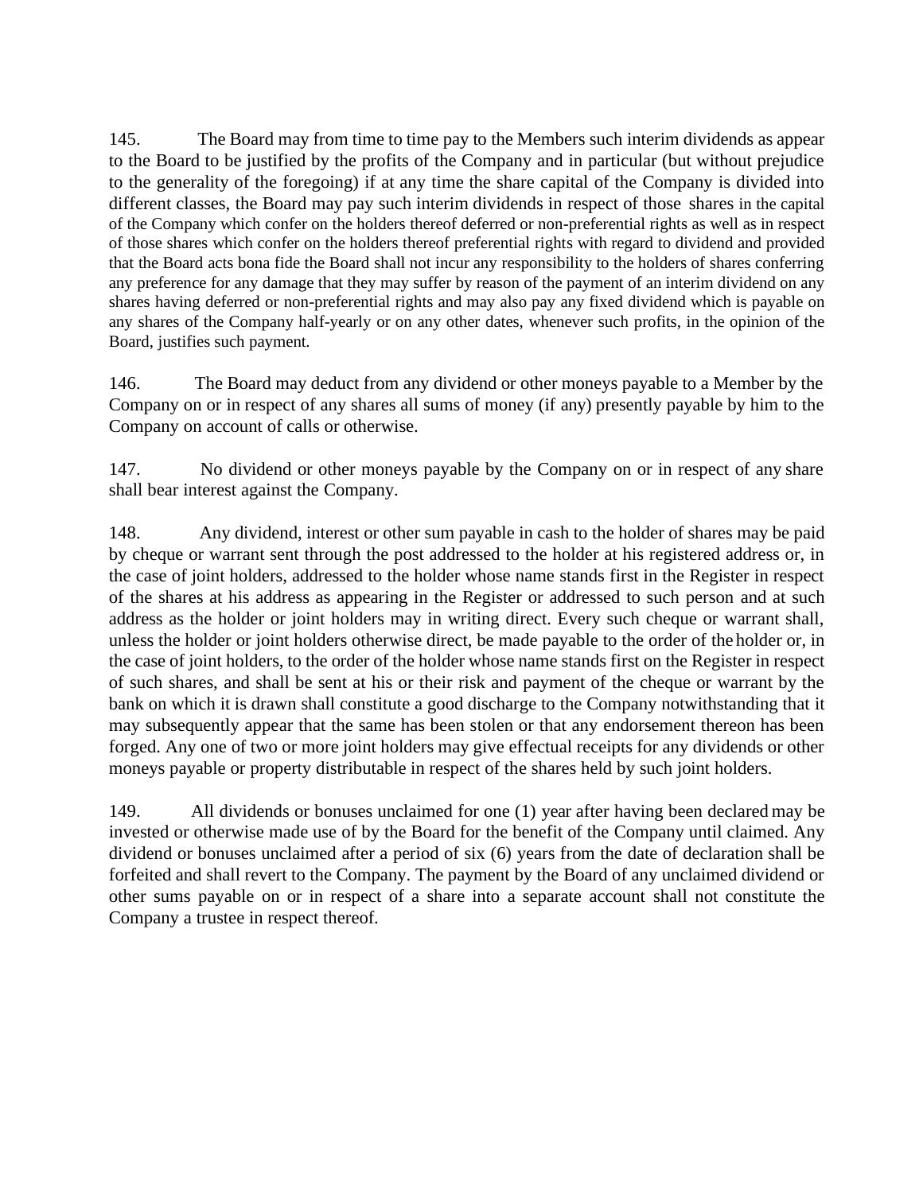145. The Board may from time to time pay to the Members such interim dividends as appear to the Board to be justified by the profits of the Company and in particular (but without prejudice to the generality of the foregoing) if at any time the share capital of the Company is divided into different classes, the Board may pay such interim dividends in respect of those shares in the capital of the Company which confer on the holders thereof deferred or non-preferential rights as well as in respect of those shares which confer on the holders thereof preferential rights with regard to dividend and provided that the Board acts bona fide the Board shall not incur any responsibility to the holders of shares conferring any preference for any damage that they may suffer by reason of the payment of an interim dividend on any shares having deferred or non-preferential rights and may also pay any fixed dividend which is payable on any shares of the Company half-yearly or on any other dates, whenever such profits, in the opinion of the Board, justifies such payment.

146. The Board may deduct from any dividend or other moneys payable to a Member by the Company on or in respect of any shares all sums of money (if any) presently payable by him to the Company on account of calls or otherwise.

147. No dividend or other moneys payable by the Company on or in respect of any share shall bear interest against the Company.

148. Any dividend, interest or other sum payable in cash to the holder of shares may be paid by cheque or warrant sent through the post addressed to the holder at his registered address or, in the case of joint holders, addressed to the holder whose name stands first in the Register in respect of the shares at his address as appearing in the Register or addressed to such person and at such address as the holder or joint holders may in writing direct. Every such cheque or warrant shall, unless the holder or joint holders otherwise direct, be made payable to the order of the holder or, in the case of joint holders, to the order of the holder whose name stands first on the Register in respect of such shares, and shall be sent at his or their risk and payment of the cheque or warrant by the bank on which it is drawn shall constitute a good discharge to the Company notwithstanding that it may subsequently appear that the same has been stolen or that any endorsement thereon has been forged. Any one of two or more joint holders may give effectual receipts for any dividends or other moneys payable or property distributable in respect of the shares held by such joint holders.

149. All dividends or bonuses unclaimed for one (1) year after having been declared may be invested or otherwise made use of by the Board for the benefit of the Company until claimed. Any dividend or bonuses unclaimed after a period of six (6) years from the date of declaration shall be forfeited and shall revert to the Company. The payment by the Board of any unclaimed dividend or other sums payable on or in respect of a share into a separate account shall not constitute the Company a trustee in respect thereof.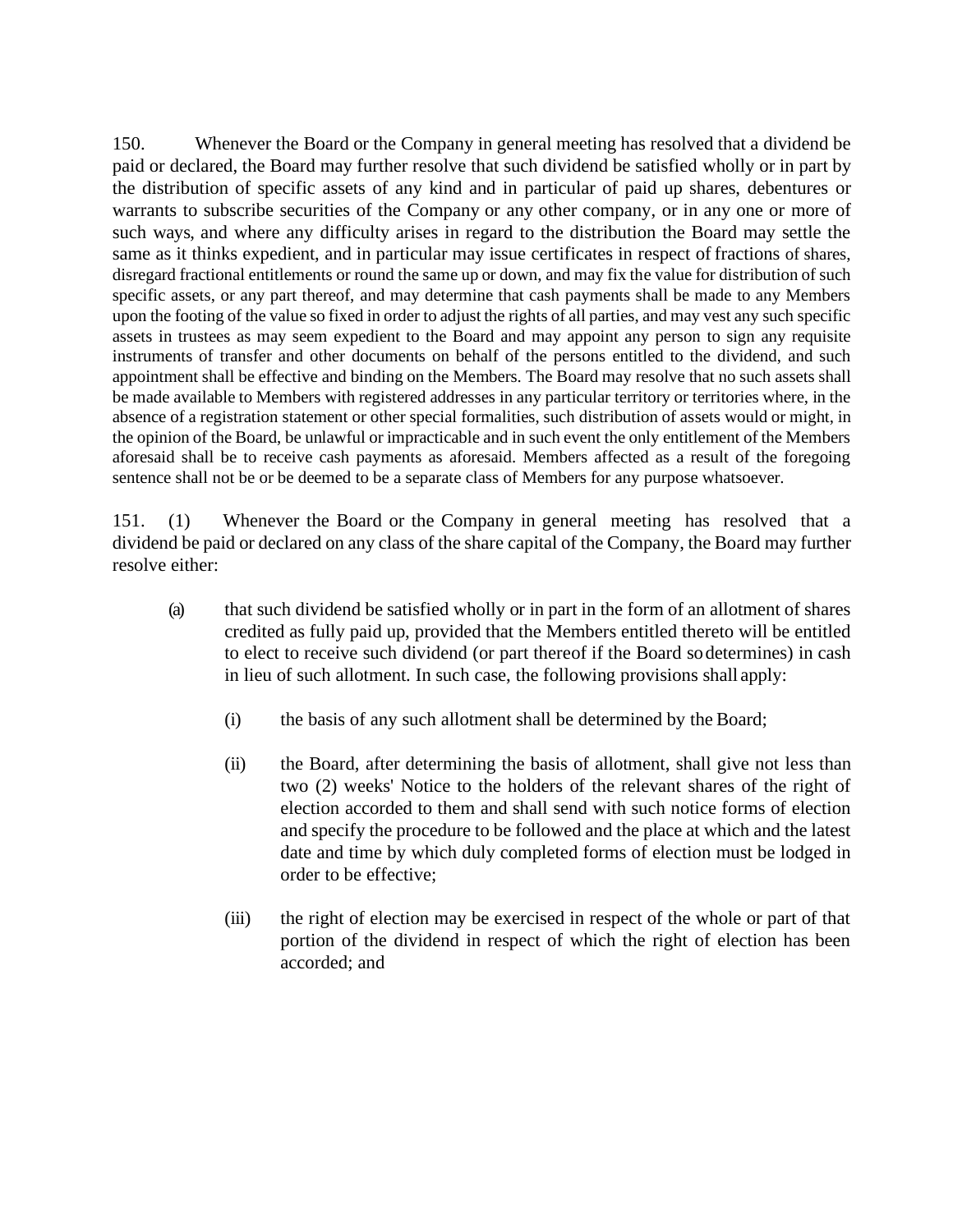150. Whenever the Board or the Company in general meeting has resolved that a dividend be paid or declared, the Board may further resolve that such dividend be satisfied wholly or in part by the distribution of specific assets of any kind and in particular of paid up shares, debentures or warrants to subscribe securities of the Company or any other company, or in any one or more of such ways, and where any difficulty arises in regard to the distribution the Board may settle the same as it thinks expedient, and in particular may issue certificates in respect of fractions of shares, disregard fractional entitlements or round the same up or down, and may fix the value for distribution of such specific assets, or any part thereof, and may determine that cash payments shall be made to any Members upon the footing of the value so fixed in order to adjust the rights of all parties, and may vest any such specific assets in trustees as may seem expedient to the Board and may appoint any person to sign any requisite instruments of transfer and other documents on behalf of the persons entitled to the dividend, and such appointment shall be effective and binding on the Members. The Board may resolve that no such assets shall be made available to Members with registered addresses in any particular territory or territories where, in the absence of a registration statement or other special formalities, such distribution of assets would or might, in the opinion of the Board, be unlawful or impracticable and in such event the only entitlement of the Members aforesaid shall be to receive cash payments as aforesaid. Members affected as a result of the foregoing sentence shall not be or be deemed to be a separate class of Members for any purpose whatsoever.

151. (1) Whenever the Board or the Company in general meeting has resolved that a dividend be paid or declared on any class of the share capital of the Company, the Board may further resolve either:

(a) that such dividend be satisfied wholly or in part in the form of an allotment of shares credited as fully paid up, provided that the Members entitled thereto will be entitled to elect to receive such dividend (or part thereof if the Board so determines) in cash in lieu of such allotment. In such case, the following provisions shall apply:

(i) the basis of any such allotment shall be determined by the Board;

(ii) the Board, after determining the basis of allotment, shall give not less than two (2) weeks' Notice to the holders of the relevant shares of the right of election accorded to them and shall send with such notice forms of election and specify the procedure to be followed and the place at which and the latest date and time by which duly completed forms of election must be lodged in order to be effective;

(iii) the right of election may be exercised in respect of the whole or part of that portion of the dividend in respect of which the right of election has been accorded; and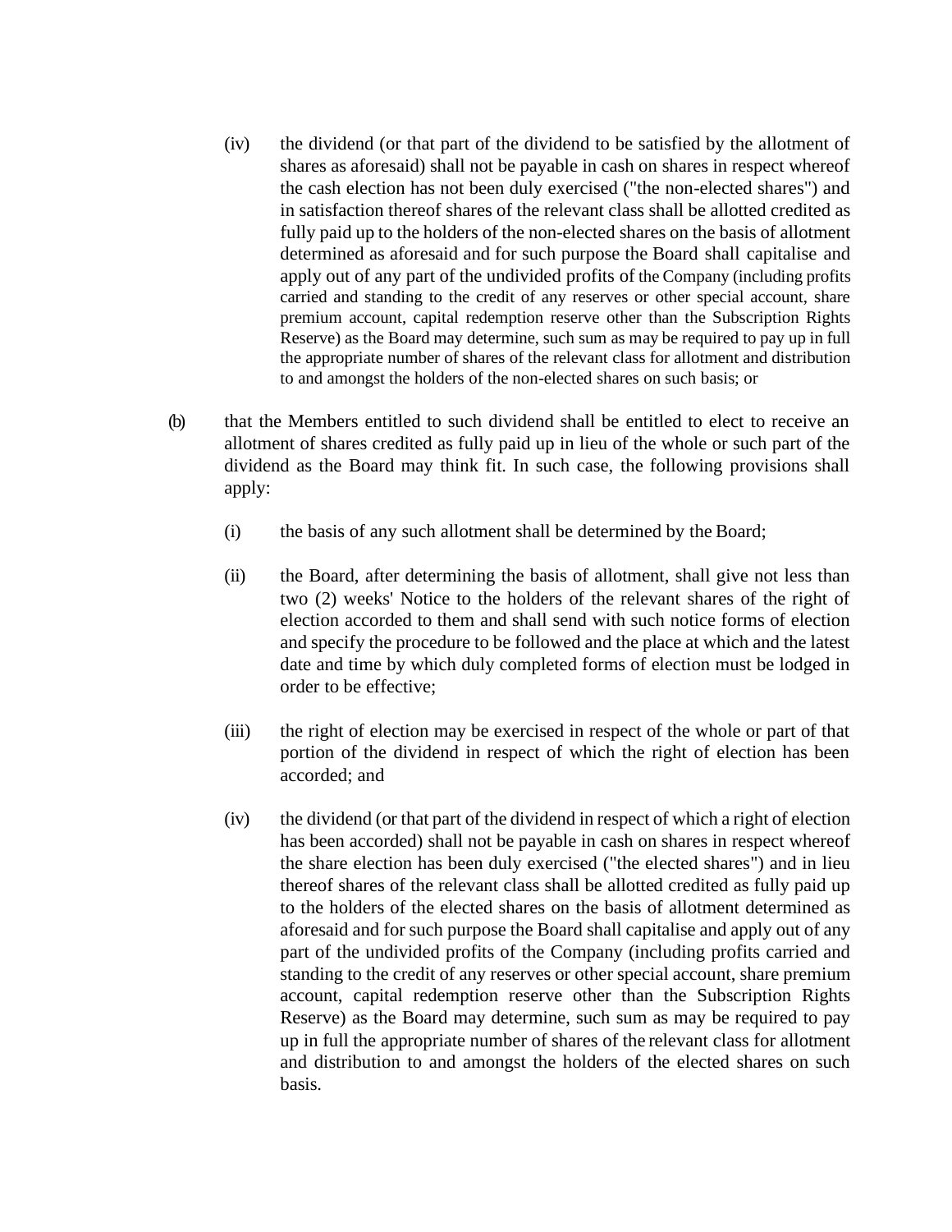(iv) the dividend (or that part of the dividend to be satisfied by the allotment of shares as aforesaid) shall not be payable in cash on shares in respect whereof the cash election has not been duly exercised ("the non-elected shares") and in satisfaction thereof shares of the relevant class shall be allotted credited as fully paid up to the holders of the non-elected shares on the basis of allotment determined as aforesaid and for such purpose the Board shall capitalise and apply out of any part of the undivided profits of the Company (including profits carried and standing to the credit of any reserves or other special account, share premium account, capital redemption reserve other than the Subscription Rights Reserve) as the Board may determine, such sum as may be required to pay up in full the appropriate number of shares of the relevant class for allotment and distribution to and amongst the holders of the non-elected shares on such basis; or

(b) that the Members entitled to such dividend shall be entitled to elect to receive an allotment of shares credited as fully paid up in lieu of the whole or such part of the dividend as the Board may think fit. In such case, the following provisions shall apply:

(i) the basis of any such allotment shall be determined by the Board;

(ii) the Board, after determining the basis of allotment, shall give not less than two (2) weeks' Notice to the holders of the relevant shares of the right of election accorded to them and shall send with such notice forms of election and specify the procedure to be followed and the place at which and the latest date and time by which duly completed forms of election must be lodged in order to be effective;

(iii) the right of election may be exercised in respect of the whole or part of that portion of the dividend in respect of which the right of election has been accorded; and

(iv) the dividend (or that part of the dividend in respect of which a right of election has been accorded) shall not be payable in cash on shares in respect whereof the share election has been duly exercised ("the elected shares") and in lieu thereof shares of the relevant class shall be allotted credited as fully paid up to the holders of the elected shares on the basis of allotment determined as aforesaid and for such purpose the Board shall capitalise and apply out of any part of the undivided profits of the Company (including profits carried and standing to the credit of any reserves or other special account, share premium account, capital redemption reserve other than the Subscription Rights Reserve) as the Board may determine, such sum as may be required to pay up in full the appropriate number of shares of the relevant class for allotment and distribution to and amongst the holders of the elected shares on such basis.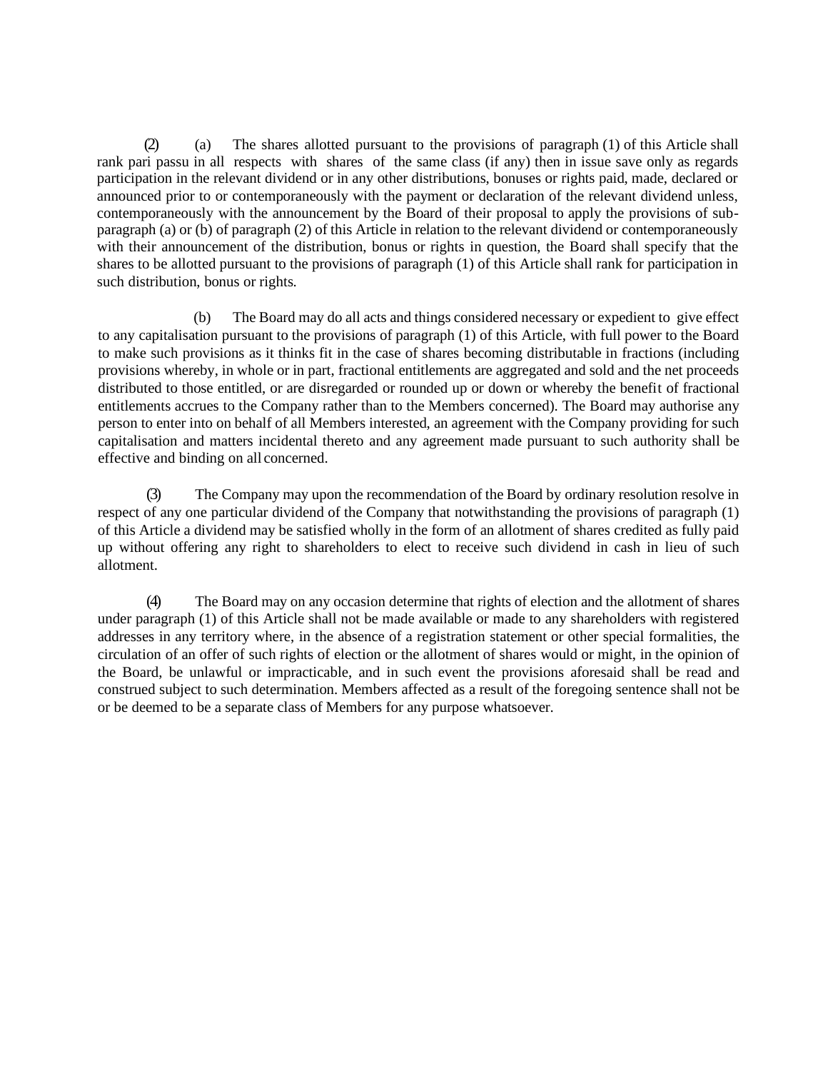(2) (a) The shares allotted pursuant to the provisions of paragraph (1) of this Article shall rank pari passu in all respects with shares of the same class (if any) then in issue save only as regards participation in the relevant dividend or in any other distributions, bonuses or rights paid, made, declared or announced prior to or contemporaneously with the payment or declaration of the relevant dividend unless, contemporaneously with the announcement by the Board of their proposal to apply the provisions of sub-paragraph (a) or (b) of paragraph (2) of this Article in relation to the relevant dividend or contemporaneously with their announcement of the distribution, bonus or rights in question, the Board shall specify that the shares to be allotted pursuant to the provisions of paragraph (1) of this Article shall rank for participation in such distribution, bonus or rights.

(b) The Board may do all acts and things considered necessary or expedient to give effect to any capitalisation pursuant to the provisions of paragraph (1) of this Article, with full power to the Board to make such provisions as it thinks fit in the case of shares becoming distributable in fractions (including provisions whereby, in whole or in part, fractional entitlements are aggregated and sold and the net proceeds distributed to those entitled, or are disregarded or rounded up or down or whereby the benefit of fractional entitlements accrues to the Company rather than to the Members concerned). The Board may authorise any person to enter into on behalf of all Members interested, an agreement with the Company providing for such capitalisation and matters incidental thereto and any agreement made pursuant to such authority shall be effective and binding on all concerned.

(3) The Company may upon the recommendation of the Board by ordinary resolution resolve in respect of any one particular dividend of the Company that notwithstanding the provisions of paragraph (1) of this Article a dividend may be satisfied wholly in the form of an allotment of shares credited as fully paid up without offering any right to shareholders to elect to receive such dividend in cash in lieu of such allotment.

(4) The Board may on any occasion determine that rights of election and the allotment of shares under paragraph (1) of this Article shall not be made available or made to any shareholders with registered addresses in any territory where, in the absence of a registration statement or other special formalities, the circulation of an offer of such rights of election or the allotment of shares would or might, in the opinion of the Board, be unlawful or impracticable, and in such event the provisions aforesaid shall be read and construed subject to such determination. Members affected as a result of the foregoing sentence shall not be or be deemed to be a separate class of Members for any purpose whatsoever.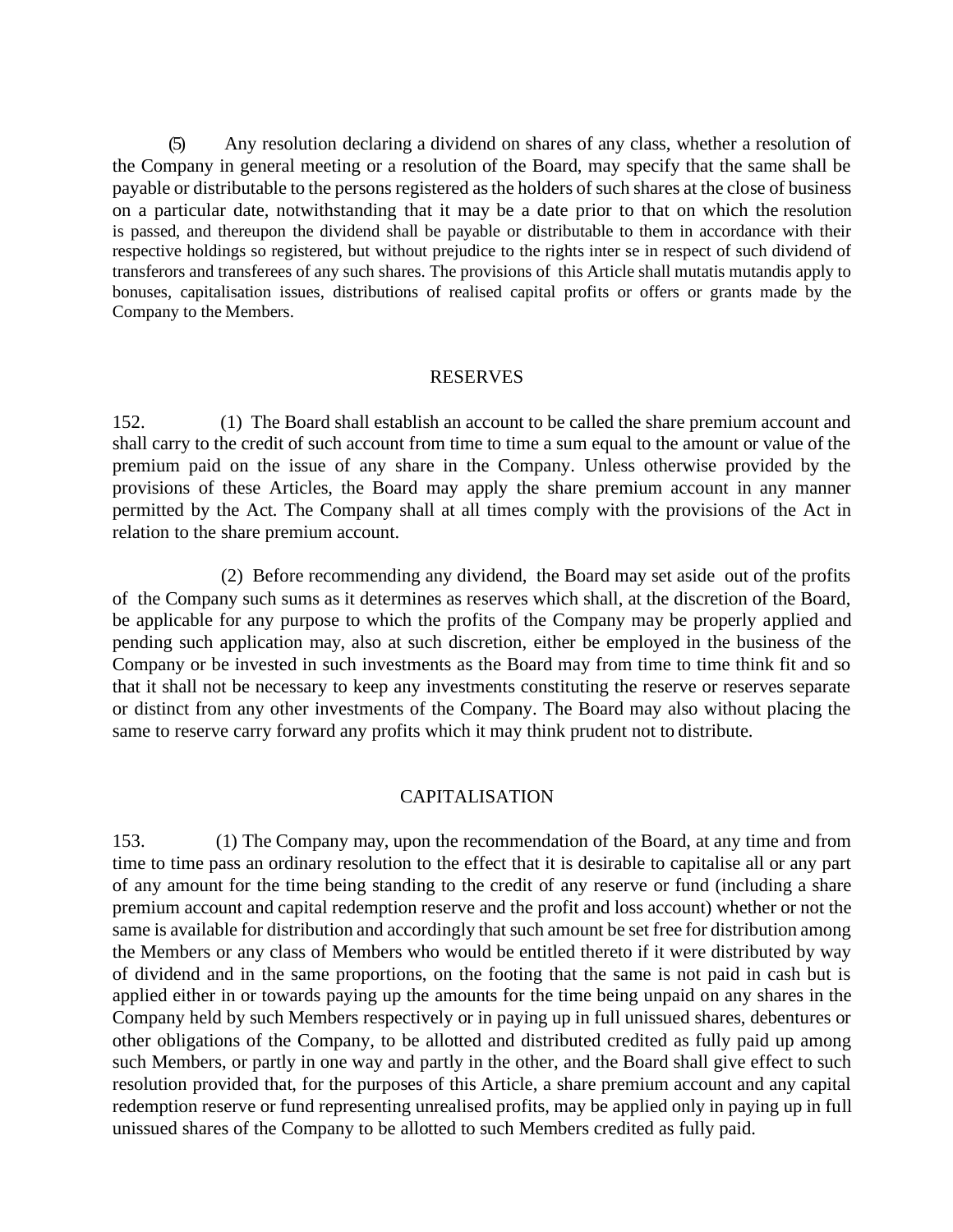(5) Any resolution declaring a dividend on shares of any class, whether a resolution of the Company in general meeting or a resolution of the Board, may specify that the same shall be payable or distributable to the persons registered as the holders of such shares at the close of business on a particular date, notwithstanding that it may be a date prior to that on which the resolution is passed, and thereupon the dividend shall be payable or distributable to them in accordance with their respective holdings so registered, but without prejudice to the rights inter se in respect of such dividend of transferors and transferees of any such shares. The provisions of this Article shall mutatis mutandis apply to bonuses, capitalisation issues, distributions of realised capital profits or offers or grants made by the Company to the Members.

## RESERVES

152. (1) The Board shall establish an account to be called the share premium account and shall carry to the credit of such account from time to time a sum equal to the amount or value of the premium paid on the issue of any share in the Company. Unless otherwise provided by the provisions of these Articles, the Board may apply the share premium account in any manner permitted by the Act. The Company shall at all times comply with the provisions of the Act in relation to the share premium account.

(2) Before recommending any dividend, the Board may set aside out of the profits of the Company such sums as it determines as reserves which shall, at the discretion of the Board, be applicable for any purpose to which the profits of the Company may be properly applied and pending such application may, also at such discretion, either be employed in the business of the Company or be invested in such investments as the Board may from time to time think fit and so that it shall not be necessary to keep any investments constituting the reserve or reserves separate or distinct from any other investments of the Company. The Board may also without placing the same to reserve carry forward any profits which it may think prudent not to distribute.

## CAPITALISATION

153. (1) The Company may, upon the recommendation of the Board, at any time and from time to time pass an ordinary resolution to the effect that it is desirable to capitalise all or any part of any amount for the time being standing to the credit of any reserve or fund (including a share premium account and capital redemption reserve and the profit and loss account) whether or not the same is available for distribution and accordingly that such amount be set free for distribution among the Members or any class of Members who would be entitled thereto if it were distributed by way of dividend and in the same proportions, on the footing that the same is not paid in cash but is applied either in or towards paying up the amounts for the time being unpaid on any shares in the Company held by such Members respectively or in paying up in full unissued shares, debentures or other obligations of the Company, to be allotted and distributed credited as fully paid up among such Members, or partly in one way and partly in the other, and the Board shall give effect to such resolution provided that, for the purposes of this Article, a share premium account and any capital redemption reserve or fund representing unrealised profits, may be applied only in paying up in full unissued shares of the Company to be allotted to such Members credited as fully paid.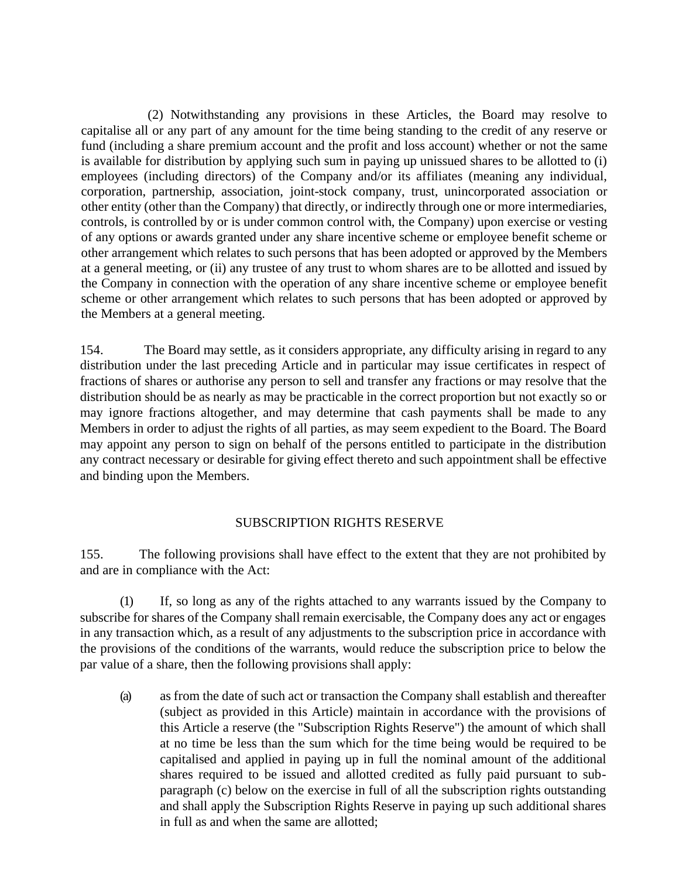(2) Notwithstanding any provisions in these Articles, the Board may resolve to capitalise all or any part of any amount for the time being standing to the credit of any reserve or fund (including a share premium account and the profit and loss account) whether or not the same is available for distribution by applying such sum in paying up unissued shares to be allotted to (i) employees (including directors) of the Company and/or its affiliates (meaning any individual, corporation, partnership, association, joint-stock company, trust, unincorporated association or other entity (other than the Company) that directly, or indirectly through one or more intermediaries, controls, is controlled by or is under common control with, the Company) upon exercise or vesting of any options or awards granted under any share incentive scheme or employee benefit scheme or other arrangement which relates to such persons that has been adopted or approved by the Members at a general meeting, or (ii) any trustee of any trust to whom shares are to be allotted and issued by the Company in connection with the operation of any share incentive scheme or employee benefit scheme or other arrangement which relates to such persons that has been adopted or approved by the Members at a general meeting.

154. The Board may settle, as it considers appropriate, any difficulty arising in regard to any distribution under the last preceding Article and in particular may issue certificates in respect of fractions of shares or authorise any person to sell and transfer any fractions or may resolve that the distribution should be as nearly as may be practicable in the correct proportion but not exactly so or may ignore fractions altogether, and may determine that cash payments shall be made to any Members in order to adjust the rights of all parties, as may seem expedient to the Board. The Board may appoint any person to sign on behalf of the persons entitled to participate in the distribution any contract necessary or desirable for giving effect thereto and such appointment shall be effective and binding upon the Members.

## SUBSCRIPTION RIGHTS RESERVE

155. The following provisions shall have effect to the extent that they are not prohibited by and are in compliance with the Act:

(1) If, so long as any of the rights attached to any warrants issued by the Company to subscribe for shares of the Company shall remain exercisable, the Company does any act or engages in any transaction which, as a result of any adjustments to the subscription price in accordance with the provisions of the conditions of the warrants, would reduce the subscription price to below the par value of a share, then the following provisions shall apply:

(a) as from the date of such act or transaction the Company shall establish and thereafter (subject as provided in this Article) maintain in accordance with the provisions of this Article a reserve (the "Subscription Rights Reserve") the amount of which shall at no time be less than the sum which for the time being would be required to be capitalised and applied in paying up in full the nominal amount of the additional shares required to be issued and allotted credited as fully paid pursuant to sub-paragraph (c) below on the exercise in full of all the subscription rights outstanding and shall apply the Subscription Rights Reserve in paying up such additional shares in full as and when the same are allotted;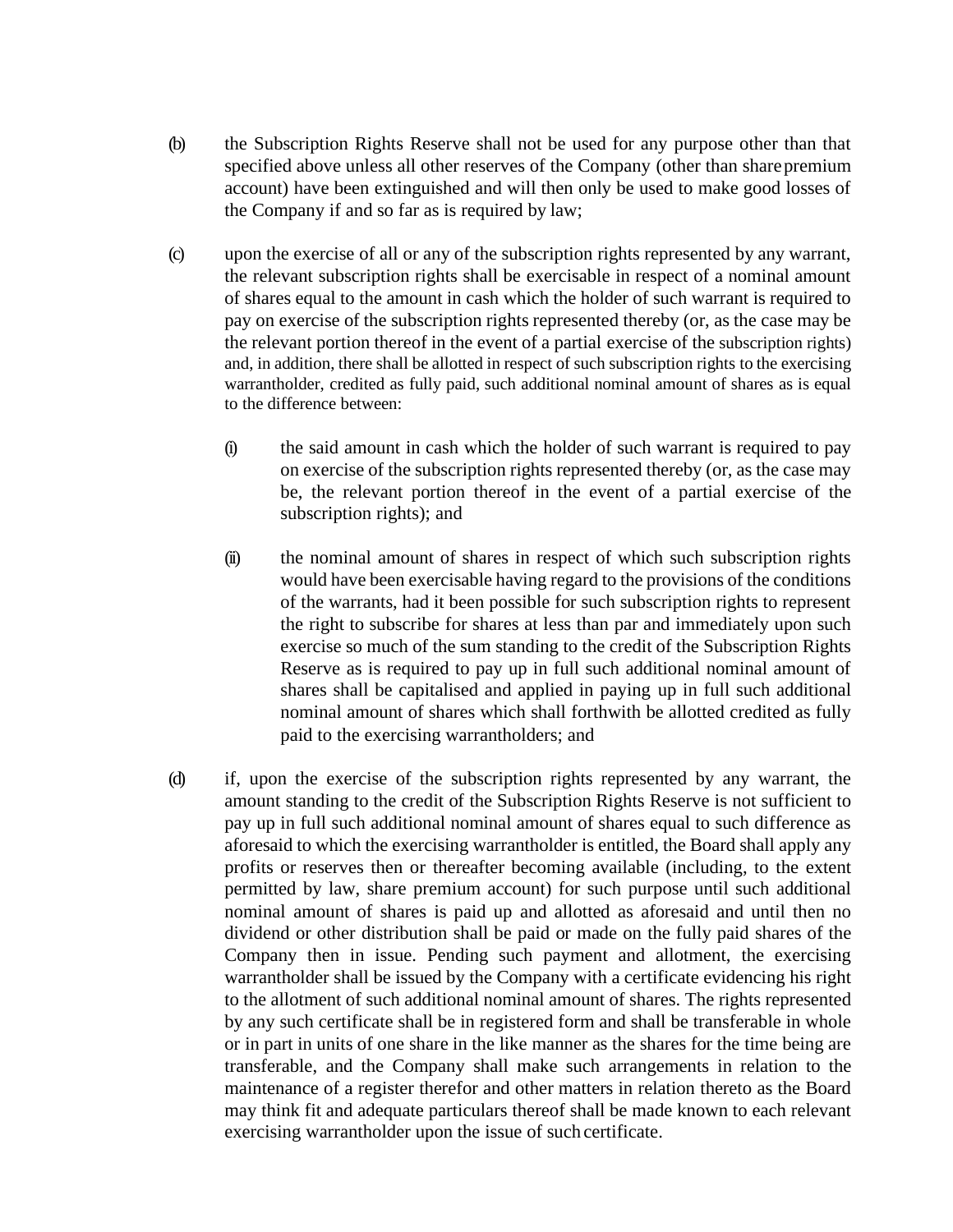(b) the Subscription Rights Reserve shall not be used for any purpose other than that specified above unless all other reserves of the Company (other than share premium account) have been extinguished and will then only be used to make good losses of the Company if and so far as is required by law;

(c) upon the exercise of all or any of the subscription rights represented by any warrant, the relevant subscription rights shall be exercisable in respect of a nominal amount of shares equal to the amount in cash which the holder of such warrant is required to pay on exercise of the subscription rights represented thereby (or, as the case may be the relevant portion thereof in the event of a partial exercise of the subscription rights) and, in addition, there shall be allotted in respect of such subscription rights to the exercising warrantholder, credited as fully paid, such additional nominal amount of shares as is equal to the difference between:

   (i) the said amount in cash which the holder of such warrant is required to pay on exercise of the subscription rights represented thereby (or, as the case may be, the relevant portion thereof in the event of a partial exercise of the subscription rights); and

   (ii) the nominal amount of shares in respect of which such subscription rights would have been exercisable having regard to the provisions of the conditions of the warrants, had it been possible for such subscription rights to represent the right to subscribe for shares at less than par and immediately upon such exercise so much of the sum standing to the credit of the Subscription Rights Reserve as is required to pay up in full such additional nominal amount of shares shall be capitalised and applied in paying up in full such additional nominal amount of shares which shall forthwith be allotted credited as fully paid to the exercising warrantholders; and

(d) if, upon the exercise of the subscription rights represented by any warrant, the amount standing to the credit of the Subscription Rights Reserve is not sufficient to pay up in full such additional nominal amount of shares equal to such difference as aforesaid to which the exercising warrantholder is entitled, the Board shall apply any profits or reserves then or thereafter becoming available (including, to the extent permitted by law, share premium account) for such purpose until such additional nominal amount of shares is paid up and allotted as aforesaid and until then no dividend or other distribution shall be paid or made on the fully paid shares of the Company then in issue. Pending such payment and allotment, the exercising warrantholder shall be issued by the Company with a certificate evidencing his right to the allotment of such additional nominal amount of shares. The rights represented by any such certificate shall be in registered form and shall be transferable in whole or in part in units of one share in the like manner as the shares for the time being are transferable, and the Company shall make such arrangements in relation to the maintenance of a register therefor and other matters in relation thereto as the Board may think fit and adequate particulars thereof shall be made known to each relevant exercising warrantholder upon the issue of such certificate.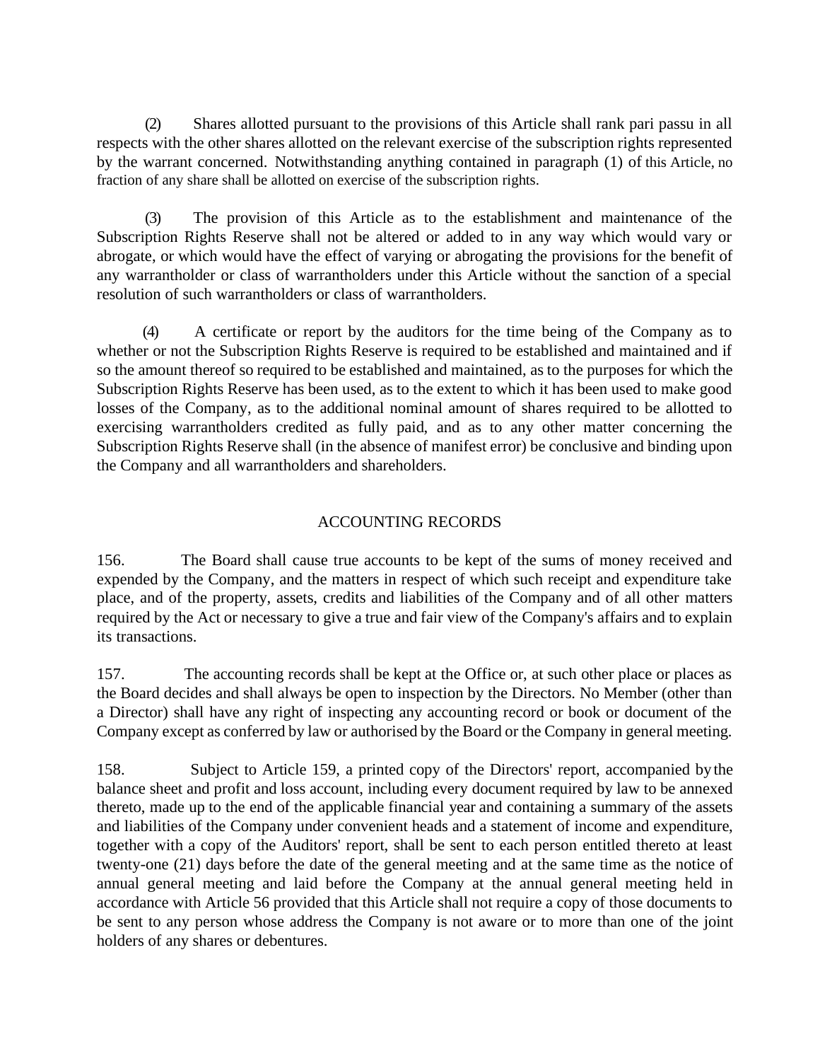(2) Shares allotted pursuant to the provisions of this Article shall rank pari passu in all respects with the other shares allotted on the relevant exercise of the subscription rights represented by the warrant concerned. Notwithstanding anything contained in paragraph (1) of this Article, no fraction of any share shall be allotted on exercise of the subscription rights.

(3) The provision of this Article as to the establishment and maintenance of the Subscription Rights Reserve shall not be altered or added to in any way which would vary or abrogate, or which would have the effect of varying or abrogating the provisions for the benefit of any warrantholder or class of warrantholders under this Article without the sanction of a special resolution of such warrantholders or class of warrantholders.

(4) A certificate or report by the auditors for the time being of the Company as to whether or not the Subscription Rights Reserve is required to be established and maintained and if so the amount thereof so required to be established and maintained, as to the purposes for which the Subscription Rights Reserve has been used, as to the extent to which it has been used to make good losses of the Company, as to the additional nominal amount of shares required to be allotted to exercising warrantholders credited as fully paid, and as to any other matter concerning the Subscription Rights Reserve shall (in the absence of manifest error) be conclusive and binding upon the Company and all warrantholders and shareholders.

## ACCOUNTING RECORDS

156. The Board shall cause true accounts to be kept of the sums of money received and expended by the Company, and the matters in respect of which such receipt and expenditure take place, and of the property, assets, credits and liabilities of the Company and of all other matters required by the Act or necessary to give a true and fair view of the Company's affairs and to explain its transactions.

157. The accounting records shall be kept at the Office or, at such other place or places as the Board decides and shall always be open to inspection by the Directors. No Member (other than a Director) shall have any right of inspecting any accounting record or book or document of the Company except as conferred by law or authorised by the Board or the Company in general meeting.

158. Subject to Article 159, a printed copy of the Directors' report, accompanied by the balance sheet and profit and loss account, including every document required by law to be annexed thereto, made up to the end of the applicable financial year and containing a summary of the assets and liabilities of the Company under convenient heads and a statement of income and expenditure, together with a copy of the Auditors' report, shall be sent to each person entitled thereto at least twenty-one (21) days before the date of the general meeting and at the same time as the notice of annual general meeting and laid before the Company at the annual general meeting held in accordance with Article 56 provided that this Article shall not require a copy of those documents to be sent to any person whose address the Company is not aware or to more than one of the joint holders of any shares or debentures.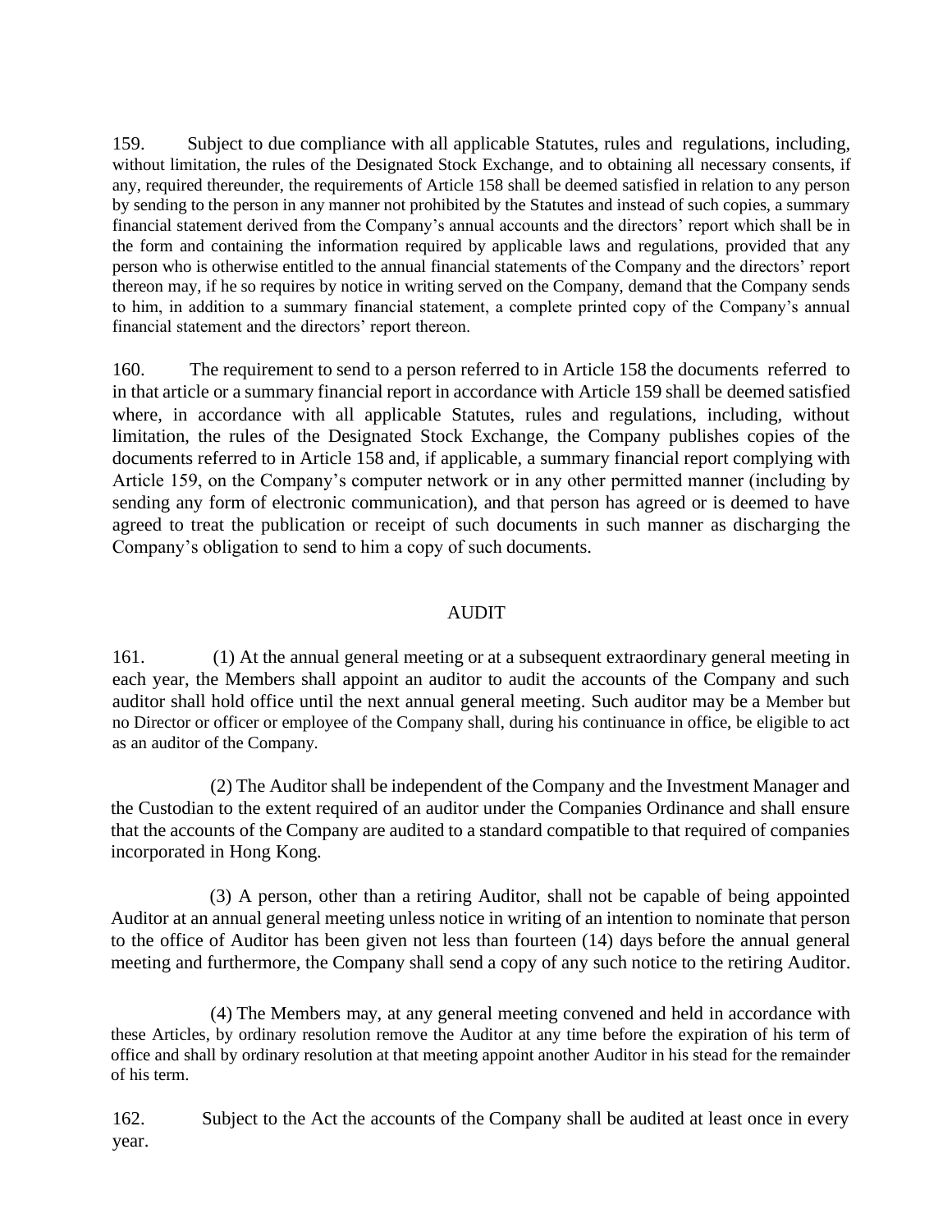159. Subject to due compliance with all applicable Statutes, rules and regulations, including, without limitation, the rules of the Designated Stock Exchange, and to obtaining all necessary consents, if any, required thereunder, the requirements of Article 158 shall be deemed satisfied in relation to any person by sending to the person in any manner not prohibited by the Statutes and instead of such copies, a summary financial statement derived from the Company's annual accounts and the directors' report which shall be in the form and containing the information required by applicable laws and regulations, provided that any person who is otherwise entitled to the annual financial statements of the Company and the directors' report thereon may, if he so requires by notice in writing served on the Company, demand that the Company sends to him, in addition to a summary financial statement, a complete printed copy of the Company's annual financial statement and the directors' report thereon.

160. The requirement to send to a person referred to in Article 158 the documents referred to in that article or a summary financial report in accordance with Article 159 shall be deemed satisfied where, in accordance with all applicable Statutes, rules and regulations, including, without limitation, the rules of the Designated Stock Exchange, the Company publishes copies of the documents referred to in Article 158 and, if applicable, a summary financial report complying with Article 159, on the Company's computer network or in any other permitted manner (including by sending any form of electronic communication), and that person has agreed or is deemed to have agreed to treat the publication or receipt of such documents in such manner as discharging the Company's obligation to send to him a copy of such documents.

## AUDIT

161. (1) At the annual general meeting or at a subsequent extraordinary general meeting in each year, the Members shall appoint an auditor to audit the accounts of the Company and such auditor shall hold office until the next annual general meeting. Such auditor may be a Member but no Director or officer or employee of the Company shall, during his continuance in office, be eligible to act as an auditor of the Company.

(2) The Auditor shall be independent of the Company and the Investment Manager and the Custodian to the extent required of an auditor under the Companies Ordinance and shall ensure that the accounts of the Company are audited to a standard compatible to that required of companies incorporated in Hong Kong.

(3) A person, other than a retiring Auditor, shall not be capable of being appointed Auditor at an annual general meeting unless notice in writing of an intention to nominate that person to the office of Auditor has been given not less than fourteen (14) days before the annual general meeting and furthermore, the Company shall send a copy of any such notice to the retiring Auditor.

(4) The Members may, at any general meeting convened and held in accordance with these Articles, by ordinary resolution remove the Auditor at any time before the expiration of his term of office and shall by ordinary resolution at that meeting appoint another Auditor in his stead for the remainder of his term.

162. Subject to the Act the accounts of the Company shall be audited at least once in every year.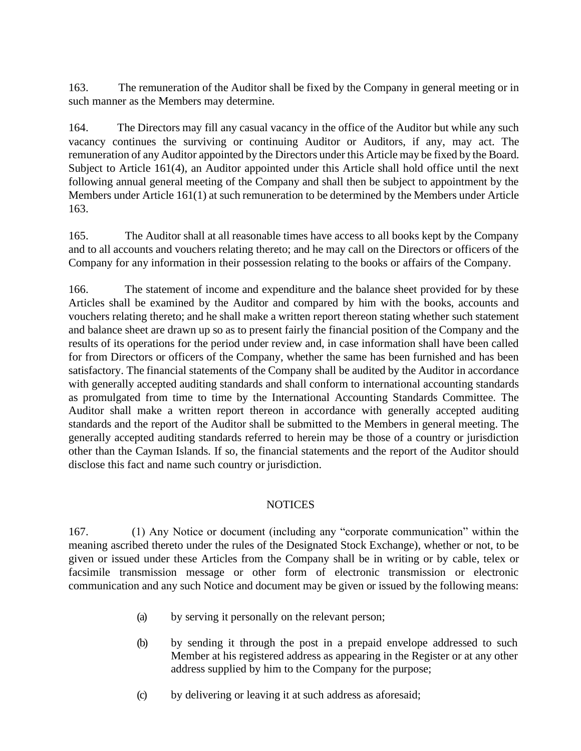163. The remuneration of the Auditor shall be fixed by the Company in general meeting or in such manner as the Members may determine.

164. The Directors may fill any casual vacancy in the office of the Auditor but while any such vacancy continues the surviving or continuing Auditor or Auditors, if any, may act. The remuneration of any Auditor appointed by the Directors under this Article may be fixed by the Board. Subject to Article 161(4), an Auditor appointed under this Article shall hold office until the next following annual general meeting of the Company and shall then be subject to appointment by the Members under Article 161(1) at such remuneration to be determined by the Members under Article 163.

165. The Auditor shall at all reasonable times have access to all books kept by the Company and to all accounts and vouchers relating thereto; and he may call on the Directors or officers of the Company for any information in their possession relating to the books or affairs of the Company.

166. The statement of income and expenditure and the balance sheet provided for by these Articles shall be examined by the Auditor and compared by him with the books, accounts and vouchers relating thereto; and he shall make a written report thereon stating whether such statement and balance sheet are drawn up so as to present fairly the financial position of the Company and the results of its operations for the period under review and, in case information shall have been called for from Directors or officers of the Company, whether the same has been furnished and has been satisfactory. The financial statements of the Company shall be audited by the Auditor in accordance with generally accepted auditing standards and shall conform to international accounting standards as promulgated from time to time by the International Accounting Standards Committee. The Auditor shall make a written report thereon in accordance with generally accepted auditing standards and the report of the Auditor shall be submitted to the Members in general meeting. The generally accepted auditing standards referred to herein may be those of a country or jurisdiction other than the Cayman Islands. If so, the financial statements and the report of the Auditor should disclose this fact and name such country or jurisdiction.

## NOTICES

167. (1) Any Notice or document (including any "corporate communication" within the meaning ascribed thereto under the rules of the Designated Stock Exchange), whether or not, to be given or issued under these Articles from the Company shall be in writing or by cable, telex or facsimile transmission message or other form of electronic transmission or electronic communication and any such Notice and document may be given or issued by the following means:

(a) by serving it personally on the relevant person;

(b) by sending it through the post in a prepaid envelope addressed to such Member at his registered address as appearing in the Register or at any other address supplied by him to the Company for the purpose;

(c) by delivering or leaving it at such address as aforesaid;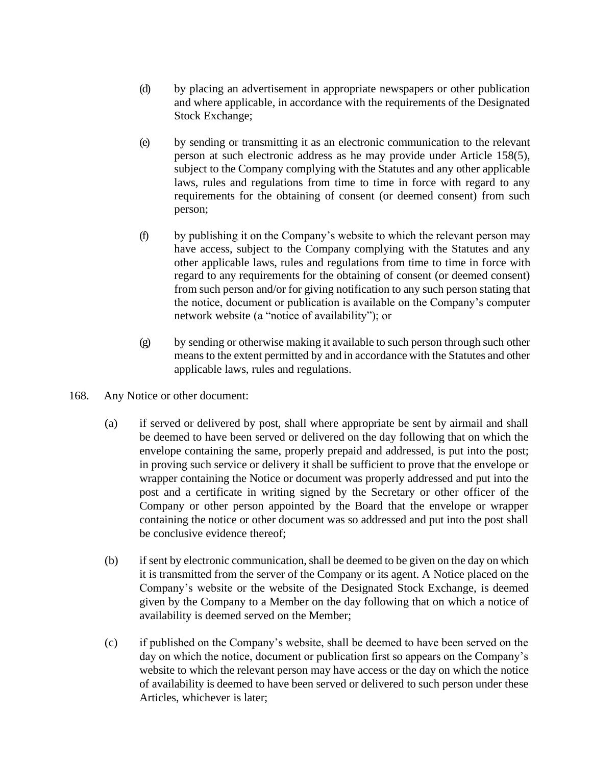(d) by placing an advertisement in appropriate newspapers or other publication and where applicable, in accordance with the requirements of the Designated Stock Exchange;

(e) by sending or transmitting it as an electronic communication to the relevant person at such electronic address as he may provide under Article 158(5), subject to the Company complying with the Statutes and any other applicable laws, rules and regulations from time to time in force with regard to any requirements for the obtaining of consent (or deemed consent) from such person;

(f) by publishing it on the Company's website to which the relevant person may have access, subject to the Company complying with the Statutes and any other applicable laws, rules and regulations from time to time in force with regard to any requirements for the obtaining of consent (or deemed consent) from such person and/or for giving notification to any such person stating that the notice, document or publication is available on the Company's computer network website (a "notice of availability"); or

(g) by sending or otherwise making it available to such person through such other means to the extent permitted by and in accordance with the Statutes and other applicable laws, rules and regulations.

168. Any Notice or other document:

(a) if served or delivered by post, shall where appropriate be sent by airmail and shall be deemed to have been served or delivered on the day following that on which the envelope containing the same, properly prepaid and addressed, is put into the post; in proving such service or delivery it shall be sufficient to prove that the envelope or wrapper containing the Notice or document was properly addressed and put into the post and a certificate in writing signed by the Secretary or other officer of the Company or other person appointed by the Board that the envelope or wrapper containing the notice or other document was so addressed and put into the post shall be conclusive evidence thereof;

(b) if sent by electronic communication, shall be deemed to be given on the day on which it is transmitted from the server of the Company or its agent. A Notice placed on the Company's website or the website of the Designated Stock Exchange, is deemed given by the Company to a Member on the day following that on which a notice of availability is deemed served on the Member;

(c) if published on the Company's website, shall be deemed to have been served on the day on which the notice, document or publication first so appears on the Company's website to which the relevant person may have access or the day on which the notice of availability is deemed to have been served or delivered to such person under these Articles, whichever is later;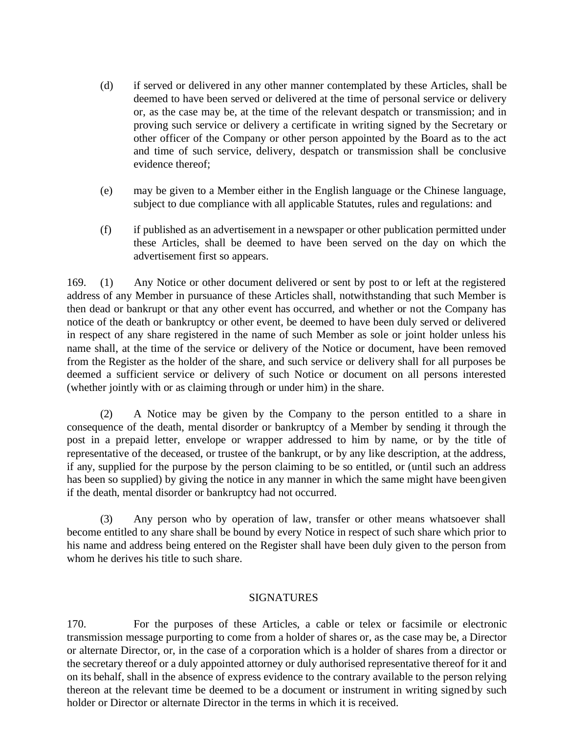(d) if served or delivered in any other manner contemplated by these Articles, shall be deemed to have been served or delivered at the time of personal service or delivery or, as the case may be, at the time of the relevant despatch or transmission; and in proving such service or delivery a certificate in writing signed by the Secretary or other officer of the Company or other person appointed by the Board as to the act and time of such service, delivery, despatch or transmission shall be conclusive evidence thereof;

(e) may be given to a Member either in the English language or the Chinese language, subject to due compliance with all applicable Statutes, rules and regulations: and

(f) if published as an advertisement in a newspaper or other publication permitted under these Articles, shall be deemed to have been served on the day on which the advertisement first so appears.

169. (1) Any Notice or other document delivered or sent by post to or left at the registered address of any Member in pursuance of these Articles shall, notwithstanding that such Member is then dead or bankrupt or that any other event has occurred, and whether or not the Company has notice of the death or bankruptcy or other event, be deemed to have been duly served or delivered in respect of any share registered in the name of such Member as sole or joint holder unless his name shall, at the time of the service or delivery of the Notice or document, have been removed from the Register as the holder of the share, and such service or delivery shall for all purposes be deemed a sufficient service or delivery of such Notice or document on all persons interested (whether jointly with or as claiming through or under him) in the share.

(2) A Notice may be given by the Company to the person entitled to a share in consequence of the death, mental disorder or bankruptcy of a Member by sending it through the post in a prepaid letter, envelope or wrapper addressed to him by name, or by the title of representative of the deceased, or trustee of the bankrupt, or by any like description, at the address, if any, supplied for the purpose by the person claiming to be so entitled, or (until such an address has been so supplied) by giving the notice in any manner in which the same might have been given if the death, mental disorder or bankruptcy had not occurred.

(3) Any person who by operation of law, transfer or other means whatsoever shall become entitled to any share shall be bound by every Notice in respect of such share which prior to his name and address being entered on the Register shall have been duly given to the person from whom he derives his title to such share.

## SIGNATURES

170. For the purposes of these Articles, a cable or telex or facsimile or electronic transmission message purporting to come from a holder of shares or, as the case may be, a Director or alternate Director, or, in the case of a corporation which is a holder of shares from a director or the secretary thereof or a duly appointed attorney or duly authorised representative thereof for it and on its behalf, shall in the absence of express evidence to the contrary available to the person relying thereon at the relevant time be deemed to be a document or instrument in writing signed by such holder or Director or alternate Director in the terms in which it is received.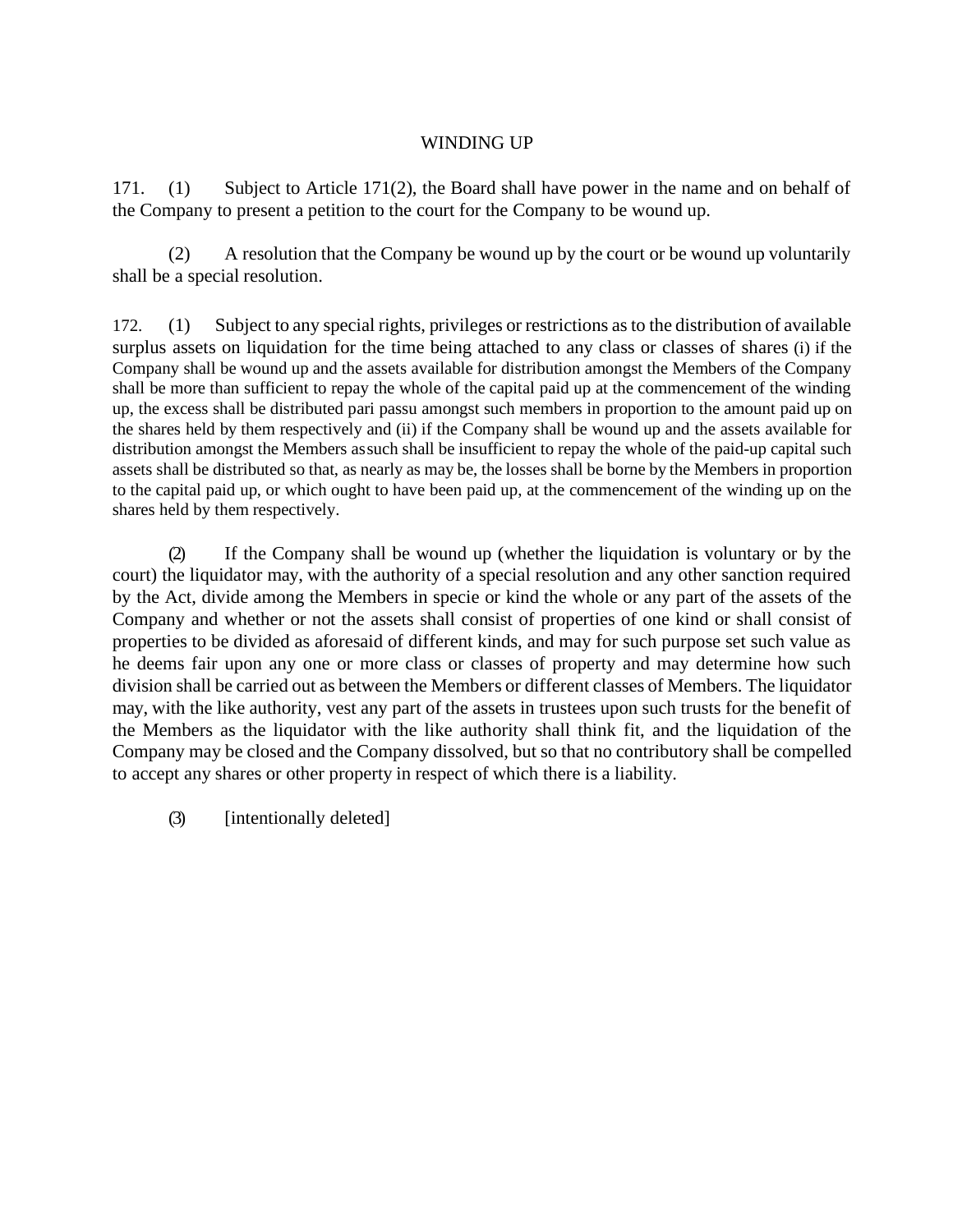## WINDING UP

171. (1) Subject to Article 171(2), the Board shall have power in the name and on behalf of the Company to present a petition to the court for the Company to be wound up.

(2) A resolution that the Company be wound up by the court or be wound up voluntarily shall be a special resolution.

172. (1) Subject to any special rights, privileges or restrictions as to the distribution of available surplus assets on liquidation for the time being attached to any class or classes of shares (i) if the Company shall be wound up and the assets available for distribution amongst the Members of the Company shall be more than sufficient to repay the whole of the capital paid up at the commencement of the winding up, the excess shall be distributed pari passu amongst such members in proportion to the amount paid up on the shares held by them respectively and (ii) if the Company shall be wound up and the assets available for distribution amongst the Members as such shall be insufficient to repay the whole of the paid-up capital such assets shall be distributed so that, as nearly as may be, the losses shall be borne by the Members in proportion to the capital paid up, or which ought to have been paid up, at the commencement of the winding up on the shares held by them respectively.

(2) If the Company shall be wound up (whether the liquidation is voluntary or by the court) the liquidator may, with the authority of a special resolution and any other sanction required by the Act, divide among the Members in specie or kind the whole or any part of the assets of the Company and whether or not the assets shall consist of properties of one kind or shall consist of properties to be divided as aforesaid of different kinds, and may for such purpose set such value as he deems fair upon any one or more class or classes of property and may determine how such division shall be carried out as between the Members or different classes of Members. The liquidator may, with the like authority, vest any part of the assets in trustees upon such trusts for the benefit of the Members as the liquidator with the like authority shall think fit, and the liquidation of the Company may be closed and the Company dissolved, but so that no contributory shall be compelled to accept any shares or other property in respect of which there is a liability.

(3) [intentionally deleted]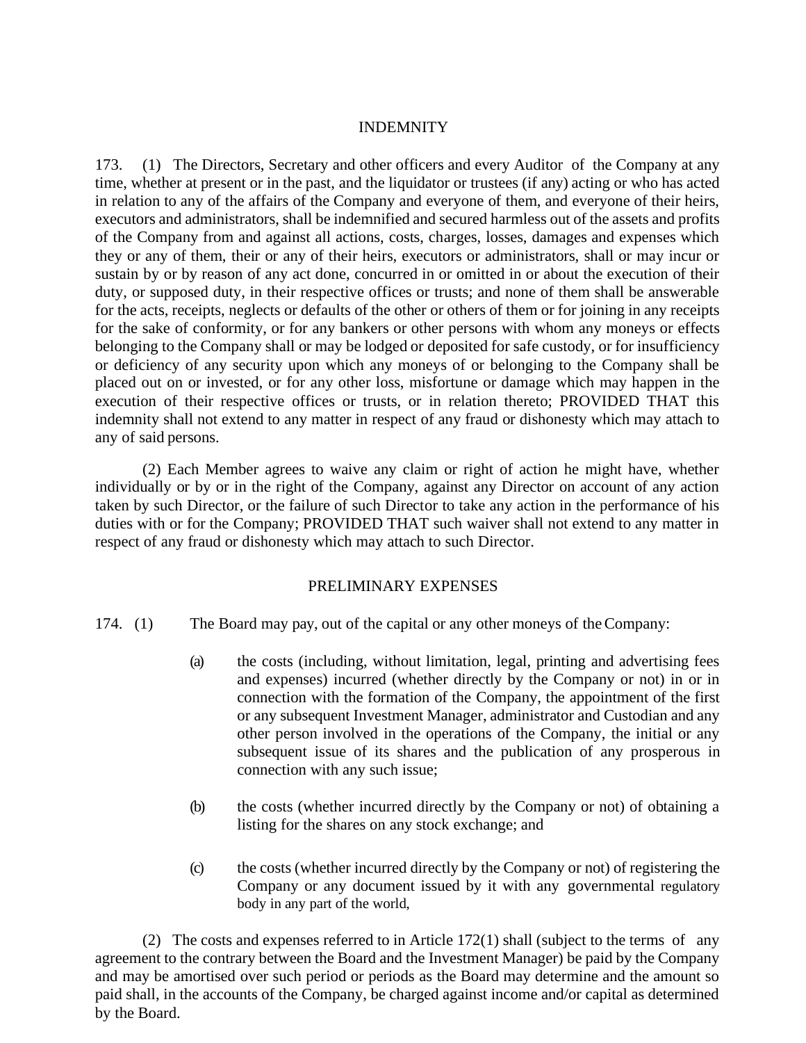## INDEMNITY

173. (1) The Directors, Secretary and other officers and every Auditor of the Company at any time, whether at present or in the past, and the liquidator or trustees (if any) acting or who has acted in relation to any of the affairs of the Company and everyone of them, and everyone of their heirs, executors and administrators, shall be indemnified and secured harmless out of the assets and profits of the Company from and against all actions, costs, charges, losses, damages and expenses which they or any of them, their or any of their heirs, executors or administrators, shall or may incur or sustain by or by reason of any act done, concurred in or omitted in or about the execution of their duty, or supposed duty, in their respective offices or trusts; and none of them shall be answerable for the acts, receipts, neglects or defaults of the other or others of them or for joining in any receipts for the sake of conformity, or for any bankers or other persons with whom any moneys or effects belonging to the Company shall or may be lodged or deposited for safe custody, or for insufficiency or deficiency of any security upon which any moneys of or belonging to the Company shall be placed out on or invested, or for any other loss, misfortune or damage which may happen in the execution of their respective offices or trusts, or in relation thereto; PROVIDED THAT this indemnity shall not extend to any matter in respect of any fraud or dishonesty which may attach to any of said persons.

(2) Each Member agrees to waive any claim or right of action he might have, whether individually or by or in the right of the Company, against any Director on account of any action taken by such Director, or the failure of such Director to take any action in the performance of his duties with or for the Company; PROVIDED THAT such waiver shall not extend to any matter in respect of any fraud or dishonesty which may attach to such Director.

## PRELIMINARY EXPENSES

174. (1) The Board may pay, out of the capital or any other moneys of the Company:

(a) the costs (including, without limitation, legal, printing and advertising fees and expenses) incurred (whether directly by the Company or not) in or in connection with the formation of the Company, the appointment of the first or any subsequent Investment Manager, administrator and Custodian and any other person involved in the operations of the Company, the initial or any subsequent issue of its shares and the publication of any prosperous in connection with any such issue;

(b) the costs (whether incurred directly by the Company or not) of obtaining a listing for the shares on any stock exchange; and

(c) the costs (whether incurred directly by the Company or not) of registering the Company or any document issued by it with any governmental regulatory body in any part of the world,

(2) The costs and expenses referred to in Article 172(1) shall (subject to the terms of any agreement to the contrary between the Board and the Investment Manager) be paid by the Company and may be amortised over such period or periods as the Board may determine and the amount so paid shall, in the accounts of the Company, be charged against income and/or capital as determined by the Board.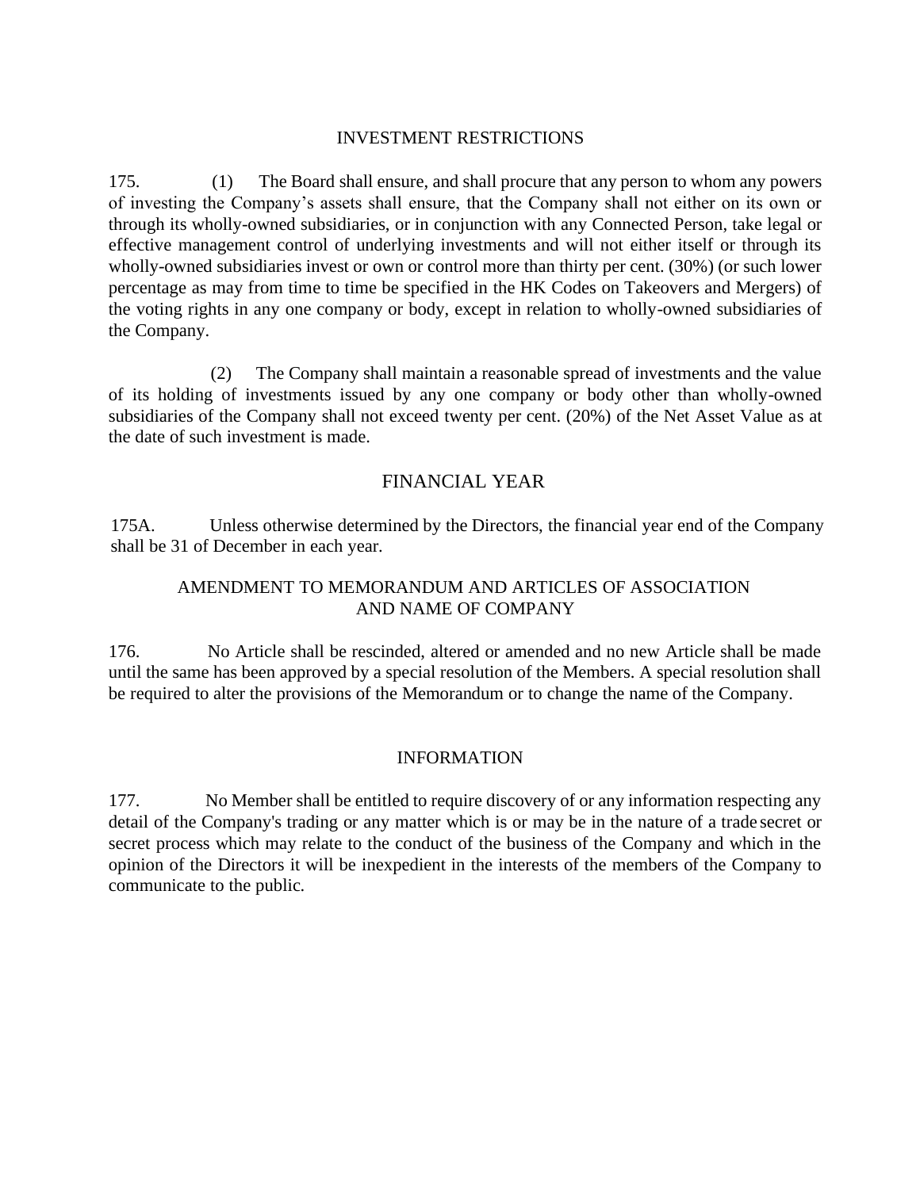## INVESTMENT RESTRICTIONS

175. (1) The Board shall ensure, and shall procure that any person to whom any powers of investing the Company's assets shall ensure, that the Company shall not either on its own or through its wholly-owned subsidiaries, or in conjunction with any Connected Person, take legal or effective management control of underlying investments and will not either itself or through its wholly-owned subsidiaries invest or own or control more than thirty per cent. (30%) (or such lower percentage as may from time to time be specified in the HK Codes on Takeovers and Mergers) of the voting rights in any one company or body, except in relation to wholly-owned subsidiaries of the Company.

(2) The Company shall maintain a reasonable spread of investments and the value of its holding of investments issued by any one company or body other than wholly-owned subsidiaries of the Company shall not exceed twenty per cent. (20%) of the Net Asset Value as at the date of such investment is made.

## FINANCIAL YEAR

175A. Unless otherwise determined by the Directors, the financial year end of the Company shall be 31 of December in each year.

## AMENDMENT TO MEMORANDUM AND ARTICLES OF ASSOCIATION AND NAME OF COMPANY

176. No Article shall be rescinded, altered or amended and no new Article shall be made until the same has been approved by a special resolution of the Members. A special resolution shall be required to alter the provisions of the Memorandum or to change the name of the Company.

## INFORMATION

177. No Member shall be entitled to require discovery of or any information respecting any detail of the Company's trading or any matter which is or may be in the nature of a trade secret or secret process which may relate to the conduct of the business of the Company and which in the opinion of the Directors it will be inexpedient in the interests of the members of the Company to communicate to the public.